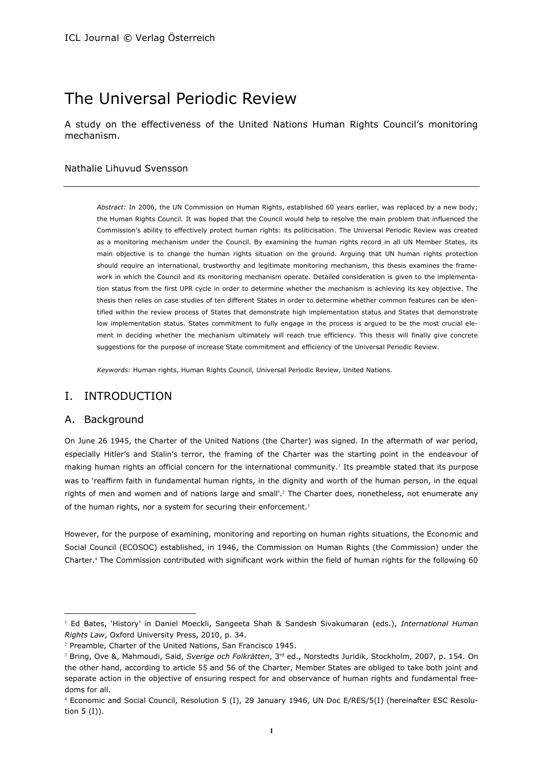# The Universal Periodic Review

A study on the effectiveness of the United Nations Human Rights Council's monitoring mechanism.

Nathalie Lihuvud Svensson

---

*Abstract:* In 2006, the UN Commission on Human Rights, established 60 years earlier, was replaced by a new body; the Human Rights Council. It was hoped that the Council would help to resolve the main problem that influenced the Commission's ability to effectively protect human rights: its politicisation. The Universal Periodic Review was created as a monitoring mechanism under the Council. By examining the human rights record in all UN Member States, its main objective is to change the human rights situation on the ground. Arguing that UN human rights protection should require an international, trustworthy and legitimate monitoring mechanism, this thesis examines the framework in which the Council and its monitoring mechanism operate. Detailed consideration is given to the implementation status from the first UPR cycle in order to determine whether the mechanism is achieving its key objective. The thesis then relies on case studies of ten different States in order to determine whether common features can be identified within the review process of States that demonstrate high implementation status and States that demonstrate low implementation status. States commitment to fully engage in the process is argued to be the most crucial element in deciding whether the mechanism ultimately will reach true efficiency. This thesis will finally give concrete suggestions for the purpose of increase State commitment and efficiency of the Universal Periodic Review.

*Keywords:* Human rights, Human Rights Council, Universal Periodic Review, United Nations.

## I. INTRODUCTION

### A. Background

On June 26 1945, the Charter of the United Nations (the Charter) was signed. In the aftermath of war period, especially Hitler's and Stalin's terror, the framing of the Charter was the starting point in the endeavour of making human rights an official concern for the international community.[1] Its preamble stated that its purpose was to 'reaffirm faith in fundamental human rights, in the dignity and worth of the human person, in the equal rights of men and women and of nations large and small'.[2] The Charter does, nonetheless, not enumerate any of the human rights, nor a system for securing their enforcement.[3]

However, for the purpose of examining, monitoring and reporting on human rights situations, the Economic and Social Council (ECOSOC) established, in 1946, the Commission on Human Rights (the Commission) under the Charter.[4] The Commission contributed with significant work within the field of human rights for the following 60

---

[1] Ed Bates, 'History' in Daniel Moeckli, Sangeeta Shah & Sandesh Sivakumaran (eds.), *International Human Rights Law*, Oxford University Press, 2010, p. 34.

[2] Preamble, Charter of the United Nations, San Francisco 1945.

[3] Bring, Ove &, Mahmoudi, Said, *Sverige och Folkrätten*, 3rd ed., Norstedts Juridik, Stockholm, 2007, p. 154. On the other hand, according to article 55 and 56 of the Charter, Member States are obliged to take both joint and separate action in the objective of ensuring respect for and observance of human rights and fundamental freedoms for all.

[4] Economic and Social Council, Resolution 5 (I), 29 January 1946, UN Doc E/RES/5(I) (hereinafter ESC Resolution 5 (I)).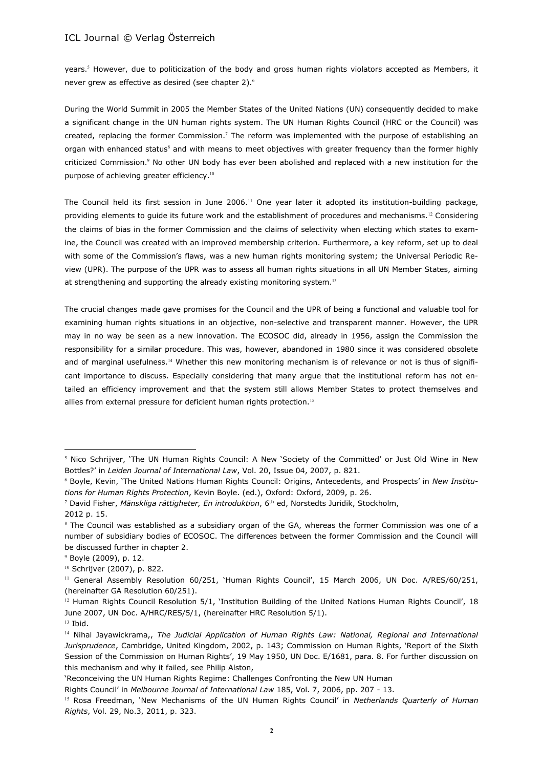years.[5] However, due to politicization of the body and gross human rights violators accepted as Members, it never grew as effective as desired (see chapter 2).[6]

During the World Summit in 2005 the Member States of the United Nations (UN) consequently decided to make a significant change in the UN human rights system. The UN Human Rights Council (HRC or the Council) was created, replacing the former Commission.[7] The reform was implemented with the purpose of establishing an organ with enhanced status[8] and with means to meet objectives with greater frequency than the former highly criticized Commission.[9] No other UN body has ever been abolished and replaced with a new institution for the purpose of achieving greater efficiency.[10]

The Council held its first session in June 2006.[11] One year later it adopted its institution-building package, providing elements to guide its future work and the establishment of procedures and mechanisms.[12] Considering the claims of bias in the former Commission and the claims of selectivity when electing which states to examine, the Council was created with an improved membership criterion. Furthermore, a key reform, set up to deal with some of the Commission's flaws, was a new human rights monitoring system; the Universal Periodic Review (UPR). The purpose of the UPR was to assess all human rights situations in all UN Member States, aiming at strengthening and supporting the already existing monitoring system.[13]

The crucial changes made gave promises for the Council and the UPR of being a functional and valuable tool for examining human rights situations in an objective, non-selective and transparent manner. However, the UPR may in no way be seen as a new innovation. The ECOSOC did, already in 1956, assign the Commission the responsibility for a similar procedure. This was, however, abandoned in 1980 since it was considered obsolete and of marginal usefulness.[14] Whether this new monitoring mechanism is of relevance or not is thus of significant importance to discuss. Especially considering that many argue that the institutional reform has not entailed an efficiency improvement and that the system still allows Member States to protect themselves and allies from external pressure for deficient human rights protection.[15]

---

[5] Nico Schrijver, 'The UN Human Rights Council: A New 'Society of the Committed' or Just Old Wine in New Bottles?' in *Leiden Journal of International Law*, Vol. 20, Issue 04, 2007, p. 821.

[6] Boyle, Kevin, 'The United Nations Human Rights Council: Origins, Antecedents, and Prospects' in *New Institutions for Human Rights Protection*, Kevin Boyle. (ed.), Oxford: Oxford, 2009, p. 26.

[7] David Fisher, *Mänskliga rättigheter, En introduktion*, 6th ed, Norstedts Juridik, Stockholm, 2012 p. 15.

[8] The Council was established as a subsidiary organ of the GA, whereas the former Commission was one of a number of subsidiary bodies of ECOSOC. The differences between the former Commission and the Council will be discussed further in chapter 2.

[9] Boyle (2009), p. 12.

[10] Schrijver (2007), p. 822.

[11] General Assembly Resolution 60/251, 'Human Rights Council', 15 March 2006, UN Doc. A/RES/60/251, (hereinafter GA Resolution 60/251).

[12] Human Rights Council Resolution 5/1, 'Institution Building of the United Nations Human Rights Council', 18 June 2007, UN Doc. A/HRC/RES/5/1, (hereinafter HRC Resolution 5/1).

[13] Ibid.

[14] Nihal Jayawickrama,, *The Judicial Application of Human Rights Law: National, Regional and International Jurisprudence*, Cambridge, United Kingdom, 2002, p. 143; Commission on Human Rights, 'Report of the Sixth Session of the Commission on Human Rights', 19 May 1950, UN Doc. E/1681, para. 8. For further discussion on this mechanism and why it failed, see Philip Alston, 'Reconceiving the UN Human Rights Regime: Challenges Confronting the New UN Human Rights Council' in *Melbourne Journal of International Law* 185, Vol. 7, 2006, pp. 207 - 13.

[15] Rosa Freedman, 'New Mechanisms of the UN Human Rights Council' in *Netherlands Quarterly of Human Rights*, Vol. 29, No.3, 2011, p. 323.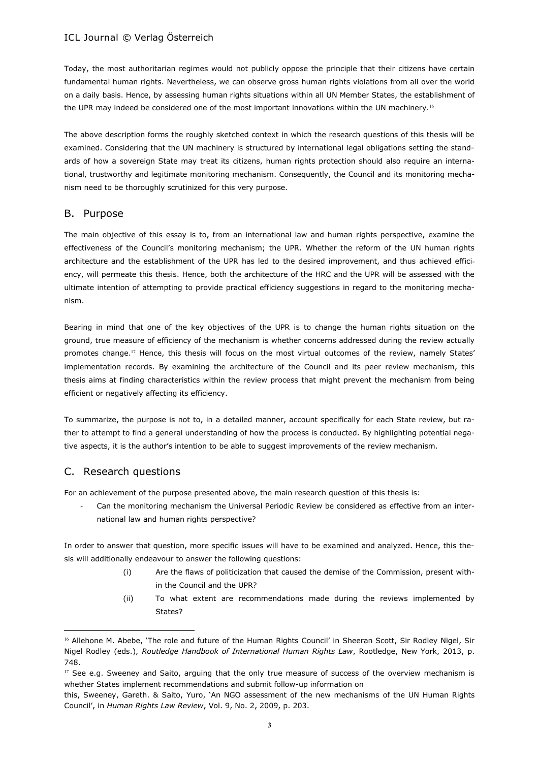Today, the most authoritarian regimes would not publicly oppose the principle that their citizens have certain fundamental human rights. Nevertheless, we can observe gross human rights violations from all over the world on a daily basis. Hence, by assessing human rights situations within all UN Member States, the establishment of the UPR may indeed be considered one of the most important innovations within the UN machinery.[16]

The above description forms the roughly sketched context in which the research questions of this thesis will be examined. Considering that the UN machinery is structured by international legal obligations setting the standards of how a sovereign State may treat its citizens, human rights protection should also require an international, trustworthy and legitimate monitoring mechanism. Consequently, the Council and its monitoring mechanism need to be thoroughly scrutinized for this very purpose.

## B. Purpose

The main objective of this essay is to, from an international law and human rights perspective, examine the effectiveness of the Council's monitoring mechanism; the UPR. Whether the reform of the UN human rights architecture and the establishment of the UPR has led to the desired improvement, and thus achieved efficiency, will permeate this thesis. Hence, both the architecture of the HRC and the UPR will be assessed with the ultimate intention of attempting to provide practical efficiency suggestions in regard to the monitoring mechanism.

Bearing in mind that one of the key objectives of the UPR is to change the human rights situation on the ground, true measure of efficiency of the mechanism is whether concerns addressed during the review actually promotes change.[17] Hence, this thesis will focus on the most virtual outcomes of the review, namely States' implementation records. By examining the architecture of the Council and its peer review mechanism, this thesis aims at finding characteristics within the review process that might prevent the mechanism from being efficient or negatively affecting its efficiency.

To summarize, the purpose is not to, in a detailed manner, account specifically for each State review, but rather to attempt to find a general understanding of how the process is conducted. By highlighting potential negative aspects, it is the author's intention to be able to suggest improvements of the review mechanism.

## C. Research questions

For an achievement of the purpose presented above, the main research question of this thesis is:

- Can the monitoring mechanism the Universal Periodic Review be considered as effective from an international law and human rights perspective?

In order to answer that question, more specific issues will have to be examined and analyzed. Hence, this thesis will additionally endeavour to answer the following questions:

(i) Are the flaws of politicization that caused the demise of the Commission, present within the Council and the UPR?

(ii) To what extent are recommendations made during the reviews implemented by States?

---

[16] Allehone M. Abebe, 'The role and future of the Human Rights Council' in Sheeran Scott, Sir Rodley Nigel, Sir Nigel Rodley (eds.), *Routledge Handbook of International Human Rights Law*, Rootledge, New York, 2013, p. 748.

[17] See e.g. Sweeney and Saito, arguing that the only true measure of success of the overview mechanism is whether States implement recommendations and submit follow-up information on this, Sweeney, Gareth. & Saito, Yuro, 'An NGO assessment of the new mechanisms of the UN Human Rights Council', in *Human Rights Law Review*, Vol. 9, No. 2, 2009, p. 203.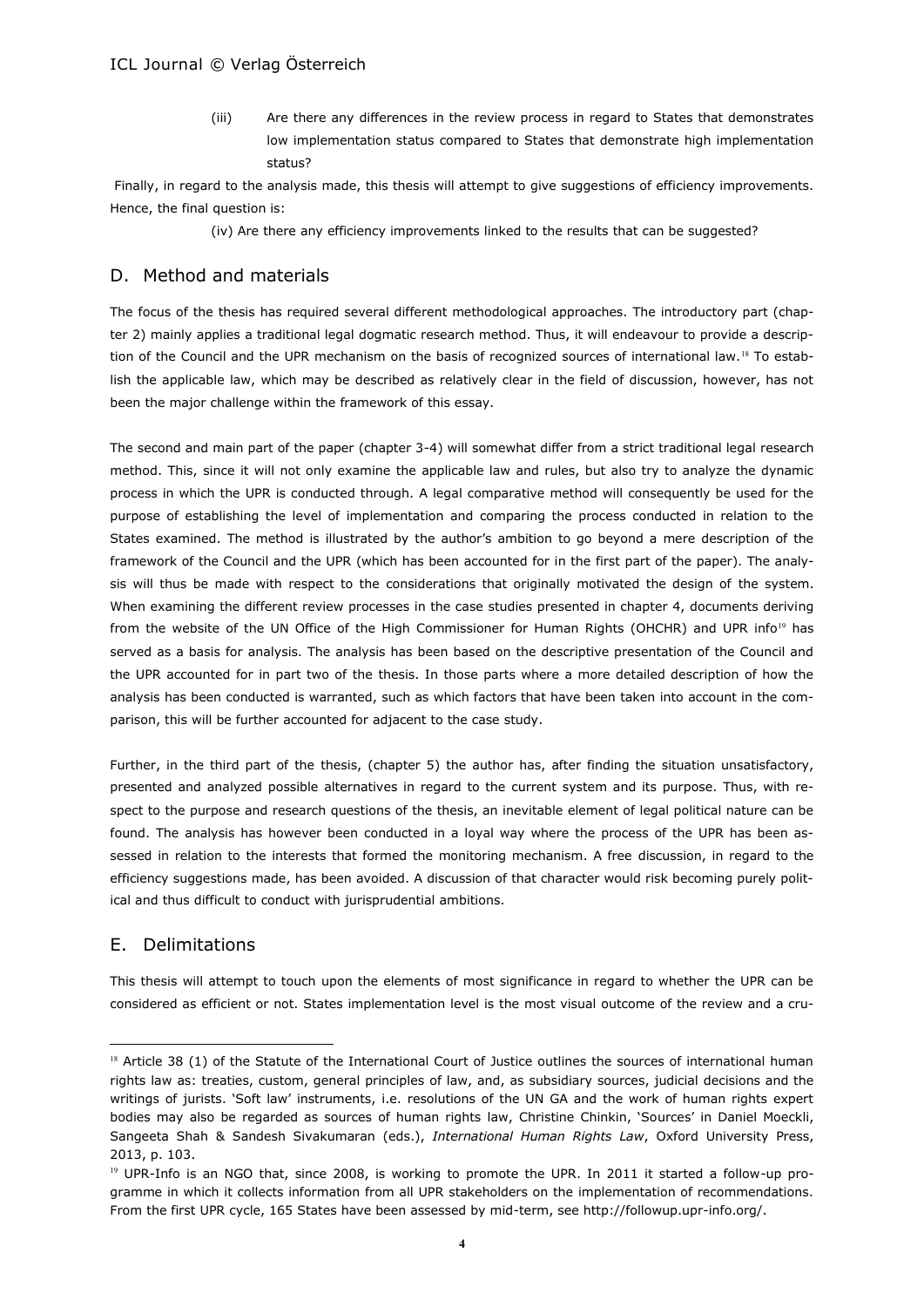(iii) Are there any differences in the review process in regard to States that demonstrates low implementation status compared to States that demonstrate high implementation status?

Finally, in regard to the analysis made, this thesis will attempt to give suggestions of efficiency improvements. Hence, the final question is:

(iv) Are there any efficiency improvements linked to the results that can be suggested?

## D. Method and materials

The focus of the thesis has required several different methodological approaches. The introductory part (chapter 2) mainly applies a traditional legal dogmatic research method. Thus, it will endeavour to provide a description of the Council and the UPR mechanism on the basis of recognized sources of international law.[18] To establish the applicable law, which may be described as relatively clear in the field of discussion, however, has not been the major challenge within the framework of this essay.

The second and main part of the paper (chapter 3-4) will somewhat differ from a strict traditional legal research method. This, since it will not only examine the applicable law and rules, but also try to analyze the dynamic process in which the UPR is conducted through. A legal comparative method will consequently be used for the purpose of establishing the level of implementation and comparing the process conducted in relation to the States examined. The method is illustrated by the author's ambition to go beyond a mere description of the framework of the Council and the UPR (which has been accounted for in the first part of the paper). The analysis will thus be made with respect to the considerations that originally motivated the design of the system. When examining the different review processes in the case studies presented in chapter 4, documents deriving from the website of the UN Office of the High Commissioner for Human Rights (OHCHR) and UPR info[19] has served as a basis for analysis. The analysis has been based on the descriptive presentation of the Council and the UPR accounted for in part two of the thesis. In those parts where a more detailed description of how the analysis has been conducted is warranted, such as which factors that have been taken into account in the comparison, this will be further accounted for adjacent to the case study.

Further, in the third part of the thesis, (chapter 5) the author has, after finding the situation unsatisfactory, presented and analyzed possible alternatives in regard to the current system and its purpose. Thus, with respect to the purpose and research questions of the thesis, an inevitable element of legal political nature can be found. The analysis has however been conducted in a loyal way where the process of the UPR has been assessed in relation to the interests that formed the monitoring mechanism. A free discussion, in regard to the efficiency suggestions made, has been avoided. A discussion of that character would risk becoming purely political and thus difficult to conduct with jurisprudential ambitions.

## E. Delimitations

This thesis will attempt to touch upon the elements of most significance in regard to whether the UPR can be considered as efficient or not. States implementation level is the most visual outcome of the review and a cru-

---

[18] Article 38 (1) of the Statute of the International Court of Justice outlines the sources of international human rights law as: treaties, custom, general principles of law, and, as subsidiary sources, judicial decisions and the writings of jurists. 'Soft law' instruments, i.e. resolutions of the UN GA and the work of human rights expert bodies may also be regarded as sources of human rights law, Christine Chinkin, 'Sources' in Daniel Moeckli, Sangeeta Shah & Sandesh Sivakumaran (eds.), *International Human Rights Law*, Oxford University Press, 2013, p. 103.

[19] UPR-Info is an NGO that, since 2008, is working to promote the UPR. In 2011 it started a follow-up programme in which it collects information from all UPR stakeholders on the implementation of recommendations. From the first UPR cycle, 165 States have been assessed by mid-term, see http://followup.upr-info.org/.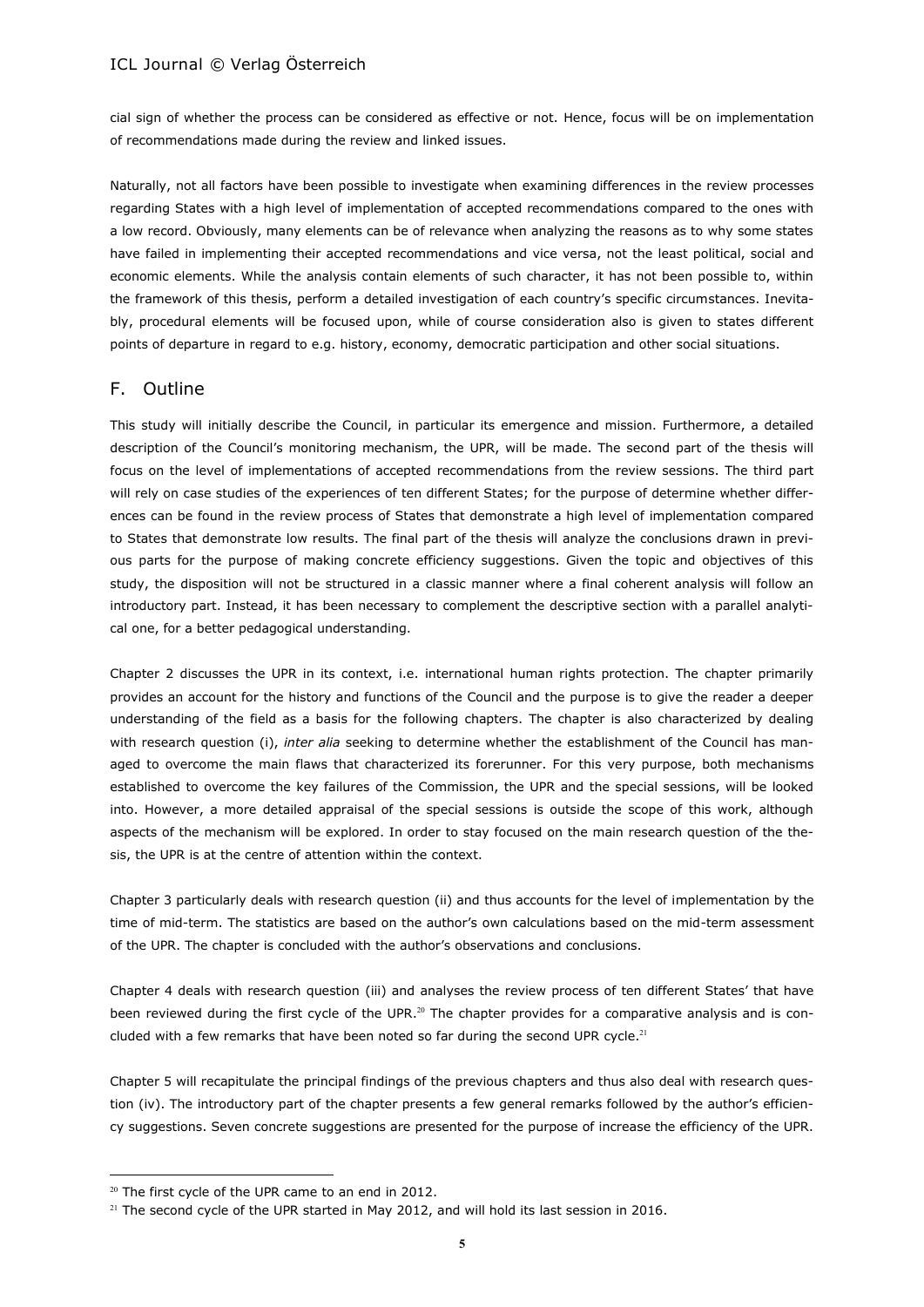cial sign of whether the process can be considered as effective or not. Hence, focus will be on implementation of recommendations made during the review and linked issues.

Naturally, not all factors have been possible to investigate when examining differences in the review processes regarding States with a high level of implementation of accepted recommendations compared to the ones with a low record. Obviously, many elements can be of relevance when analyzing the reasons as to why some states have failed in implementing their accepted recommendations and vice versa, not the least political, social and economic elements. While the analysis contain elements of such character, it has not been possible to, within the framework of this thesis, perform a detailed investigation of each country's specific circumstances. Inevitably, procedural elements will be focused upon, while of course consideration also is given to states different points of departure in regard to e.g. history, economy, democratic participation and other social situations.

## F. Outline

This study will initially describe the Council, in particular its emergence and mission. Furthermore, a detailed description of the Council's monitoring mechanism, the UPR, will be made. The second part of the thesis will focus on the level of implementations of accepted recommendations from the review sessions. The third part will rely on case studies of the experiences of ten different States; for the purpose of determine whether differences can be found in the review process of States that demonstrate a high level of implementation compared to States that demonstrate low results. The final part of the thesis will analyze the conclusions drawn in previous parts for the purpose of making concrete efficiency suggestions. Given the topic and objectives of this study, the disposition will not be structured in a classic manner where a final coherent analysis will follow an introductory part. Instead, it has been necessary to complement the descriptive section with a parallel analytical one, for a better pedagogical understanding.

Chapter 2 discusses the UPR in its context, i.e. international human rights protection. The chapter primarily provides an account for the history and functions of the Council and the purpose is to give the reader a deeper understanding of the field as a basis for the following chapters. The chapter is also characterized by dealing with research question (i), *inter alia* seeking to determine whether the establishment of the Council has managed to overcome the main flaws that characterized its forerunner. For this very purpose, both mechanisms established to overcome the key failures of the Commission, the UPR and the special sessions, will be looked into. However, a more detailed appraisal of the special sessions is outside the scope of this work, although aspects of the mechanism will be explored. In order to stay focused on the main research question of the thesis, the UPR is at the centre of attention within the context.

Chapter 3 particularly deals with research question (ii) and thus accounts for the level of implementation by the time of mid-term. The statistics are based on the author's own calculations based on the mid-term assessment of the UPR. The chapter is concluded with the author's observations and conclusions.

Chapter 4 deals with research question (iii) and analyses the review process of ten different States' that have been reviewed during the first cycle of the UPR.[20] The chapter provides for a comparative analysis and is concluded with a few remarks that have been noted so far during the second UPR cycle.[21]

Chapter 5 will recapitulate the principal findings of the previous chapters and thus also deal with research question (iv). The introductory part of the chapter presents a few general remarks followed by the author's efficiency suggestions. Seven concrete suggestions are presented for the purpose of increase the efficiency of the UPR.

---

[20] The first cycle of the UPR came to an end in 2012.

[21] The second cycle of the UPR started in May 2012, and will hold its last session in 2016.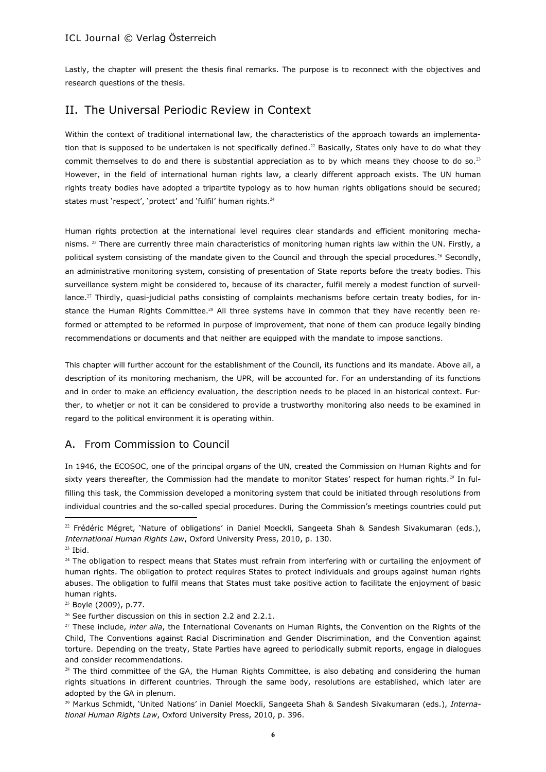Lastly, the chapter will present the thesis final remarks. The purpose is to reconnect with the objectives and research questions of the thesis.

## II. The Universal Periodic Review in Context

Within the context of traditional international law, the characteristics of the approach towards an implementation that is supposed to be undertaken is not specifically defined.[22] Basically, States only have to do what they commit themselves to do and there is substantial appreciation as to by which means they choose to do so.[23] However, in the field of international human rights law, a clearly different approach exists. The UN human rights treaty bodies have adopted a tripartite typology as to how human rights obligations should be secured; states must 'respect', 'protect' and 'fulfil' human rights.[24]

Human rights protection at the international level requires clear standards and efficient monitoring mechanisms. [25] There are currently three main characteristics of monitoring human rights law within the UN. Firstly, a political system consisting of the mandate given to the Council and through the special procedures.[26] Secondly, an administrative monitoring system, consisting of presentation of State reports before the treaty bodies. This surveillance system might be considered to, because of its character, fulfil merely a modest function of surveillance.[27] Thirdly, quasi-judicial paths consisting of complaints mechanisms before certain treaty bodies, for instance the Human Rights Committee.[28] All three systems have in common that they have recently been reformed or attempted to be reformed in purpose of improvement, that none of them can produce legally binding recommendations or documents and that neither are equipped with the mandate to impose sanctions.

This chapter will further account for the establishment of the Council, its functions and its mandate. Above all, a description of its monitoring mechanism, the UPR, will be accounted for. For an understanding of its functions and in order to make an efficiency evaluation, the description needs to be placed in an historical context. Further, to whetjer or not it can be considered to provide a trustworthy monitoring also needs to be examined in regard to the political environment it is operating within.

### A. From Commission to Council

In 1946, the ECOSOC, one of the principal organs of the UN, created the Commission on Human Rights and for sixty years thereafter, the Commission had the mandate to monitor States' respect for human rights.[29] In fulfilling this task, the Commission developed a monitoring system that could be initiated through resolutions from individual countries and the so-called special procedures. During the Commission's meetings countries could put

---

[22] Frédéric Mégret, 'Nature of obligations' in Daniel Moeckli, Sangeeta Shah & Sandesh Sivakumaran (eds.), *International Human Rights Law*, Oxford University Press, 2010, p. 130.

[23] Ibid.

[24] The obligation to respect means that States must refrain from interfering with or curtailing the enjoyment of human rights. The obligation to protect requires States to protect individuals and groups against human rights abuses. The obligation to fulfil means that States must take positive action to facilitate the enjoyment of basic human rights.

[25] Boyle (2009), p.77.

[26] See further discussion on this in section 2.2 and 2.2.1.

[27] These include, *inter alia*, the International Covenants on Human Rights, the Convention on the Rights of the Child, The Conventions against Racial Discrimination and Gender Discrimination, and the Convention against torture. Depending on the treaty, State Parties have agreed to periodically submit reports, engage in dialogues and consider recommendations.

[28] The third committee of the GA, the Human Rights Committee, is also debating and considering the human rights situations in different countries. Through the same body, resolutions are established, which later are adopted by the GA in plenum.

[29] Markus Schmidt, 'United Nations' in Daniel Moeckli, Sangeeta Shah & Sandesh Sivakumaran (eds.), *International Human Rights Law*, Oxford University Press, 2010, p. 396.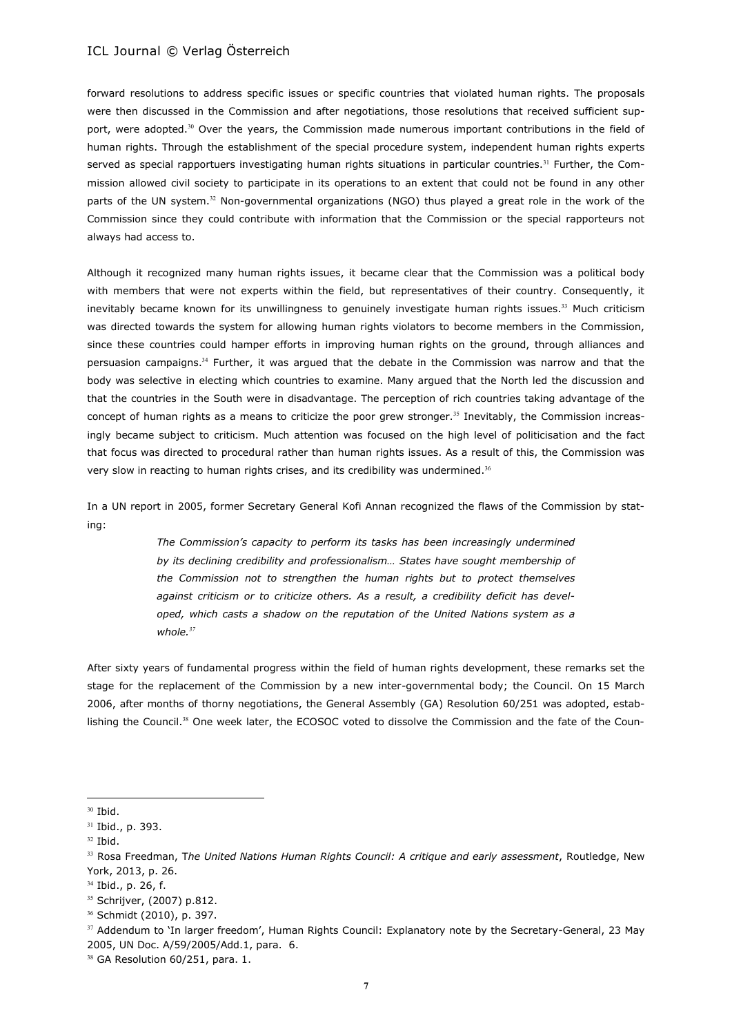forward resolutions to address specific issues or specific countries that violated human rights. The proposals were then discussed in the Commission and after negotiations, those resolutions that received sufficient support, were adopted.[30] Over the years, the Commission made numerous important contributions in the field of human rights. Through the establishment of the special procedure system, independent human rights experts served as special rapportuers investigating human rights situations in particular countries.[31] Further, the Commission allowed civil society to participate in its operations to an extent that could not be found in any other parts of the UN system.[32] Non-governmental organizations (NGO) thus played a great role in the work of the Commission since they could contribute with information that the Commission or the special rapporteurs not always had access to.

Although it recognized many human rights issues, it became clear that the Commission was a political body with members that were not experts within the field, but representatives of their country. Consequently, it inevitably became known for its unwillingness to genuinely investigate human rights issues.[33] Much criticism was directed towards the system for allowing human rights violators to become members in the Commission, since these countries could hamper efforts in improving human rights on the ground, through alliances and persuasion campaigns.[34] Further, it was argued that the debate in the Commission was narrow and that the body was selective in electing which countries to examine. Many argued that the North led the discussion and that the countries in the South were in disadvantage. The perception of rich countries taking advantage of the concept of human rights as a means to criticize the poor grew stronger.[35] Inevitably, the Commission increasingly became subject to criticism. Much attention was focused on the high level of politicisation and the fact that focus was directed to procedural rather than human rights issues. As a result of this, the Commission was very slow in reacting to human rights crises, and its credibility was undermined.[36]

In a UN report in 2005, former Secretary General Kofi Annan recognized the flaws of the Commission by stating:

> *The Commission's capacity to perform its tasks has been increasingly undermined by its declining credibility and professionalism… States have sought membership of the Commission not to strengthen the human rights but to protect themselves against criticism or to criticize others. As a result, a credibility deficit has developed, which casts a shadow on the reputation of the United Nations system as a whole.*[37]

After sixty years of fundamental progress within the field of human rights development, these remarks set the stage for the replacement of the Commission by a new inter-governmental body; the Council. On 15 March 2006, after months of thorny negotiations, the General Assembly (GA) Resolution 60/251 was adopted, establishing the Council.[38] One week later, the ECOSOC voted to dissolve the Commission and the fate of the Coun-

---

[30] Ibid.

[31] Ibid., p. 393.

[32] Ibid.

[33] Rosa Freedman, T*he United Nations Human Rights Council: A critique and early assessment*, Routledge, New York, 2013, p. 26.

[34] Ibid., p. 26, f.

[35] Schrijver, (2007) p.812.

[36] Schmidt (2010), p. 397.

[37] Addendum to 'In larger freedom', Human Rights Council: Explanatory note by the Secretary-General, 23 May 2005, UN Doc. A/59/2005/Add.1, para. 6.

[38] GA Resolution 60/251, para. 1.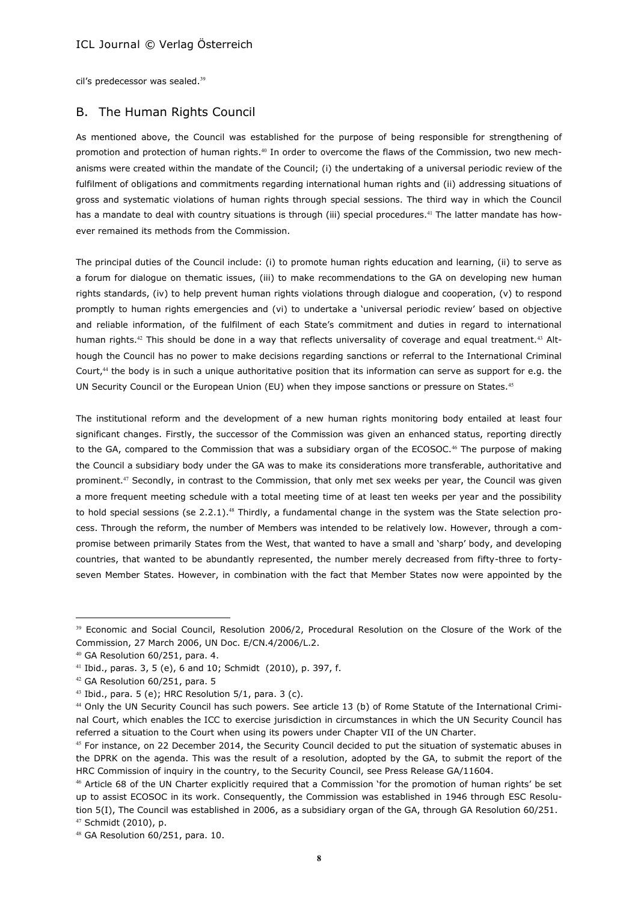cil's predecessor was sealed.[39]

## B. The Human Rights Council

As mentioned above, the Council was established for the purpose of being responsible for strengthening of promotion and protection of human rights.[40] In order to overcome the flaws of the Commission, two new mechanisms were created within the mandate of the Council; (i) the undertaking of a universal periodic review of the fulfilment of obligations and commitments regarding international human rights and (ii) addressing situations of gross and systematic violations of human rights through special sessions. The third way in which the Council has a mandate to deal with country situations is through (iii) special procedures.[41] The latter mandate has however remained its methods from the Commission.

The principal duties of the Council include: (i) to promote human rights education and learning, (ii) to serve as a forum for dialogue on thematic issues, (iii) to make recommendations to the GA on developing new human rights standards, (iv) to help prevent human rights violations through dialogue and cooperation, (v) to respond promptly to human rights emergencies and (vi) to undertake a 'universal periodic review' based on objective and reliable information, of the fulfilment of each State's commitment and duties in regard to international human rights.[42] This should be done in a way that reflects universality of coverage and equal treatment.[43] Although the Council has no power to make decisions regarding sanctions or referral to the International Criminal Court,[44] the body is in such a unique authoritative position that its information can serve as support for e.g. the UN Security Council or the European Union (EU) when they impose sanctions or pressure on States.[45]

The institutional reform and the development of a new human rights monitoring body entailed at least four significant changes. Firstly, the successor of the Commission was given an enhanced status, reporting directly to the GA, compared to the Commission that was a subsidiary organ of the ECOSOC.[46] The purpose of making the Council a subsidiary body under the GA was to make its considerations more transferable, authoritative and prominent.[47] Secondly, in contrast to the Commission, that only met sex weeks per year, the Council was given a more frequent meeting schedule with a total meeting time of at least ten weeks per year and the possibility to hold special sessions (se 2.2.1).[48] Thirdly, a fundamental change in the system was the State selection process. Through the reform, the number of Members was intended to be relatively low. However, through a compromise between primarily States from the West, that wanted to have a small and 'sharp' body, and developing countries, that wanted to be abundantly represented, the number merely decreased from fifty-three to forty-seven Member States. However, in combination with the fact that Member States now were appointed by the

---

[39] Economic and Social Council, Resolution 2006/2, Procedural Resolution on the Closure of the Work of the Commission, 27 March 2006, UN Doc. E/CN.4/2006/L.2.

[40] GA Resolution 60/251, para. 4.

[41] Ibid., paras. 3, 5 (e), 6 and 10; Schmidt (2010), p. 397, f.

[42] GA Resolution 60/251, para. 5

[43] Ibid., para. 5 (e); HRC Resolution 5/1, para. 3 (c).

[44] Only the UN Security Council has such powers. See article 13 (b) of Rome Statute of the International Criminal Court, which enables the ICC to exercise jurisdiction in circumstances in which the UN Security Council has referred a situation to the Court when using its powers under Chapter VII of the UN Charter.

[45] For instance, on 22 December 2014, the Security Council decided to put the situation of systematic abuses in the DPRK on the agenda. This was the result of a resolution, adopted by the GA, to submit the report of the HRC Commission of inquiry in the country, to the Security Council, see Press Release GA/11604.

[46] Article 68 of the UN Charter explicitly required that a Commission 'for the promotion of human rights' be set up to assist ECOSOC in its work. Consequently, the Commission was established in 1946 through ESC Resolution 5(I), The Council was established in 2006, as a subsidiary organ of the GA, through GA Resolution 60/251.

[47] Schmidt (2010), p.

[48] GA Resolution 60/251, para. 10.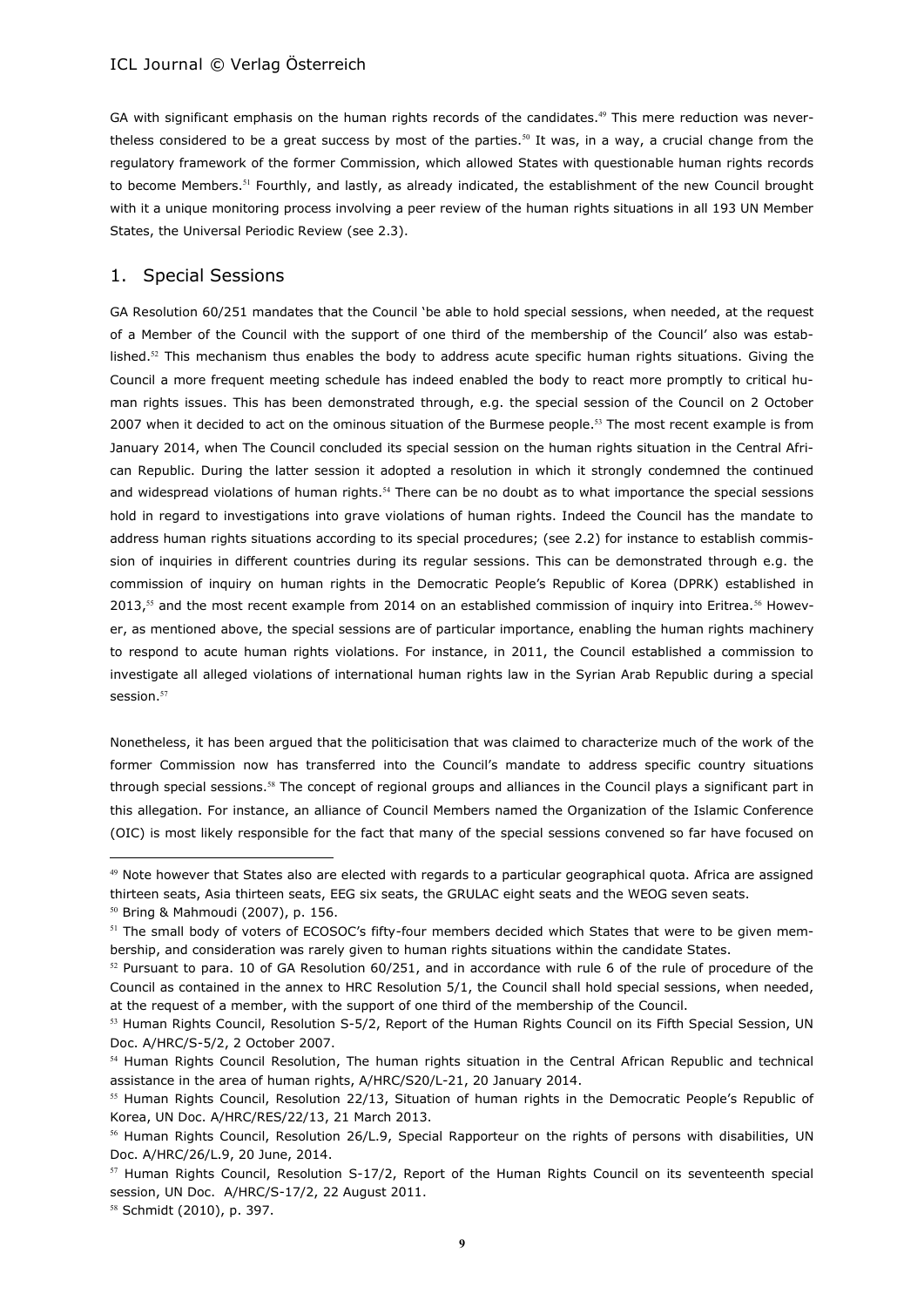GA with significant emphasis on the human rights records of the candidates.[49] This mere reduction was nevertheless considered to be a great success by most of the parties.[50] It was, in a way, a crucial change from the regulatory framework of the former Commission, which allowed States with questionable human rights records to become Members.[51] Fourthly, and lastly, as already indicated, the establishment of the new Council brought with it a unique monitoring process involving a peer review of the human rights situations in all 193 UN Member States, the Universal Periodic Review (see 2.3).

## 1. Special Sessions

GA Resolution 60/251 mandates that the Council 'be able to hold special sessions, when needed, at the request of a Member of the Council with the support of one third of the membership of the Council' also was established.[52] This mechanism thus enables the body to address acute specific human rights situations. Giving the Council a more frequent meeting schedule has indeed enabled the body to react more promptly to critical human rights issues. This has been demonstrated through, e.g. the special session of the Council on 2 October 2007 when it decided to act on the ominous situation of the Burmese people.[53] The most recent example is from January 2014, when The Council concluded its special session on the human rights situation in the Central African Republic. During the latter session it adopted a resolution in which it strongly condemned the continued and widespread violations of human rights.[54] There can be no doubt as to what importance the special sessions hold in regard to investigations into grave violations of human rights. Indeed the Council has the mandate to address human rights situations according to its special procedures; (see 2.2) for instance to establish commission of inquiries in different countries during its regular sessions. This can be demonstrated through e.g. the commission of inquiry on human rights in the Democratic People's Republic of Korea (DPRK) established in 2013,[55] and the most recent example from 2014 on an established commission of inquiry into Eritrea.[56] However, as mentioned above, the special sessions are of particular importance, enabling the human rights machinery to respond to acute human rights violations. For instance, in 2011, the Council established a commission to investigate all alleged violations of international human rights law in the Syrian Arab Republic during a special session.[57]

Nonetheless, it has been argued that the politicisation that was claimed to characterize much of the work of the former Commission now has transferred into the Council's mandate to address specific country situations through special sessions.[58] The concept of regional groups and alliances in the Council plays a significant part in this allegation. For instance, an alliance of Council Members named the Organization of the Islamic Conference (OIC) is most likely responsible for the fact that many of the special sessions convened so far have focused on

---

[49] Note however that States also are elected with regards to a particular geographical quota. Africa are assigned thirteen seats, Asia thirteen seats, EEG six seats, the GRULAC eight seats and the WEOG seven seats.

[50] Bring & Mahmoudi (2007), p. 156.

[51] The small body of voters of ECOSOC's fifty-four members decided which States that were to be given membership, and consideration was rarely given to human rights situations within the candidate States.

[52] Pursuant to para. 10 of GA Resolution 60/251, and in accordance with rule 6 of the rule of procedure of the Council as contained in the annex to HRC Resolution 5/1, the Council shall hold special sessions, when needed, at the request of a member, with the support of one third of the membership of the Council.

[53] Human Rights Council, Resolution S-5/2, Report of the Human Rights Council on its Fifth Special Session, UN Doc. A/HRC/S-5/2, 2 October 2007.

[54] Human Rights Council Resolution, The human rights situation in the Central African Republic and technical assistance in the area of human rights, A/HRC/S20/L-21, 20 January 2014.

[55] Human Rights Council, Resolution 22/13, Situation of human rights in the Democratic People's Republic of Korea, UN Doc. A/HRC/RES/22/13, 21 March 2013.

[56] Human Rights Council, Resolution 26/L.9, Special Rapporteur on the rights of persons with disabilities, UN Doc. A/HRC/26/L.9, 20 June, 2014.

[57] Human Rights Council, Resolution S-17/2, Report of the Human Rights Council on its seventeenth special session, UN Doc. A/HRC/S-17/2, 22 August 2011.

[58] Schmidt (2010), p. 397.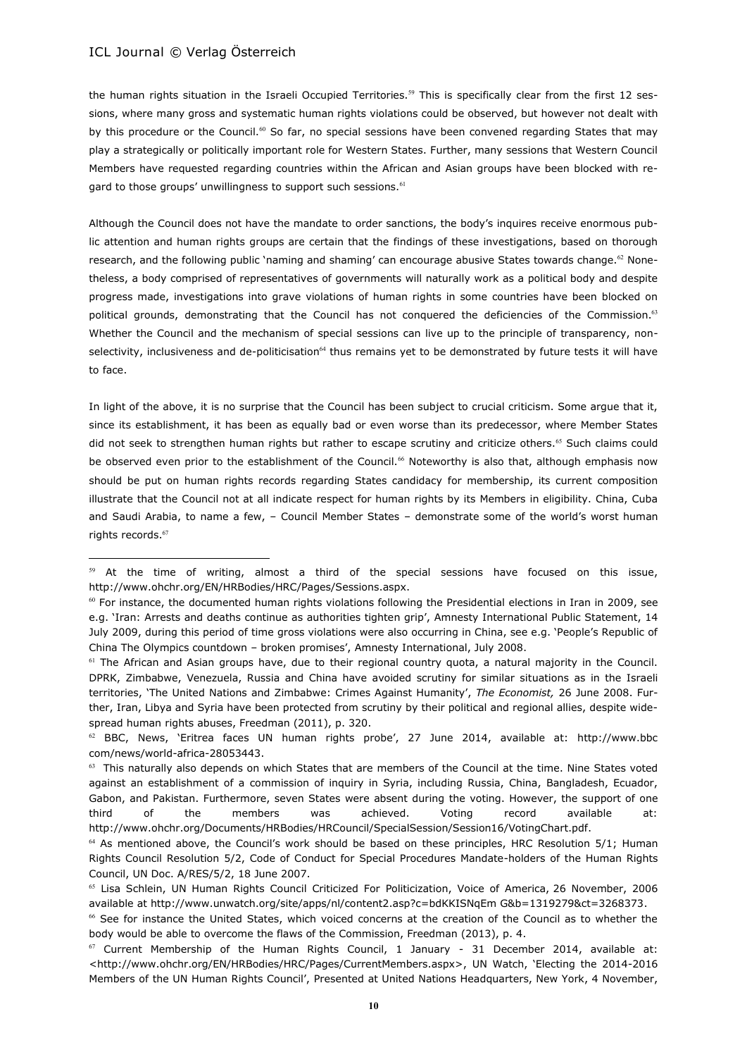the human rights situation in the Israeli Occupied Territories.[59] This is specifically clear from the first 12 sessions, where many gross and systematic human rights violations could be observed, but however not dealt with by this procedure or the Council.[60] So far, no special sessions have been convened regarding States that may play a strategically or politically important role for Western States. Further, many sessions that Western Council Members have requested regarding countries within the African and Asian groups have been blocked with regard to those groups' unwillingness to support such sessions.[61]

Although the Council does not have the mandate to order sanctions, the body's inquires receive enormous public attention and human rights groups are certain that the findings of these investigations, based on thorough research, and the following public 'naming and shaming' can encourage abusive States towards change.[62] Nonetheless, a body comprised of representatives of governments will naturally work as a political body and despite progress made, investigations into grave violations of human rights in some countries have been blocked on political grounds, demonstrating that the Council has not conquered the deficiencies of the Commission.[63] Whether the Council and the mechanism of special sessions can live up to the principle of transparency, non-selectivity, inclusiveness and de-politicisation[64] thus remains yet to be demonstrated by future tests it will have to face.

In light of the above, it is no surprise that the Council has been subject to crucial criticism. Some argue that it, since its establishment, it has been as equally bad or even worse than its predecessor, where Member States did not seek to strengthen human rights but rather to escape scrutiny and criticize others.[65] Such claims could be observed even prior to the establishment of the Council.[66] Noteworthy is also that, although emphasis now should be put on human rights records regarding States candidacy for membership, its current composition illustrate that the Council not at all indicate respect for human rights by its Members in eligibility. China, Cuba and Saudi Arabia, to name a few, – Council Member States – demonstrate some of the world's worst human rights records.[67]

---

[59] At the time of writing, almost a third of the special sessions have focused on this issue, http://www.ohchr.org/EN/HRBodies/HRC/Pages/Sessions.aspx.

[60] For instance, the documented human rights violations following the Presidential elections in Iran in 2009, see e.g. 'Iran: Arrests and deaths continue as authorities tighten grip', Amnesty International Public Statement, 14 July 2009, during this period of time gross violations were also occurring in China, see e.g. 'People's Republic of China The Olympics countdown – broken promises', Amnesty International, July 2008.

[61] The African and Asian groups have, due to their regional country quota, a natural majority in the Council. DPRK, Zimbabwe, Venezuela, Russia and China have avoided scrutiny for similar situations as in the Israeli territories, 'The United Nations and Zimbabwe: Crimes Against Humanity', *The Economist,* 26 June 2008. Further, Iran, Libya and Syria have been protected from scrutiny by their political and regional allies, despite widespread human rights abuses, Freedman (2011), p. 320.

[62] BBC, News, 'Eritrea faces UN human rights probe', 27 June 2014, available at: http://www.bbc com/news/world-africa-28053443.

[63] This naturally also depends on which States that are members of the Council at the time. Nine States voted against an establishment of a commission of inquiry in Syria, including Russia, China, Bangladesh, Ecuador, Gabon, and Pakistan. Furthermore, seven States were absent during the voting. However, the support of one third of the members was achieved. Voting record available at: http://www.ohchr.org/Documents/HRBodies/HRCouncil/SpecialSession/Session16/VotingChart.pdf.

[64] As mentioned above, the Council's work should be based on these principles, HRC Resolution 5/1; Human Rights Council Resolution 5/2, Code of Conduct for Special Procedures Mandate-holders of the Human Rights Council, UN Doc. A/RES/5/2, 18 June 2007.

[65] Lisa Schlein, UN Human Rights Council Criticized For Politicization, Voice of America, 26 November, 2006 available at http://www.unwatch.org/site/apps/nl/content2.asp?c=bdKKISNqEm G&b=1319279&ct=3268373.

[66] See for instance the United States, which voiced concerns at the creation of the Council as to whether the body would be able to overcome the flaws of the Commission, Freedman (2013), p. 4.

[67] Current Membership of the Human Rights Council, 1 January - 31 December 2014, available at: <http://www.ohchr.org/EN/HRBodies/HRC/Pages/CurrentMembers.aspx>, UN Watch, 'Electing the 2014-2016 Members of the UN Human Rights Council', Presented at United Nations Headquarters, New York, 4 November,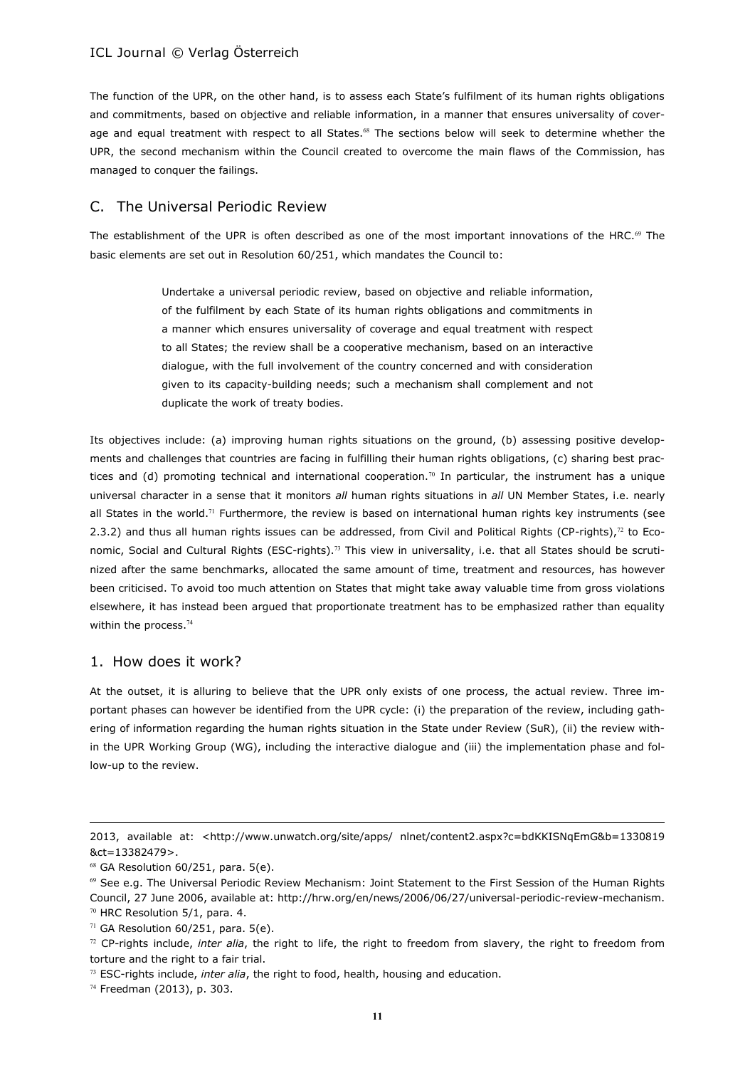The function of the UPR, on the other hand, is to assess each State's fulfilment of its human rights obligations and commitments, based on objective and reliable information, in a manner that ensures universality of coverage and equal treatment with respect to all States.[68] The sections below will seek to determine whether the UPR, the second mechanism within the Council created to overcome the main flaws of the Commission, has managed to conquer the failings.

## C. The Universal Periodic Review

The establishment of the UPR is often described as one of the most important innovations of the HRC.[69] The basic elements are set out in Resolution 60/251, which mandates the Council to:

> Undertake a universal periodic review, based on objective and reliable information, of the fulfilment by each State of its human rights obligations and commitments in a manner which ensures universality of coverage and equal treatment with respect to all States; the review shall be a cooperative mechanism, based on an interactive dialogue, with the full involvement of the country concerned and with consideration given to its capacity-building needs; such a mechanism shall complement and not duplicate the work of treaty bodies.

Its objectives include: (a) improving human rights situations on the ground, (b) assessing positive developments and challenges that countries are facing in fulfilling their human rights obligations, (c) sharing best practices and (d) promoting technical and international cooperation.[70] In particular, the instrument has a unique universal character in a sense that it monitors *all* human rights situations in *all* UN Member States, i.e. nearly all States in the world.[71] Furthermore, the review is based on international human rights key instruments (see 2.3.2) and thus all human rights issues can be addressed, from Civil and Political Rights (CP-rights),[72] to Economic, Social and Cultural Rights (ESC-rights).[73] This view in universality, i.e. that all States should be scrutinized after the same benchmarks, allocated the same amount of time, treatment and resources, has however been criticised. To avoid too much attention on States that might take away valuable time from gross violations elsewhere, it has instead been argued that proportionate treatment has to be emphasized rather than equality within the process.[74]

### 1. How does it work?

At the outset, it is alluring to believe that the UPR only exists of one process, the actual review. Three important phases can however be identified from the UPR cycle: (i) the preparation of the review, including gathering of information regarding the human rights situation in the State under Review (SuR), (ii) the review within the UPR Working Group (WG), including the interactive dialogue and (iii) the implementation phase and follow-up to the review.

---

2013, available at: <http://www.unwatch.org/site/apps/ nlnet/content2.aspx?c=bdKKISNqEmG&b=1330819&ct=13382479>.

[68] GA Resolution 60/251, para. 5(e).

[69] See e.g. The Universal Periodic Review Mechanism: Joint Statement to the First Session of the Human Rights Council, 27 June 2006, available at: http://hrw.org/en/news/2006/06/27/universal-periodic-review-mechanism.

[70] HRC Resolution 5/1, para. 4.

[71] GA Resolution 60/251, para. 5(e).

[72] CP-rights include, *inter alia*, the right to life, the right to freedom from slavery, the right to freedom from torture and the right to a fair trial.

[73] ESC-rights include, *inter alia*, the right to food, health, housing and education.

[74] Freedman (2013), p. 303.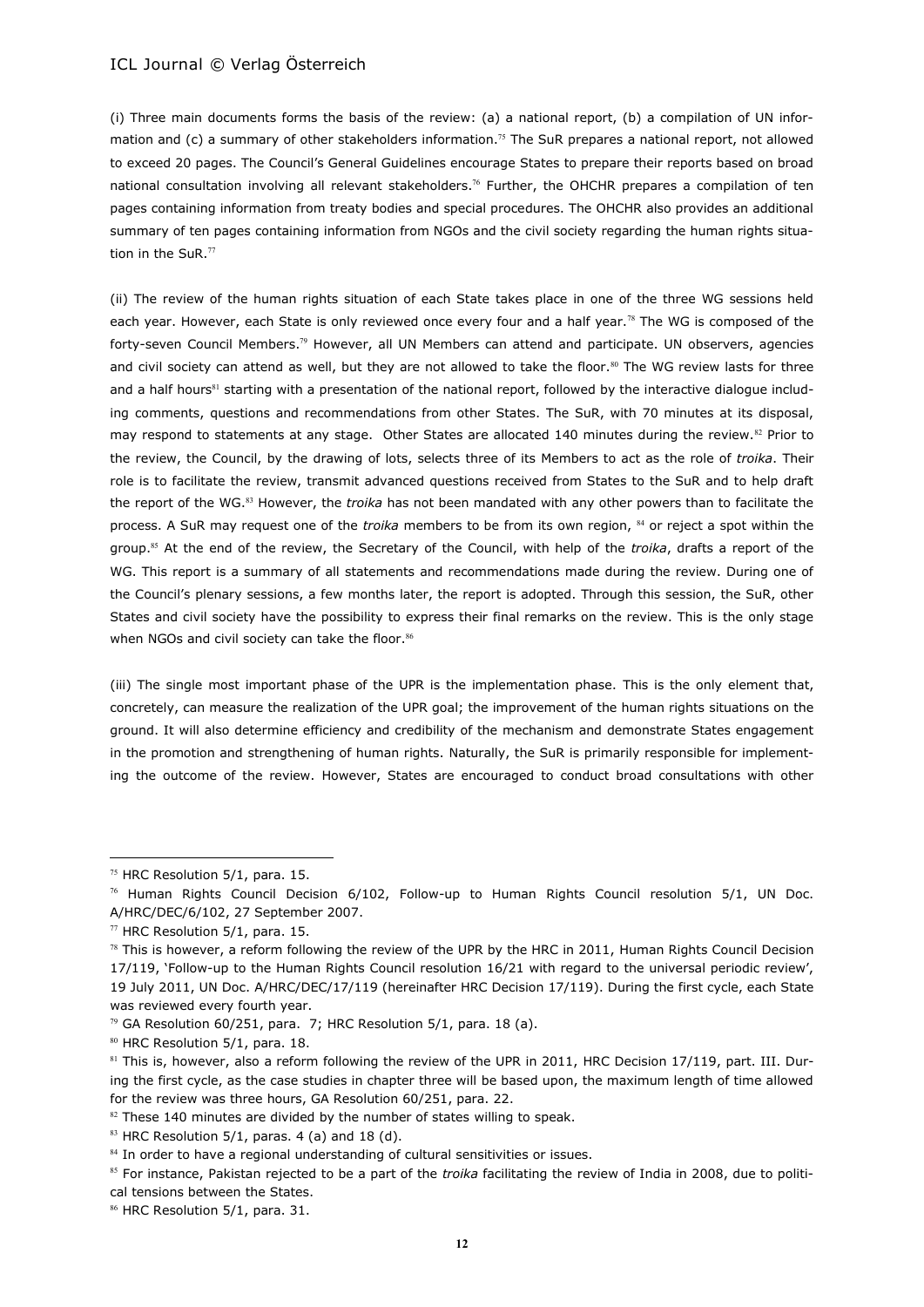(i) Three main documents forms the basis of the review: (a) a national report, (b) a compilation of UN information and (c) a summary of other stakeholders information.[75] The SuR prepares a national report, not allowed to exceed 20 pages. The Council's General Guidelines encourage States to prepare their reports based on broad national consultation involving all relevant stakeholders.[76] Further, the OHCHR prepares a compilation of ten pages containing information from treaty bodies and special procedures. The OHCHR also provides an additional summary of ten pages containing information from NGOs and the civil society regarding the human rights situation in the SuR.[77]

(ii) The review of the human rights situation of each State takes place in one of the three WG sessions held each year. However, each State is only reviewed once every four and a half year.[78] The WG is composed of the forty-seven Council Members.[79] However, all UN Members can attend and participate. UN observers, agencies and civil society can attend as well, but they are not allowed to take the floor.[80] The WG review lasts for three and a half hours[81] starting with a presentation of the national report, followed by the interactive dialogue including comments, questions and recommendations from other States. The SuR, with 70 minutes at its disposal, may respond to statements at any stage. Other States are allocated 140 minutes during the review.[82] Prior to the review, the Council, by the drawing of lots, selects three of its Members to act as the role of *troika*. Their role is to facilitate the review, transmit advanced questions received from States to the SuR and to help draft the report of the WG.[83] However, the *troika* has not been mandated with any other powers than to facilitate the process. A SuR may request one of the *troika* members to be from its own region, [84] or reject a spot within the group.[85] At the end of the review, the Secretary of the Council, with help of the *troika*, drafts a report of the WG. This report is a summary of all statements and recommendations made during the review. During one of the Council's plenary sessions, a few months later, the report is adopted. Through this session, the SuR, other States and civil society have the possibility to express their final remarks on the review. This is the only stage when NGOs and civil society can take the floor.[86]

(iii) The single most important phase of the UPR is the implementation phase. This is the only element that, concretely, can measure the realization of the UPR goal; the improvement of the human rights situations on the ground. It will also determine efficiency and credibility of the mechanism and demonstrate States engagement in the promotion and strengthening of human rights. Naturally, the SuR is primarily responsible for implementing the outcome of the review. However, States are encouraged to conduct broad consultations with other

---

[75] HRC Resolution 5/1, para. 15.

[76] Human Rights Council Decision 6/102, Follow-up to Human Rights Council resolution 5/1, UN Doc. A/HRC/DEC/6/102, 27 September 2007.

[77] HRC Resolution 5/1, para. 15.

[78] This is however, a reform following the review of the UPR by the HRC in 2011, Human Rights Council Decision 17/119, 'Follow-up to the Human Rights Council resolution 16/21 with regard to the universal periodic review', 19 July 2011, UN Doc. A/HRC/DEC/17/119 (hereinafter HRC Decision 17/119). During the first cycle, each State was reviewed every fourth year.

[79] GA Resolution 60/251, para. 7; HRC Resolution 5/1, para. 18 (a).

[80] HRC Resolution 5/1, para. 18.

[81] This is, however, also a reform following the review of the UPR in 2011, HRC Decision 17/119, part. III. During the first cycle, as the case studies in chapter three will be based upon, the maximum length of time allowed for the review was three hours, GA Resolution 60/251, para. 22.

[82] These 140 minutes are divided by the number of states willing to speak.

[83] HRC Resolution 5/1, paras. 4 (a) and 18 (d).

[84] In order to have a regional understanding of cultural sensitivities or issues.

[85] For instance, Pakistan rejected to be a part of the *troika* facilitating the review of India in 2008, due to political tensions between the States.

[86] HRC Resolution 5/1, para. 31.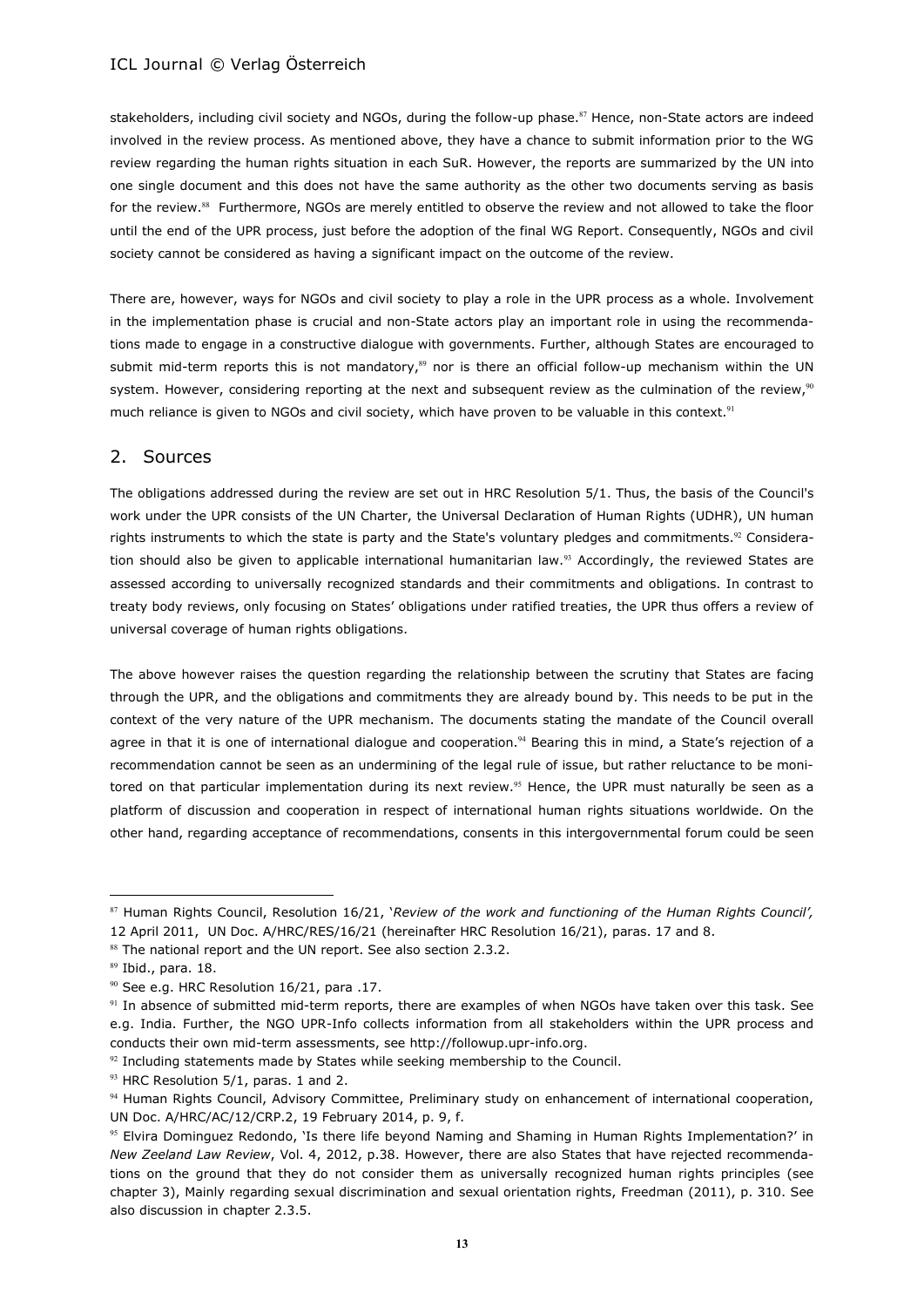stakeholders, including civil society and NGOs, during the follow-up phase.[87] Hence, non-State actors are indeed involved in the review process. As mentioned above, they have a chance to submit information prior to the WG review regarding the human rights situation in each SuR. However, the reports are summarized by the UN into one single document and this does not have the same authority as the other two documents serving as basis for the review.[88] Furthermore, NGOs are merely entitled to observe the review and not allowed to take the floor until the end of the UPR process, just before the adoption of the final WG Report. Consequently, NGOs and civil society cannot be considered as having a significant impact on the outcome of the review.

There are, however, ways for NGOs and civil society to play a role in the UPR process as a whole. Involvement in the implementation phase is crucial and non-State actors play an important role in using the recommendations made to engage in a constructive dialogue with governments. Further, although States are encouraged to submit mid-term reports this is not mandatory,[89] nor is there an official follow-up mechanism within the UN system. However, considering reporting at the next and subsequent review as the culmination of the review,[90] much reliance is given to NGOs and civil society, which have proven to be valuable in this context.[91]

## 2. Sources

The obligations addressed during the review are set out in HRC Resolution 5/1. Thus, the basis of the Council's work under the UPR consists of the UN Charter, the Universal Declaration of Human Rights (UDHR), UN human rights instruments to which the state is party and the State's voluntary pledges and commitments.[92] Consideration should also be given to applicable international humanitarian law.[93] Accordingly, the reviewed States are assessed according to universally recognized standards and their commitments and obligations. In contrast to treaty body reviews, only focusing on States' obligations under ratified treaties, the UPR thus offers a review of universal coverage of human rights obligations.

The above however raises the question regarding the relationship between the scrutiny that States are facing through the UPR, and the obligations and commitments they are already bound by. This needs to be put in the context of the very nature of the UPR mechanism. The documents stating the mandate of the Council overall agree in that it is one of international dialogue and cooperation.[94] Bearing this in mind, a State's rejection of a recommendation cannot be seen as an undermining of the legal rule of issue, but rather reluctance to be monitored on that particular implementation during its next review.[95] Hence, the UPR must naturally be seen as a platform of discussion and cooperation in respect of international human rights situations worldwide. On the other hand, regarding acceptance of recommendations, consents in this intergovernmental forum could be seen

---

[87] Human Rights Council, Resolution 16/21, '*Review of the work and functioning of the Human Rights Council',* 12 April 2011, UN Doc. A/HRC/RES/16/21 (hereinafter HRC Resolution 16/21), paras. 17 and 8.

[88] The national report and the UN report. See also section 2.3.2.

[89] Ibid., para. 18.

[90] See e.g. HRC Resolution 16/21, para .17.

[91] In absence of submitted mid-term reports, there are examples of when NGOs have taken over this task. See e.g. India. Further, the NGO UPR-Info collects information from all stakeholders within the UPR process and conducts their own mid-term assessments, see http://followup.upr-info.org.

[92] Including statements made by States while seeking membership to the Council.

[93] HRC Resolution 5/1, paras. 1 and 2.

[94] Human Rights Council, Advisory Committee, Preliminary study on enhancement of international cooperation, UN Doc. A/HRC/AC/12/CRP.2, 19 February 2014, p. 9, f.

[95] Elvira Dominguez Redondo, 'Is there life beyond Naming and Shaming in Human Rights Implementation?' in *New Zeeland Law Review*, Vol. 4, 2012, p.38. However, there are also States that have rejected recommendations on the ground that they do not consider them as universally recognized human rights principles (see chapter 3), Mainly regarding sexual discrimination and sexual orientation rights, Freedman (2011), p. 310. See also discussion in chapter 2.3.5.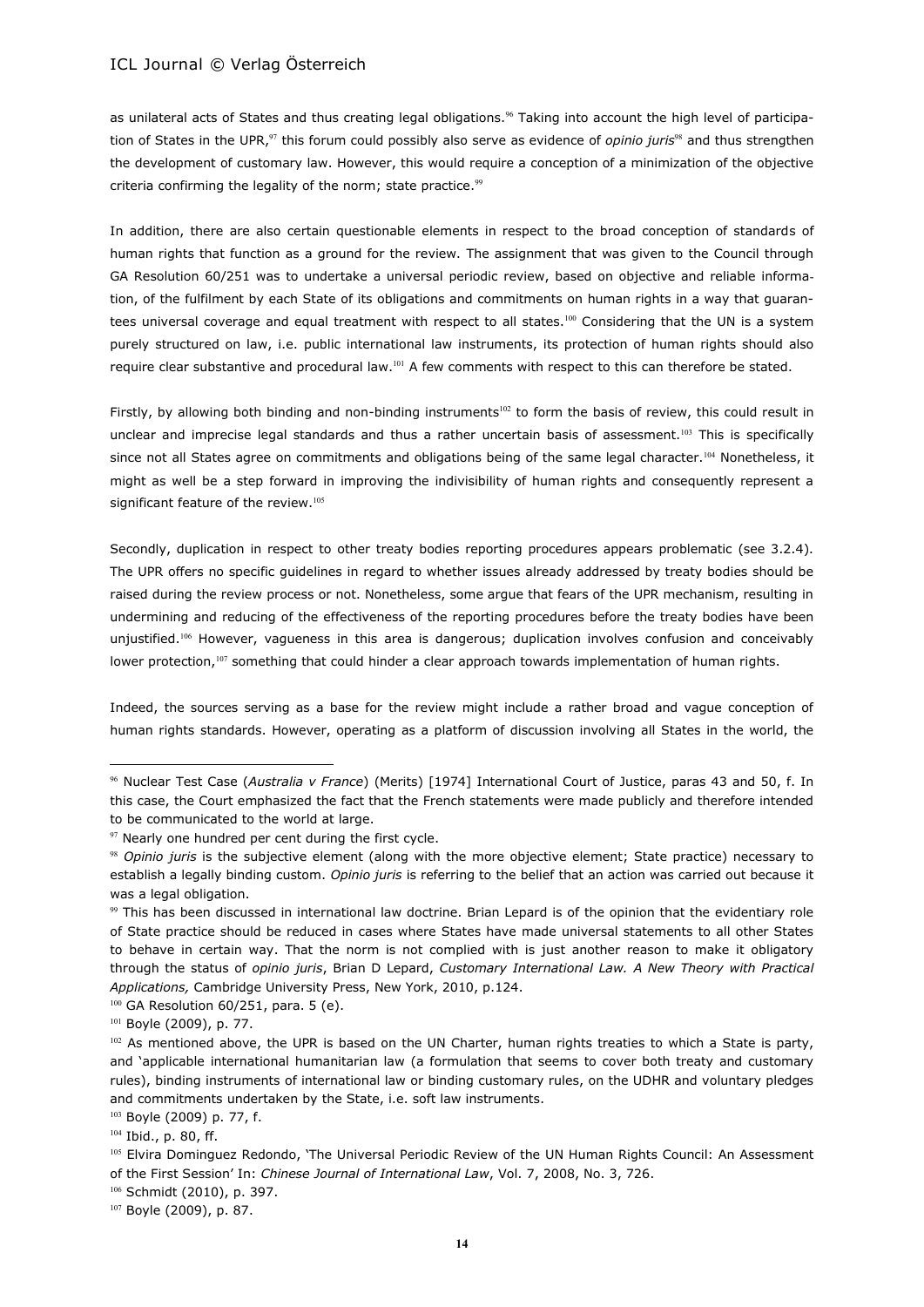as unilateral acts of States and thus creating legal obligations.[96] Taking into account the high level of participation of States in the UPR,[97] this forum could possibly also serve as evidence of *opinio juris*[98] and thus strengthen the development of customary law. However, this would require a conception of a minimization of the objective criteria confirming the legality of the norm; state practice.[99]

In addition, there are also certain questionable elements in respect to the broad conception of standards of human rights that function as a ground for the review. The assignment that was given to the Council through GA Resolution 60/251 was to undertake a universal periodic review, based on objective and reliable information, of the fulfilment by each State of its obligations and commitments on human rights in a way that guarantees universal coverage and equal treatment with respect to all states.[100] Considering that the UN is a system purely structured on law, i.e. public international law instruments, its protection of human rights should also require clear substantive and procedural law.[101] A few comments with respect to this can therefore be stated.

Firstly, by allowing both binding and non-binding instruments[102] to form the basis of review, this could result in unclear and imprecise legal standards and thus a rather uncertain basis of assessment.[103] This is specifically since not all States agree on commitments and obligations being of the same legal character.[104] Nonetheless, it might as well be a step forward in improving the indivisibility of human rights and consequently represent a significant feature of the review.[105]

Secondly, duplication in respect to other treaty bodies reporting procedures appears problematic (see 3.2.4). The UPR offers no specific guidelines in regard to whether issues already addressed by treaty bodies should be raised during the review process or not. Nonetheless, some argue that fears of the UPR mechanism, resulting in undermining and reducing of the effectiveness of the reporting procedures before the treaty bodies have been unjustified.[106] However, vagueness in this area is dangerous; duplication involves confusion and conceivably lower protection,[107] something that could hinder a clear approach towards implementation of human rights.

Indeed, the sources serving as a base for the review might include a rather broad and vague conception of human rights standards. However, operating as a platform of discussion involving all States in the world, the

---

[96] Nuclear Test Case (*Australia v France*) (Merits) [1974] International Court of Justice, paras 43 and 50, f. In this case, the Court emphasized the fact that the French statements were made publicly and therefore intended to be communicated to the world at large.

[97] Nearly one hundred per cent during the first cycle.

[98] *Opinio juris* is the subjective element (along with the more objective element; State practice) necessary to establish a legally binding custom. *Opinio juris* is referring to the belief that an action was carried out because it was a legal obligation.

[99] This has been discussed in international law doctrine. Brian Lepard is of the opinion that the evidentiary role of State practice should be reduced in cases where States have made universal statements to all other States to behave in certain way. That the norm is not complied with is just another reason to make it obligatory through the status of *opinio juris*, Brian D Lepard, *Customary International Law. A New Theory with Practical Applications,* Cambridge University Press, New York, 2010, p.124.

[100] GA Resolution 60/251, para. 5 (e).

[101] Boyle (2009), p. 77.

[102] As mentioned above, the UPR is based on the UN Charter, human rights treaties to which a State is party, and 'applicable international humanitarian law (a formulation that seems to cover both treaty and customary rules), binding instruments of international law or binding customary rules, on the UDHR and voluntary pledges and commitments undertaken by the State, i.e. soft law instruments.

[103] Boyle (2009) p. 77, f.

[104] Ibid., p. 80, ff.

[105] Elvira Dominguez Redondo, 'The Universal Periodic Review of the UN Human Rights Council: An Assessment of the First Session' In: *Chinese Journal of International Law*, Vol. 7, 2008, No. 3, 726.

[106] Schmidt (2010), p. 397.

[107] Boyle (2009), p. 87.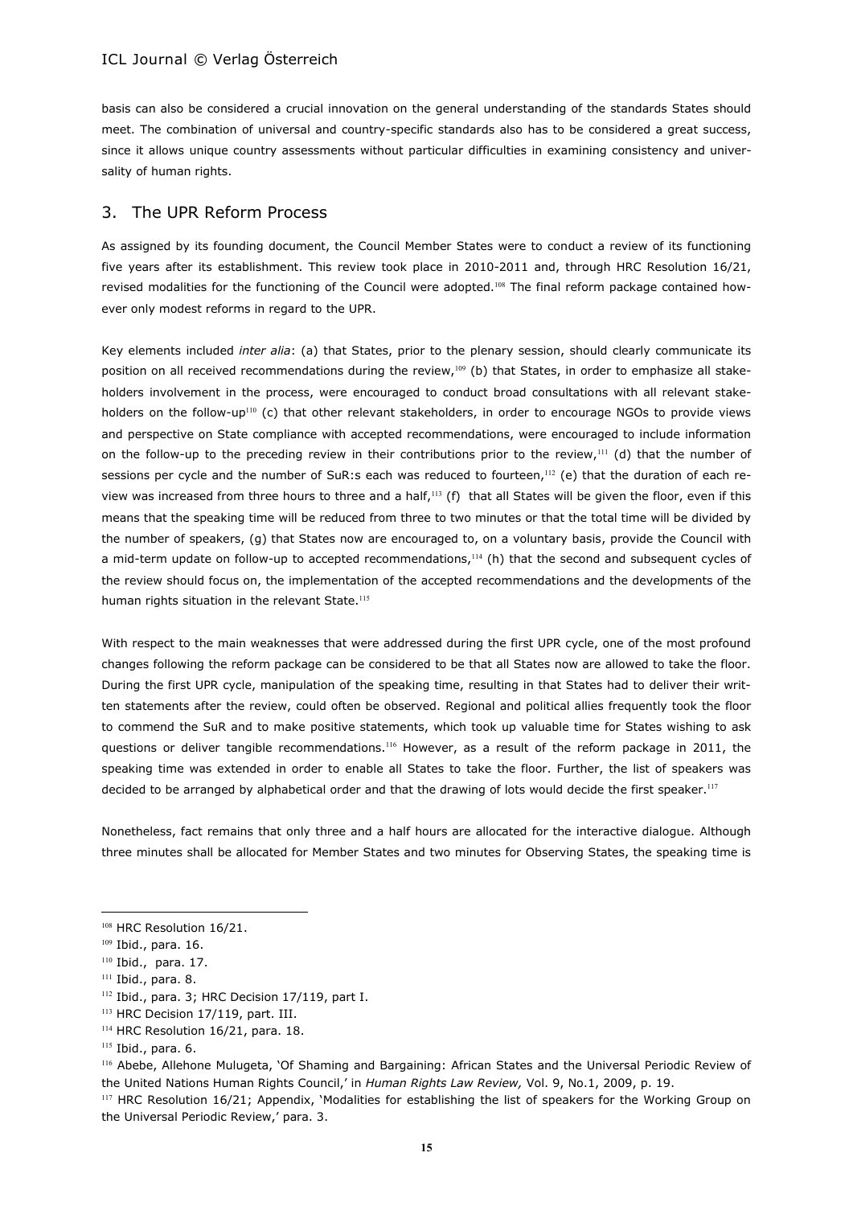basis can also be considered a crucial innovation on the general understanding of the standards States should meet. The combination of universal and country-specific standards also has to be considered a great success, since it allows unique country assessments without particular difficulties in examining consistency and universality of human rights.

## 3. The UPR Reform Process

As assigned by its founding document, the Council Member States were to conduct a review of its functioning five years after its establishment. This review took place in 2010-2011 and, through HRC Resolution 16/21, revised modalities for the functioning of the Council were adopted.[108] The final reform package contained however only modest reforms in regard to the UPR.

Key elements included *inter alia*: (a) that States, prior to the plenary session, should clearly communicate its position on all received recommendations during the review,[109] (b) that States, in order to emphasize all stakeholders involvement in the process, were encouraged to conduct broad consultations with all relevant stakeholders on the follow-up[110] (c) that other relevant stakeholders, in order to encourage NGOs to provide views and perspective on State compliance with accepted recommendations, were encouraged to include information on the follow-up to the preceding review in their contributions prior to the review,[111] (d) that the number of sessions per cycle and the number of SuR:s each was reduced to fourteen,[112] (e) that the duration of each review was increased from three hours to three and a half,[113] (f) that all States will be given the floor, even if this means that the speaking time will be reduced from three to two minutes or that the total time will be divided by the number of speakers, (g) that States now are encouraged to, on a voluntary basis, provide the Council with a mid-term update on follow-up to accepted recommendations,[114] (h) that the second and subsequent cycles of the review should focus on, the implementation of the accepted recommendations and the developments of the human rights situation in the relevant State.[115]

With respect to the main weaknesses that were addressed during the first UPR cycle, one of the most profound changes following the reform package can be considered to be that all States now are allowed to take the floor. During the first UPR cycle, manipulation of the speaking time, resulting in that States had to deliver their written statements after the review, could often be observed. Regional and political allies frequently took the floor to commend the SuR and to make positive statements, which took up valuable time for States wishing to ask questions or deliver tangible recommendations.[116] However, as a result of the reform package in 2011, the speaking time was extended in order to enable all States to take the floor. Further, the list of speakers was decided to be arranged by alphabetical order and that the drawing of lots would decide the first speaker.[117]

Nonetheless, fact remains that only three and a half hours are allocated for the interactive dialogue. Although three minutes shall be allocated for Member States and two minutes for Observing States, the speaking time is

---

[108] HRC Resolution 16/21.

[109] Ibid., para. 16.

[110] Ibid., para. 17.

[111] Ibid., para. 8.

[112] Ibid., para. 3; HRC Decision 17/119, part I.

[113] HRC Decision 17/119, part. III.

[114] HRC Resolution 16/21, para. 18.

[115] Ibid., para. 6.

[116] Abebe, Allehone Mulugeta, 'Of Shaming and Bargaining: African States and the Universal Periodic Review of the United Nations Human Rights Council,' in *Human Rights Law Review,* Vol. 9, No.1, 2009, p. 19.

[117] HRC Resolution 16/21; Appendix, 'Modalities for establishing the list of speakers for the Working Group on the Universal Periodic Review,' para. 3.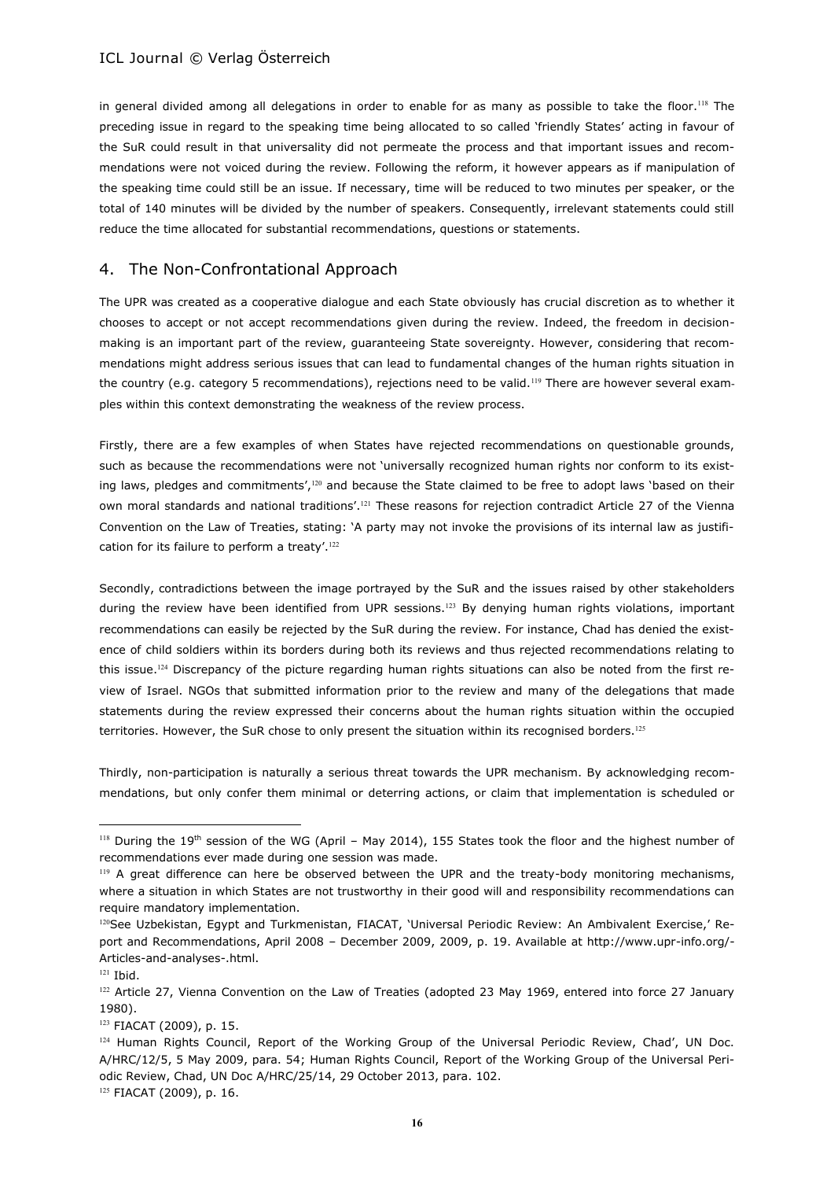in general divided among all delegations in order to enable for as many as possible to take the floor.[118] The preceding issue in regard to the speaking time being allocated to so called 'friendly States' acting in favour of the SuR could result in that universality did not permeate the process and that important issues and recommendations were not voiced during the review. Following the reform, it however appears as if manipulation of the speaking time could still be an issue. If necessary, time will be reduced to two minutes per speaker, or the total of 140 minutes will be divided by the number of speakers. Consequently, irrelevant statements could still reduce the time allocated for substantial recommendations, questions or statements.

## 4. The Non-Confrontational Approach

The UPR was created as a cooperative dialogue and each State obviously has crucial discretion as to whether it chooses to accept or not accept recommendations given during the review. Indeed, the freedom in decision-making is an important part of the review, guaranteeing State sovereignty. However, considering that recommendations might address serious issues that can lead to fundamental changes of the human rights situation in the country (e.g. category 5 recommendations), rejections need to be valid.[119] There are however several examples within this context demonstrating the weakness of the review process.

Firstly, there are a few examples of when States have rejected recommendations on questionable grounds, such as because the recommendations were not 'universally recognized human rights nor conform to its existing laws, pledges and commitments',[120] and because the State claimed to be free to adopt laws 'based on their own moral standards and national traditions'.[121] These reasons for rejection contradict Article 27 of the Vienna Convention on the Law of Treaties, stating: 'A party may not invoke the provisions of its internal law as justification for its failure to perform a treaty'.[122]

Secondly, contradictions between the image portrayed by the SuR and the issues raised by other stakeholders during the review have been identified from UPR sessions.[123] By denying human rights violations, important recommendations can easily be rejected by the SuR during the review. For instance, Chad has denied the existence of child soldiers within its borders during both its reviews and thus rejected recommendations relating to this issue.[124] Discrepancy of the picture regarding human rights situations can also be noted from the first review of Israel. NGOs that submitted information prior to the review and many of the delegations that made statements during the review expressed their concerns about the human rights situation within the occupied territories. However, the SuR chose to only present the situation within its recognised borders.[125]

Thirdly, non-participation is naturally a serious threat towards the UPR mechanism. By acknowledging recommendations, but only confer them minimal or deterring actions, or claim that implementation is scheduled or

---

[118] During the 19th session of the WG (April – May 2014), 155 States took the floor and the highest number of recommendations ever made during one session was made.

[119] A great difference can here be observed between the UPR and the treaty-body monitoring mechanisms, where a situation in which States are not trustworthy in their good will and responsibility recommendations can require mandatory implementation.

[120] See Uzbekistan, Egypt and Turkmenistan, FIACAT, 'Universal Periodic Review: An Ambivalent Exercise,' Report and Recommendations, April 2008 – December 2009, 2009, p. 19. Available at http://www.upr-info.org/-Articles-and-analyses-.html.

[121] Ibid.

[122] Article 27, Vienna Convention on the Law of Treaties (adopted 23 May 1969, entered into force 27 January 1980).

[123] FIACAT (2009), p. 15.

[124] Human Rights Council, Report of the Working Group of the Universal Periodic Review, Chad', UN Doc. A/HRC/12/5, 5 May 2009, para. 54; Human Rights Council, Report of the Working Group of the Universal Periodic Review, Chad, UN Doc A/HRC/25/14, 29 October 2013, para. 102.

[125] FIACAT (2009), p. 16.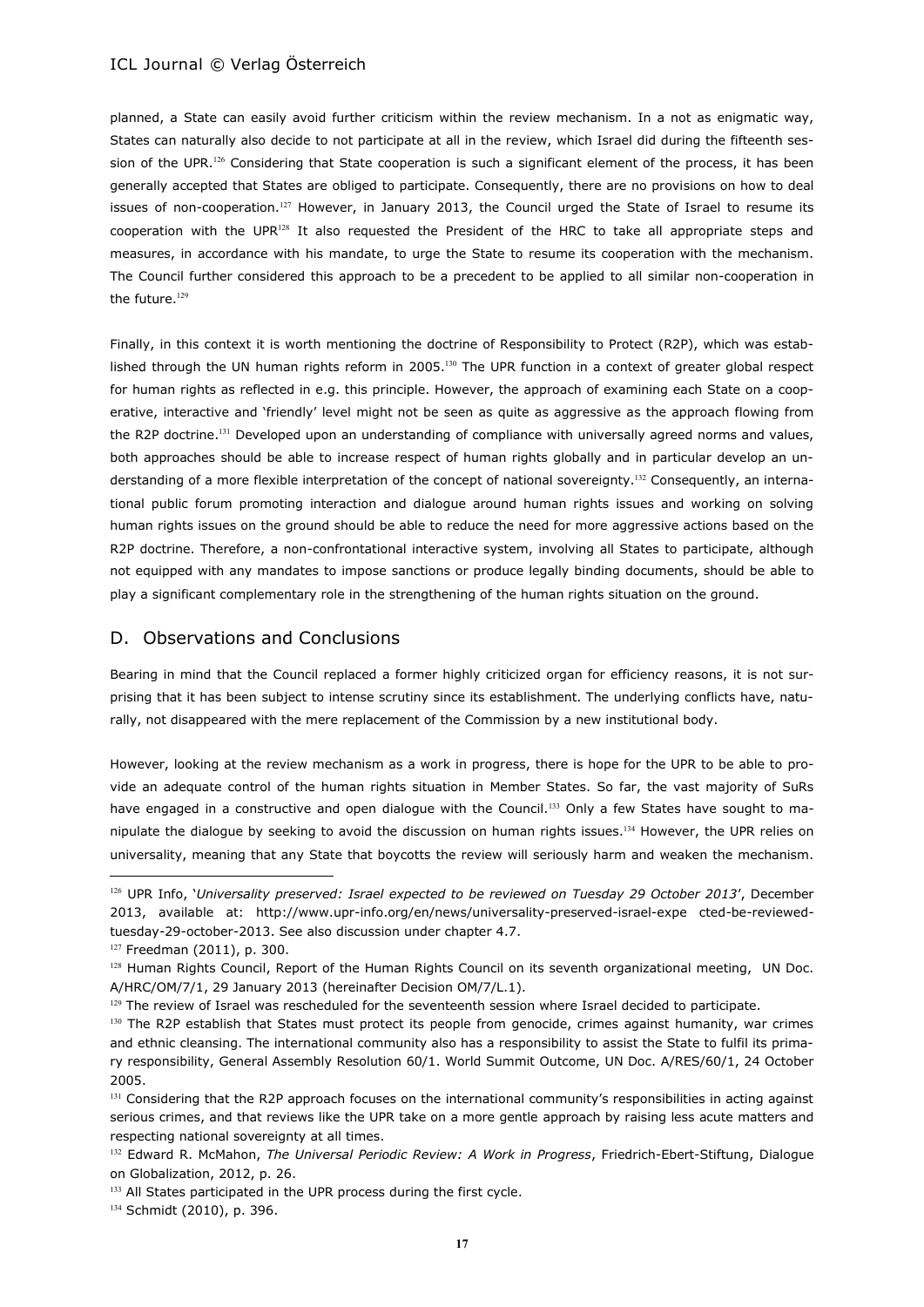planned, a State can easily avoid further criticism within the review mechanism. In a not as enigmatic way, States can naturally also decide to not participate at all in the review, which Israel did during the fifteenth session of the UPR.[126] Considering that State cooperation is such a significant element of the process, it has been generally accepted that States are obliged to participate. Consequently, there are no provisions on how to deal issues of non-cooperation.[127] However, in January 2013, the Council urged the State of Israel to resume its cooperation with the UPR[128] It also requested the President of the HRC to take all appropriate steps and measures, in accordance with his mandate, to urge the State to resume its cooperation with the mechanism. The Council further considered this approach to be a precedent to be applied to all similar non-cooperation in the future.[129]

Finally, in this context it is worth mentioning the doctrine of Responsibility to Protect (R2P), which was established through the UN human rights reform in 2005.[130] The UPR function in a context of greater global respect for human rights as reflected in e.g. this principle. However, the approach of examining each State on a cooperative, interactive and 'friendly' level might not be seen as quite as aggressive as the approach flowing from the R2P doctrine.[131] Developed upon an understanding of compliance with universally agreed norms and values, both approaches should be able to increase respect of human rights globally and in particular develop an understanding of a more flexible interpretation of the concept of national sovereignty.[132] Consequently, an international public forum promoting interaction and dialogue around human rights issues and working on solving human rights issues on the ground should be able to reduce the need for more aggressive actions based on the R2P doctrine. Therefore, a non-confrontational interactive system, involving all States to participate, although not equipped with any mandates to impose sanctions or produce legally binding documents, should be able to play a significant complementary role in the strengthening of the human rights situation on the ground.

## D. Observations and Conclusions

Bearing in mind that the Council replaced a former highly criticized organ for efficiency reasons, it is not surprising that it has been subject to intense scrutiny since its establishment. The underlying conflicts have, naturally, not disappeared with the mere replacement of the Commission by a new institutional body.

However, looking at the review mechanism as a work in progress, there is hope for the UPR to be able to provide an adequate control of the human rights situation in Member States. So far, the vast majority of SuRs have engaged in a constructive and open dialogue with the Council.[133] Only a few States have sought to manipulate the dialogue by seeking to avoid the discussion on human rights issues.[134] However, the UPR relies on universality, meaning that any State that boycotts the review will seriously harm and weaken the mechanism.

---

[126] UPR Info, '*Universality preserved: Israel expected to be reviewed on Tuesday 29 October 2013*', December 2013, available at: http://www.upr-info.org/en/news/universality-preserved-israel-expe cted-be-reviewed-tuesday-29-october-2013. See also discussion under chapter 4.7.

[127] Freedman (2011), p. 300.

[128] Human Rights Council, Report of the Human Rights Council on its seventh organizational meeting, UN Doc. A/HRC/OM/7/1, 29 January 2013 (hereinafter Decision OM/7/L.1).

[129] The review of Israel was rescheduled for the seventeenth session where Israel decided to participate.

[130] The R2P establish that States must protect its people from genocide, crimes against humanity, war crimes and ethnic cleansing. The international community also has a responsibility to assist the State to fulfil its primary responsibility, General Assembly Resolution 60/1. World Summit Outcome, UN Doc. A/RES/60/1, 24 October 2005.

[131] Considering that the R2P approach focuses on the international community's responsibilities in acting against serious crimes, and that reviews like the UPR take on a more gentle approach by raising less acute matters and respecting national sovereignty at all times.

[132] Edward R. McMahon, *The Universal Periodic Review: A Work in Progress*, Friedrich-Ebert-Stiftung, Dialogue on Globalization, 2012, p. 26.

[133] All States participated in the UPR process during the first cycle.

[134] Schmidt (2010), p. 396.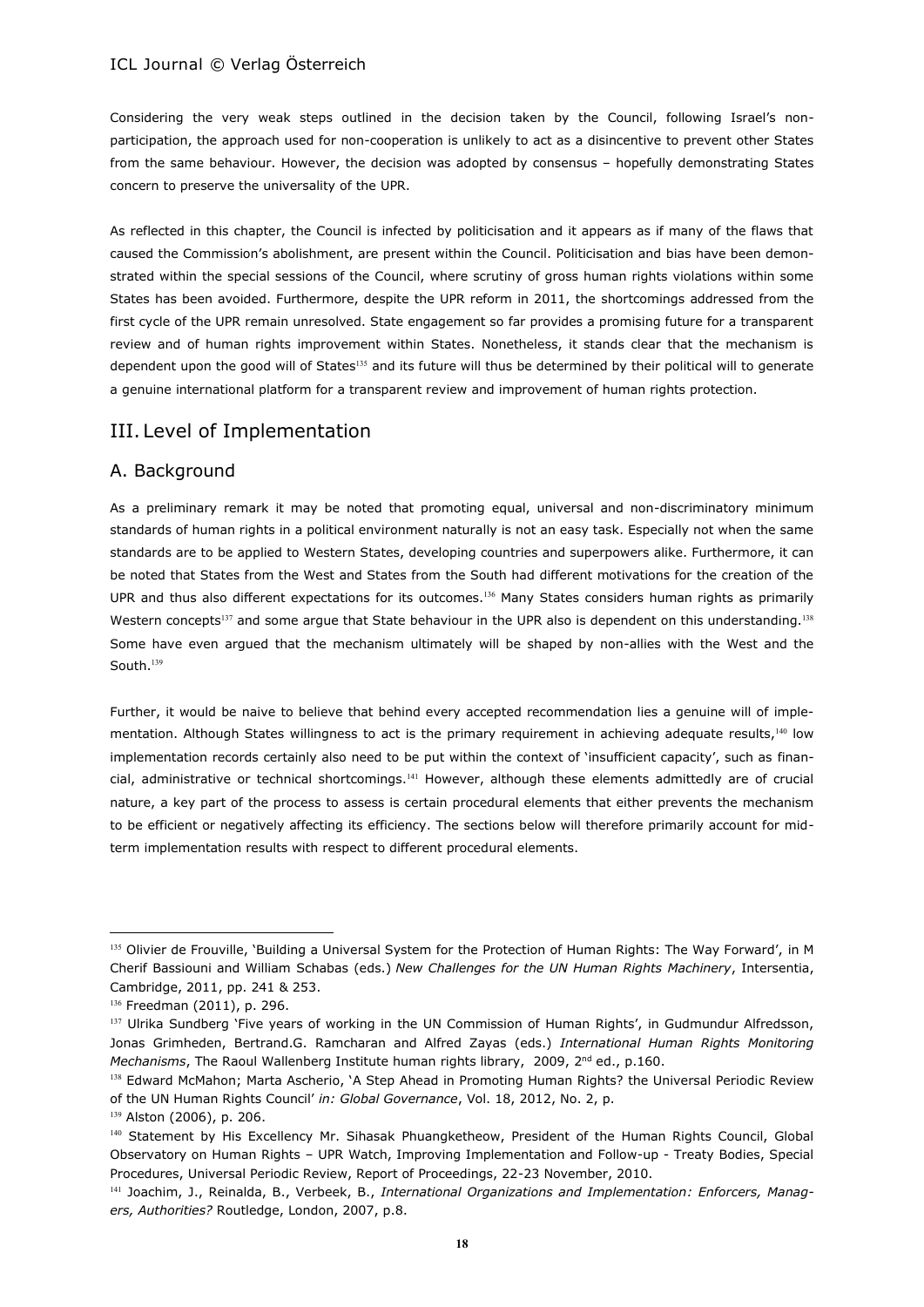Considering the very weak steps outlined in the decision taken by the Council, following Israel's non-participation, the approach used for non-cooperation is unlikely to act as a disincentive to prevent other States from the same behaviour. However, the decision was adopted by consensus – hopefully demonstrating States concern to preserve the universality of the UPR.

As reflected in this chapter, the Council is infected by politicisation and it appears as if many of the flaws that caused the Commission's abolishment, are present within the Council. Politicisation and bias have been demonstrated within the special sessions of the Council, where scrutiny of gross human rights violations within some States has been avoided. Furthermore, despite the UPR reform in 2011, the shortcomings addressed from the first cycle of the UPR remain unresolved. State engagement so far provides a promising future for a transparent review and of human rights improvement within States. Nonetheless, it stands clear that the mechanism is dependent upon the good will of States[135] and its future will thus be determined by their political will to generate a genuine international platform for a transparent review and improvement of human rights protection.

# III. Level of Implementation

## A. Background

As a preliminary remark it may be noted that promoting equal, universal and non-discriminatory minimum standards of human rights in a political environment naturally is not an easy task. Especially not when the same standards are to be applied to Western States, developing countries and superpowers alike. Furthermore, it can be noted that States from the West and States from the South had different motivations for the creation of the UPR and thus also different expectations for its outcomes.[136] Many States considers human rights as primarily Western concepts[137] and some argue that State behaviour in the UPR also is dependent on this understanding.[138] Some have even argued that the mechanism ultimately will be shaped by non-allies with the West and the South.[139]

Further, it would be naive to believe that behind every accepted recommendation lies a genuine will of implementation. Although States willingness to act is the primary requirement in achieving adequate results,[140] low implementation records certainly also need to be put within the context of 'insufficient capacity', such as financial, administrative or technical shortcomings.[141] However, although these elements admittedly are of crucial nature, a key part of the process to assess is certain procedural elements that either prevents the mechanism to be efficient or negatively affecting its efficiency. The sections below will therefore primarily account for mid-term implementation results with respect to different procedural elements.

---

[135] Olivier de Frouville, 'Building a Universal System for the Protection of Human Rights: The Way Forward', in M Cherif Bassiouni and William Schabas (eds.) *New Challenges for the UN Human Rights Machinery*, Intersentia, Cambridge, 2011, pp. 241 & 253.

[136] Freedman (2011), p. 296.

[137] Ulrika Sundberg 'Five years of working in the UN Commission of Human Rights', in Gudmundur Alfredsson, Jonas Grimheden, Bertrand.G. Ramcharan and Alfred Zayas (eds.) *International Human Rights Monitoring Mechanisms*, The Raoul Wallenberg Institute human rights library, 2009, 2nd ed., p.160.

[138] Edward McMahon; Marta Ascherio, 'A Step Ahead in Promoting Human Rights? the Universal Periodic Review of the UN Human Rights Council' *in: Global Governance*, Vol. 18, 2012, No. 2, p.

[139] Alston (2006), p. 206.

[140] Statement by His Excellency Mr. Sihasak Phuangketheow, President of the Human Rights Council, Global Observatory on Human Rights – UPR Watch, Improving Implementation and Follow-up - Treaty Bodies, Special Procedures, Universal Periodic Review, Report of Proceedings, 22-23 November, 2010.

[141] Joachim, J., Reinalda, B., Verbeek, B., *International Organizations and Implementation: Enforcers, Managers, Authorities?* Routledge, London, 2007, p.8.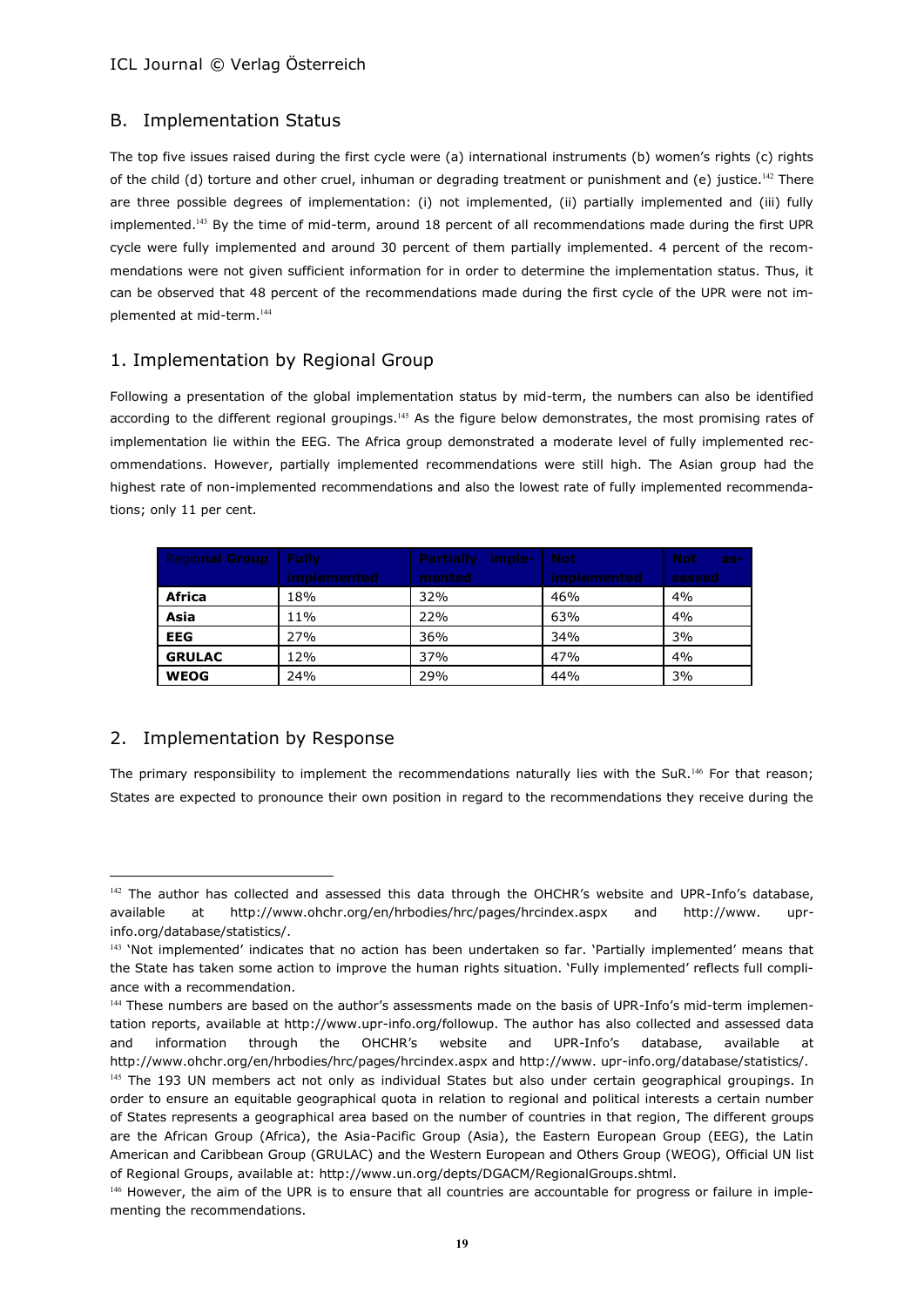## B. Implementation Status

The top five issues raised during the first cycle were (a) international instruments (b) women's rights (c) rights of the child (d) torture and other cruel, inhuman or degrading treatment or punishment and (e) justice.[142] There are three possible degrees of implementation: (i) not implemented, (ii) partially implemented and (iii) fully implemented.[143] By the time of mid-term, around 18 percent of all recommendations made during the first UPR cycle were fully implemented and around 30 percent of them partially implemented. 4 percent of the recommendations were not given sufficient information for in order to determine the implementation status. Thus, it can be observed that 48 percent of the recommendations made during the first cycle of the UPR were not implemented at mid-term.[144]

### 1. Implementation by Regional Group

Following a presentation of the global implementation status by mid-term, the numbers can also be identified according to the different regional groupings.[145] As the figure below demonstrates, the most promising rates of implementation lie within the EEG. The Africa group demonstrated a moderate level of fully implemented recommendations. However, partially implemented recommendations were still high. The Asian group had the highest rate of non-implemented recommendations and also the lowest rate of fully implemented recommendations; only 11 per cent.

| Regional Group | Fully implemented | Partially implemented | Not implemented | Not assessed |
|---|---|---|---|---|
| **Africa** | 18% | 32% | 46% | 4% |
| **Asia** | 11% | 22% | 63% | 4% |
| **EEG** | 27% | 36% | 34% | 3% |
| **GRULAC** | 12% | 37% | 47% | 4% |
| **WEOG** | 24% | 29% | 44% | 3% |

### 2. Implementation by Response

The primary responsibility to implement the recommendations naturally lies with the SuR.[146] For that reason; States are expected to pronounce their own position in regard to the recommendations they receive during the

---

[142] The author has collected and assessed this data through the OHCHR's website and UPR-Info's database, available at http://www.ohchr.org/en/hrbodies/hrc/pages/hrcindex.aspx and http://www. upr-info.org/database/statistics/.

[143] 'Not implemented' indicates that no action has been undertaken so far. 'Partially implemented' means that the State has taken some action to improve the human rights situation. 'Fully implemented' reflects full compliance with a recommendation.

[144] These numbers are based on the author's assessments made on the basis of UPR-Info's mid-term implementation reports, available at http://www.upr-info.org/followup. The author has also collected and assessed data and information through the OHCHR's website and UPR-Info's database, available at http://www.ohchr.org/en/hrbodies/hrc/pages/hrcindex.aspx and http://www. upr-info.org/database/statistics/.

[145] The 193 UN members act not only as individual States but also under certain geographical groupings. In order to ensure an equitable geographical quota in relation to regional and political interests a certain number of States represents a geographical area based on the number of countries in that region, The different groups are the African Group (Africa), the Asia-Pacific Group (Asia), the Eastern European Group (EEG), the Latin American and Caribbean Group (GRULAC) and the Western European and Others Group (WEOG), Official UN list of Regional Groups, available at: http://www.un.org/depts/DGACM/RegionalGroups.shtml.

[146] However, the aim of the UPR is to ensure that all countries are accountable for progress or failure in implementing the recommendations.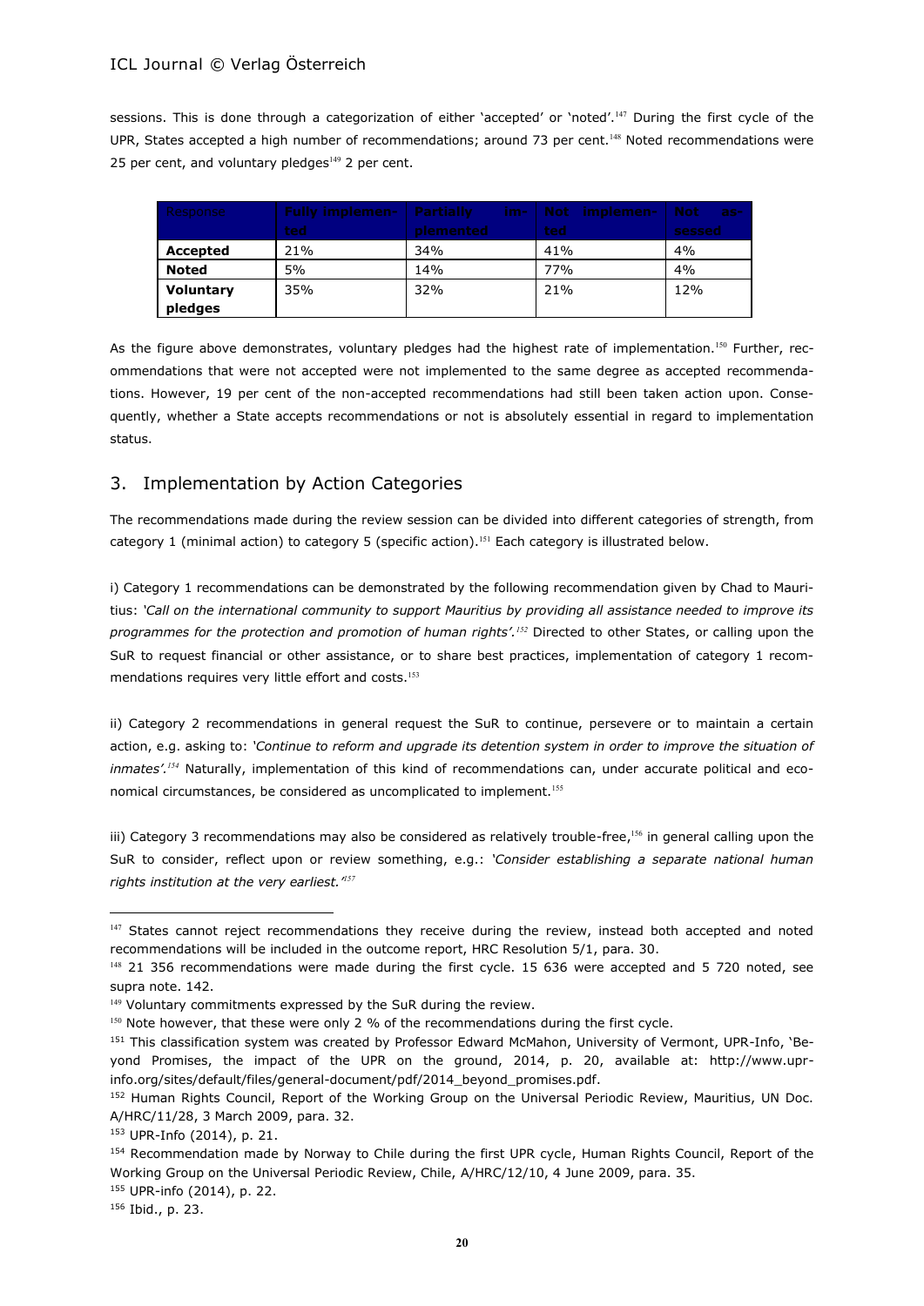sessions. This is done through a categorization of either 'accepted' or 'noted'.[147] During the first cycle of the UPR, States accepted a high number of recommendations; around 73 per cent.[148] Noted recommendations were 25 per cent, and voluntary pledges[149] 2 per cent.

| Response | Fully implemented | Partially implemented | Not implemented | Not assessed |
|---|---|---|---|---|
| **Accepted** | 21% | 34% | 41% | 4% |
| **Noted** | 5% | 14% | 77% | 4% |
| **Voluntary pledges** | 35% | 32% | 21% | 12% |

As the figure above demonstrates, voluntary pledges had the highest rate of implementation.[150] Further, recommendations that were not accepted were not implemented to the same degree as accepted recommendations. However, 19 per cent of the non-accepted recommendations had still been taken action upon. Consequently, whether a State accepts recommendations or not is absolutely essential in regard to implementation status.

## 3. Implementation by Action Categories

The recommendations made during the review session can be divided into different categories of strength, from category 1 (minimal action) to category 5 (specific action).[151] Each category is illustrated below.

i) Category 1 recommendations can be demonstrated by the following recommendation given by Chad to Mauritius: *'Call on the international community to support Mauritius by providing all assistance needed to improve its programmes for the protection and promotion of human rights'.*[152] Directed to other States, or calling upon the SuR to request financial or other assistance, or to share best practices, implementation of category 1 recommendations requires very little effort and costs.[153]

ii) Category 2 recommendations in general request the SuR to continue, persevere or to maintain a certain action, e.g. asking to: *'Continue to reform and upgrade its detention system in order to improve the situation of inmates'.*[154] Naturally, implementation of this kind of recommendations can, under accurate political and economical circumstances, be considered as uncomplicated to implement.[155]

iii) Category 3 recommendations may also be considered as relatively trouble-free,[156] in general calling upon the SuR to consider, reflect upon or review something, e.g.: *'Consider establishing a separate national human rights institution at the very earliest.'*[157]

---

[147] States cannot reject recommendations they receive during the review, instead both accepted and noted recommendations will be included in the outcome report, HRC Resolution 5/1, para. 30.

[148] 21 356 recommendations were made during the first cycle. 15 636 were accepted and 5 720 noted, see supra note. 142.

[149] Voluntary commitments expressed by the SuR during the review.

[150] Note however, that these were only 2 % of the recommendations during the first cycle.

[151] This classification system was created by Professor Edward McMahon, University of Vermont, UPR-Info, 'Beyond Promises, the impact of the UPR on the ground, 2014, p. 20, available at: http://www.upr-info.org/sites/default/files/general-document/pdf/2014_beyond_promises.pdf.

[152] Human Rights Council, Report of the Working Group on the Universal Periodic Review, Mauritius, UN Doc. A/HRC/11/28, 3 March 2009, para. 32.

[153] UPR-Info (2014), p. 21.

[154] Recommendation made by Norway to Chile during the first UPR cycle, Human Rights Council, Report of the Working Group on the Universal Periodic Review, Chile, A/HRC/12/10, 4 June 2009, para. 35.

[155] UPR-info (2014), p. 22.

[156] Ibid., p. 23.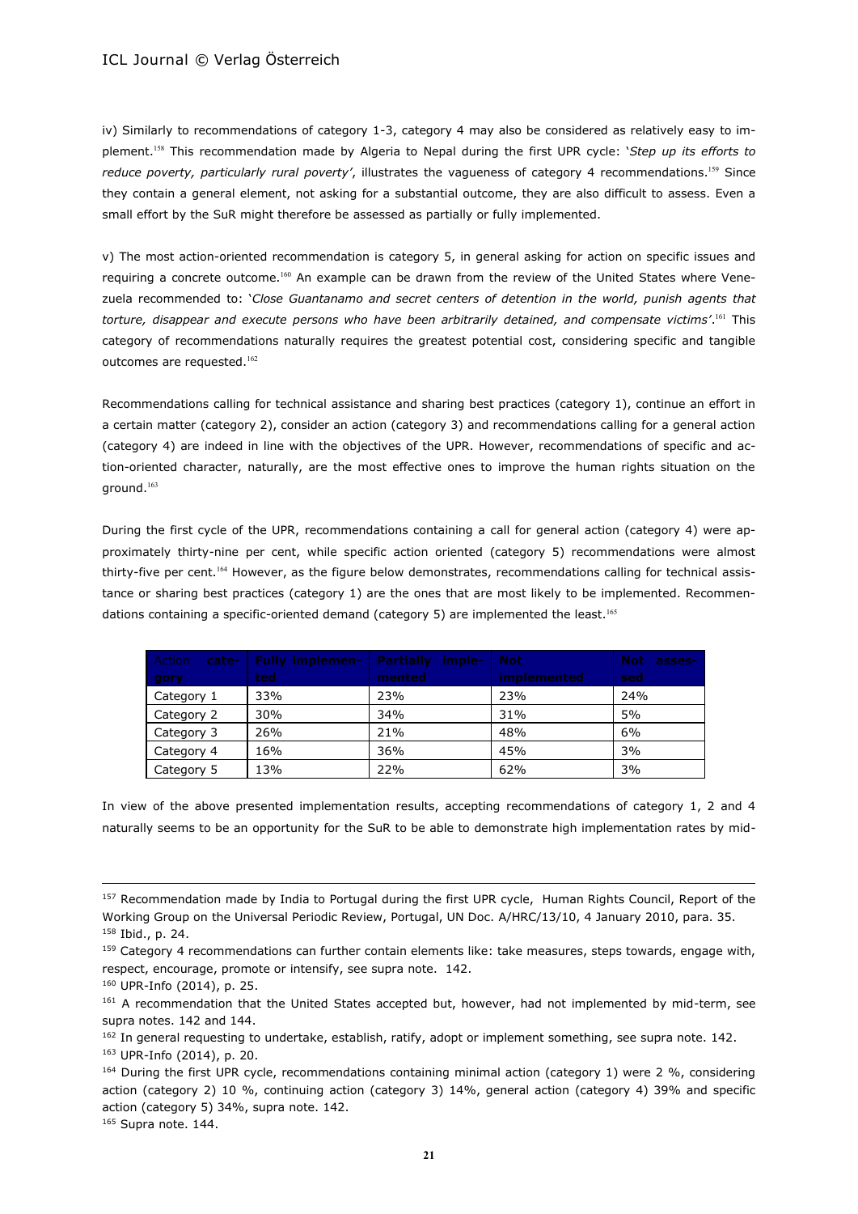iv) Similarly to recommendations of category 1-3, category 4 may also be considered as relatively easy to implement.[158] This recommendation made by Algeria to Nepal during the first UPR cycle: '*Step up its efforts to reduce poverty, particularly rural poverty'*, illustrates the vagueness of category 4 recommendations.[159] Since they contain a general element, not asking for a substantial outcome, they are also difficult to assess. Even a small effort by the SuR might therefore be assessed as partially or fully implemented.

v) The most action-oriented recommendation is category 5, in general asking for action on specific issues and requiring a concrete outcome.[160] An example can be drawn from the review of the United States where Venezuela recommended to: '*Close Guantanamo and secret centers of detention in the world, punish agents that torture, disappear and execute persons who have been arbitrarily detained, and compensate victims'*.[161] This category of recommendations naturally requires the greatest potential cost, considering specific and tangible outcomes are requested.[162]

Recommendations calling for technical assistance and sharing best practices (category 1), continue an effort in a certain matter (category 2), consider an action (category 3) and recommendations calling for a general action (category 4) are indeed in line with the objectives of the UPR. However, recommendations of specific and action-oriented character, naturally, are the most effective ones to improve the human rights situation on the ground.[163]

During the first cycle of the UPR, recommendations containing a call for general action (category 4) were approximately thirty-nine per cent, while specific action oriented (category 5) recommendations were almost thirty-five per cent.[164] However, as the figure below demonstrates, recommendations calling for technical assistance or sharing best practices (category 1) are the ones that are most likely to be implemented. Recommendations containing a specific-oriented demand (category 5) are implemented the least.[165]

| Action category | Fully implemented | Partially implemented | Not implemented | Not assessed |
|---|---|---|---|---|
| Category 1 | 33% | 23% | 23% | 24% |
| Category 2 | 30% | 34% | 31% | 5% |
| Category 3 | 26% | 21% | 48% | 6% |
| Category 4 | 16% | 36% | 45% | 3% |
| Category 5 | 13% | 22% | 62% | 3% |

In view of the above presented implementation results, accepting recommendations of category 1, 2 and 4 naturally seems to be an opportunity for the SuR to be able to demonstrate high implementation rates by mid-

---

[157] Recommendation made by India to Portugal during the first UPR cycle, Human Rights Council, Report of the Working Group on the Universal Periodic Review, Portugal, UN Doc. A/HRC/13/10, 4 January 2010, para. 35.
[158] Ibid., p. 24.
[159] Category 4 recommendations can further contain elements like: take measures, steps towards, engage with, respect, encourage, promote or intensify, see supra note. 142.
[160] UPR-Info (2014), p. 25.
[161] A recommendation that the United States accepted but, however, had not implemented by mid-term, see supra notes. 142 and 144.
[162] In general requesting to undertake, establish, ratify, adopt or implement something, see supra note. 142.
[163] UPR-Info (2014), p. 20.
[164] During the first UPR cycle, recommendations containing minimal action (category 1) were 2 %, considering action (category 2) 10 %, continuing action (category 3) 14%, general action (category 4) 39% and specific action (category 5) 34%, supra note. 142.
[165] Supra note. 144.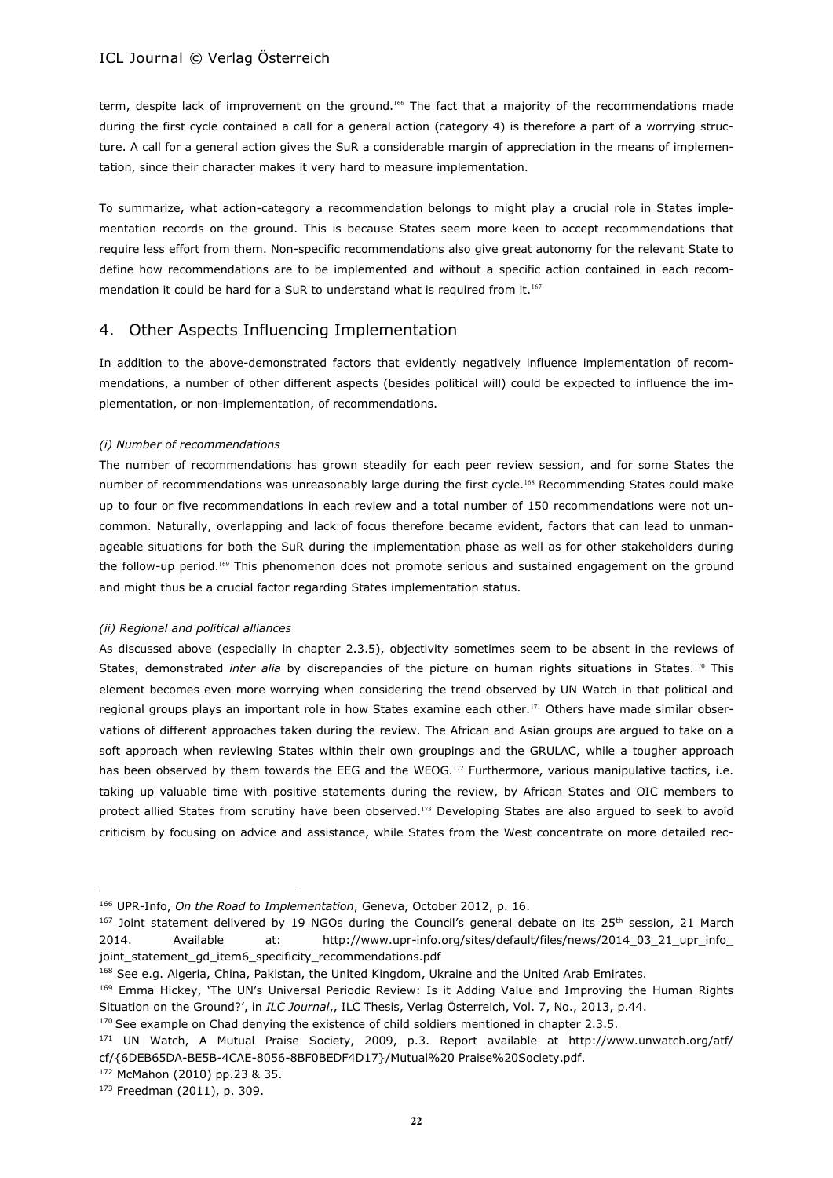term, despite lack of improvement on the ground.[166] The fact that a majority of the recommendations made during the first cycle contained a call for a general action (category 4) is therefore a part of a worrying structure. A call for a general action gives the SuR a considerable margin of appreciation in the means of implementation, since their character makes it very hard to measure implementation.

To summarize, what action-category a recommendation belongs to might play a crucial role in States implementation records on the ground. This is because States seem more keen to accept recommendations that require less effort from them. Non-specific recommendations also give great autonomy for the relevant State to define how recommendations are to be implemented and without a specific action contained in each recommendation it could be hard for a SuR to understand what is required from it.[167]

## 4. Other Aspects Influencing Implementation

In addition to the above-demonstrated factors that evidently negatively influence implementation of recommendations, a number of other different aspects (besides political will) could be expected to influence the implementation, or non-implementation, of recommendations.

*(i) Number of recommendations*

The number of recommendations has grown steadily for each peer review session, and for some States the number of recommendations was unreasonably large during the first cycle.[168] Recommending States could make up to four or five recommendations in each review and a total number of 150 recommendations were not uncommon. Naturally, overlapping and lack of focus therefore became evident, factors that can lead to unmanageable situations for both the SuR during the implementation phase as well as for other stakeholders during the follow-up period.[169] This phenomenon does not promote serious and sustained engagement on the ground and might thus be a crucial factor regarding States implementation status.

*(ii) Regional and political alliances*

As discussed above (especially in chapter 2.3.5), objectivity sometimes seem to be absent in the reviews of States, demonstrated *inter alia* by discrepancies of the picture on human rights situations in States.[170] This element becomes even more worrying when considering the trend observed by UN Watch in that political and regional groups plays an important role in how States examine each other.[171] Others have made similar observations of different approaches taken during the review. The African and Asian groups are argued to take on a soft approach when reviewing States within their own groupings and the GRULAC, while a tougher approach has been observed by them towards the EEG and the WEOG.[172] Furthermore, various manipulative tactics, i.e. taking up valuable time with positive statements during the review, by African States and OIC members to protect allied States from scrutiny have been observed.[173] Developing States are also argued to seek to avoid criticism by focusing on advice and assistance, while States from the West concentrate on more detailed rec-

---

[166] UPR-Info, *On the Road to Implementation*, Geneva, October 2012, p. 16.

[167] Joint statement delivered by 19 NGOs during the Council's general debate on its 25th session, 21 March 2014. Available at: http://www.upr-info.org/sites/default/files/news/2014_03_21_upr_info_joint_statement_gd_item6_specificity_recommendations.pdf

[168] See e.g. Algeria, China, Pakistan, the United Kingdom, Ukraine and the United Arab Emirates.

[169] Emma Hickey, 'The UN's Universal Periodic Review: Is it Adding Value and Improving the Human Rights Situation on the Ground?', in *ILC Journal*,, ILC Thesis, Verlag Österreich, Vol. 7, No., 2013, p.44.

[170] See example on Chad denying the existence of child soldiers mentioned in chapter 2.3.5.

[171] UN Watch, A Mutual Praise Society, 2009, p.3. Report available at http://www.unwatch.org/atf/cf/{6DEB65DA-BE5B-4CAE-8056-8BF0BEDF4D17}/Mutual%20 Praise%20Society.pdf.

[172] McMahon (2010) pp.23 & 35.

[173] Freedman (2011), p. 309.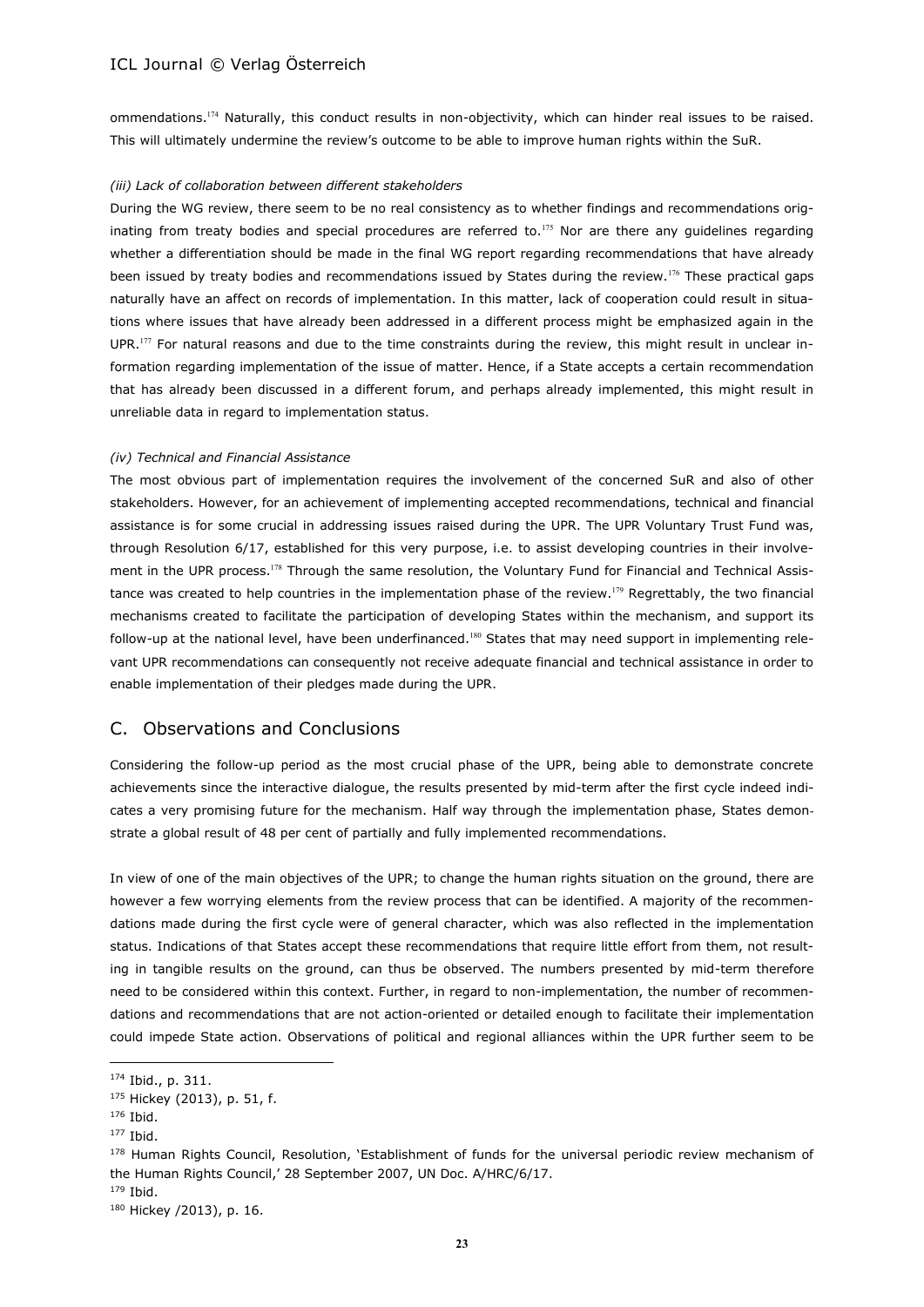ommendations.[174] Naturally, this conduct results in non-objectivity, which can hinder real issues to be raised. This will ultimately undermine the review's outcome to be able to improve human rights within the SuR.

*(iii) Lack of collaboration between different stakeholders*

During the WG review, there seem to be no real consistency as to whether findings and recommendations originating from treaty bodies and special procedures are referred to.[175] Nor are there any guidelines regarding whether a differentiation should be made in the final WG report regarding recommendations that have already been issued by treaty bodies and recommendations issued by States during the review.[176] These practical gaps naturally have an affect on records of implementation. In this matter, lack of cooperation could result in situations where issues that have already been addressed in a different process might be emphasized again in the UPR.[177] For natural reasons and due to the time constraints during the review, this might result in unclear information regarding implementation of the issue of matter. Hence, if a State accepts a certain recommendation that has already been discussed in a different forum, and perhaps already implemented, this might result in unreliable data in regard to implementation status.

*(iv) Technical and Financial Assistance*

The most obvious part of implementation requires the involvement of the concerned SuR and also of other stakeholders. However, for an achievement of implementing accepted recommendations, technical and financial assistance is for some crucial in addressing issues raised during the UPR. The UPR Voluntary Trust Fund was, through Resolution 6/17, established for this very purpose, i.e. to assist developing countries in their involvement in the UPR process.[178] Through the same resolution, the Voluntary Fund for Financial and Technical Assistance was created to help countries in the implementation phase of the review.[179] Regrettably, the two financial mechanisms created to facilitate the participation of developing States within the mechanism, and support its follow-up at the national level, have been underfinanced.[180] States that may need support in implementing relevant UPR recommendations can consequently not receive adequate financial and technical assistance in order to enable implementation of their pledges made during the UPR.

## C. Observations and Conclusions

Considering the follow-up period as the most crucial phase of the UPR, being able to demonstrate concrete achievements since the interactive dialogue, the results presented by mid-term after the first cycle indeed indicates a very promising future for the mechanism. Half way through the implementation phase, States demonstrate a global result of 48 per cent of partially and fully implemented recommendations.

In view of one of the main objectives of the UPR; to change the human rights situation on the ground, there are however a few worrying elements from the review process that can be identified. A majority of the recommendations made during the first cycle were of general character, which was also reflected in the implementation status. Indications of that States accept these recommendations that require little effort from them, not resulting in tangible results on the ground, can thus be observed. The numbers presented by mid-term therefore need to be considered within this context. Further, in regard to non-implementation, the number of recommendations and recommendations that are not action-oriented or detailed enough to facilitate their implementation could impede State action. Observations of political and regional alliances within the UPR further seem to be

---

[174] Ibid., p. 311.

[175] Hickey (2013), p. 51, f.

[176] Ibid.

[177] Ibid.

[178] Human Rights Council, Resolution, 'Establishment of funds for the universal periodic review mechanism of the Human Rights Council,' 28 September 2007, UN Doc. A/HRC/6/17.

[179] Ibid.

[180] Hickey /2013), p. 16.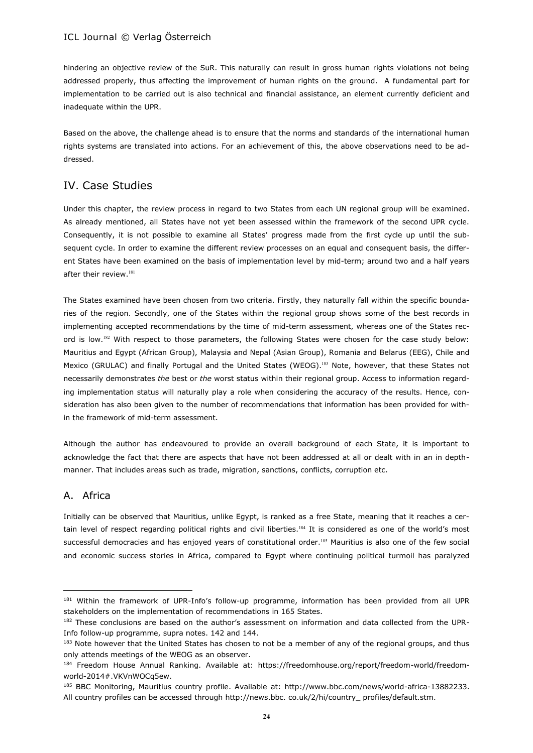hindering an objective review of the SuR. This naturally can result in gross human rights violations not being addressed properly, thus affecting the improvement of human rights on the ground. A fundamental part for implementation to be carried out is also technical and financial assistance, an element currently deficient and inadequate within the UPR.

Based on the above, the challenge ahead is to ensure that the norms and standards of the international human rights systems are translated into actions. For an achievement of this, the above observations need to be addressed.

## IV. Case Studies

Under this chapter, the review process in regard to two States from each UN regional group will be examined. As already mentioned, all States have not yet been assessed within the framework of the second UPR cycle. Consequently, it is not possible to examine all States' progress made from the first cycle up until the subsequent cycle. In order to examine the different review processes on an equal and consequent basis, the different States have been examined on the basis of implementation level by mid-term; around two and a half years after their review.[181]

The States examined have been chosen from two criteria. Firstly, they naturally fall within the specific boundaries of the region. Secondly, one of the States within the regional group shows some of the best records in implementing accepted recommendations by the time of mid-term assessment, whereas one of the States record is low.[182] With respect to those parameters, the following States were chosen for the case study below: Mauritius and Egypt (African Group), Malaysia and Nepal (Asian Group), Romania and Belarus (EEG), Chile and Mexico (GRULAC) and finally Portugal and the United States (WEOG).[183] Note, however, that these States not necessarily demonstrates *the* best or *the* worst status within their regional group. Access to information regarding implementation status will naturally play a role when considering the accuracy of the results. Hence, consideration has also been given to the number of recommendations that information has been provided for within the framework of mid-term assessment.

Although the author has endeavoured to provide an overall background of each State, it is important to acknowledge the fact that there are aspects that have not been addressed at all or dealt with in an in depth-manner. That includes areas such as trade, migration, sanctions, conflicts, corruption etc.

### A. Africa

Initially can be observed that Mauritius, unlike Egypt, is ranked as a free State, meaning that it reaches a certain level of respect regarding political rights and civil liberties.[184] It is considered as one of the world's most successful democracies and has enjoyed years of constitutional order.[185] Mauritius is also one of the few social and economic success stories in Africa, compared to Egypt where continuing political turmoil has paralyzed

---

[181] Within the framework of UPR-Info's follow-up programme, information has been provided from all UPR stakeholders on the implementation of recommendations in 165 States.

[182] These conclusions are based on the author's assessment on information and data collected from the UPR-Info follow-up programme, supra notes. 142 and 144.

[183] Note however that the United States has chosen to not be a member of any of the regional groups, and thus only attends meetings of the WEOG as an observer.

[184] Freedom House Annual Ranking. Available at: https://freedomhouse.org/report/freedom-world/freedom-world-2014#.VKVnWOCq5ew.

[185] BBC Monitoring, Mauritius country profile. Available at: http://www.bbc.com/news/world-africa-13882233. All country profiles can be accessed through http://news.bbc. co.uk/2/hi/country_ profiles/default.stm.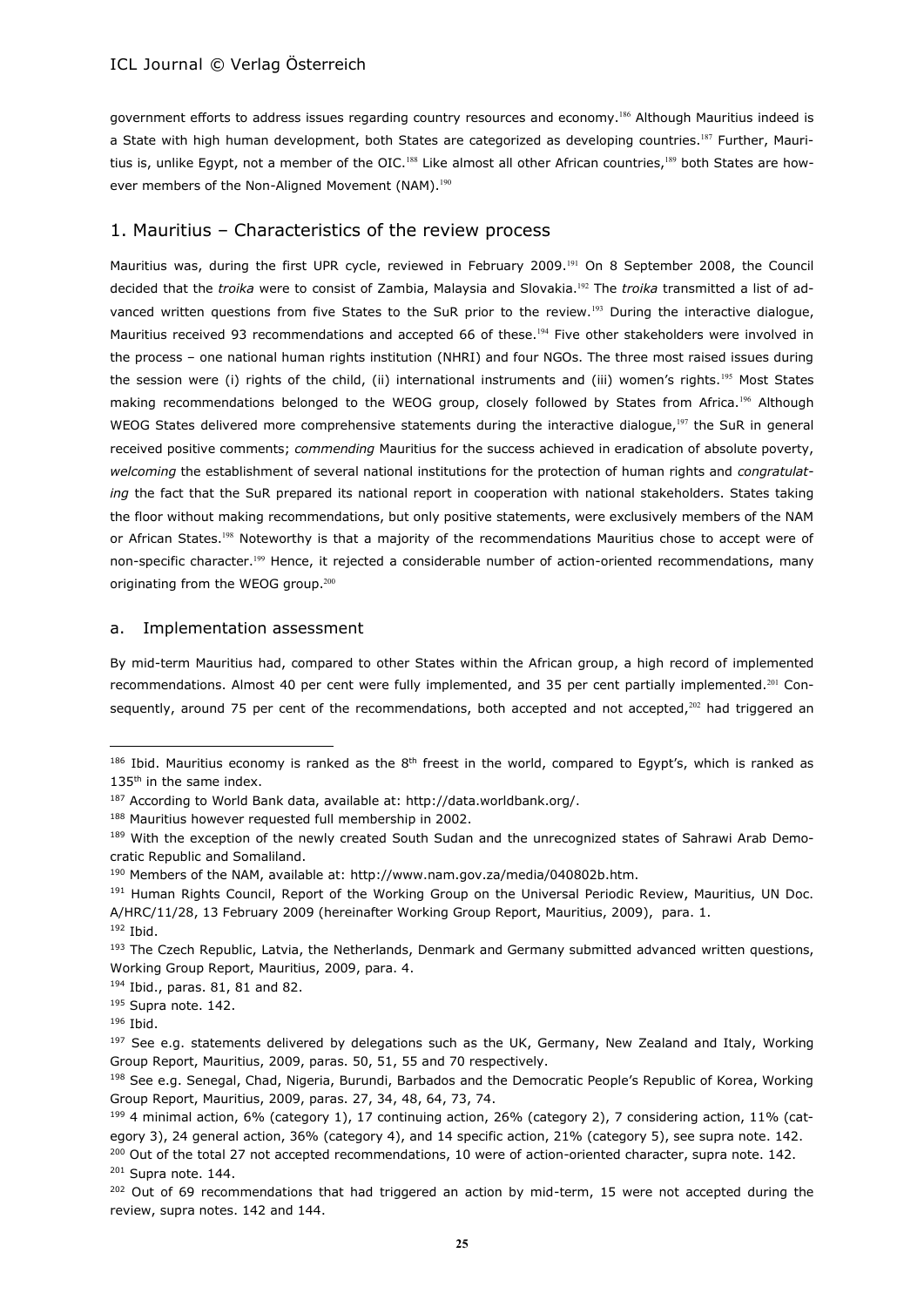government efforts to address issues regarding country resources and economy.[186] Although Mauritius indeed is a State with high human development, both States are categorized as developing countries.[187] Further, Mauritius is, unlike Egypt, not a member of the OIC.[188] Like almost all other African countries,[189] both States are however members of the Non-Aligned Movement (NAM).[190]

## 1. Mauritius – Characteristics of the review process

Mauritius was, during the first UPR cycle, reviewed in February 2009.[191] On 8 September 2008, the Council decided that the *troika* were to consist of Zambia, Malaysia and Slovakia.[192] The *troika* transmitted a list of advanced written questions from five States to the SuR prior to the review.[193] During the interactive dialogue, Mauritius received 93 recommendations and accepted 66 of these.[194] Five other stakeholders were involved in the process – one national human rights institution (NHRI) and four NGOs. The three most raised issues during the session were (i) rights of the child, (ii) international instruments and (iii) women's rights.[195] Most States making recommendations belonged to the WEOG group, closely followed by States from Africa.[196] Although WEOG States delivered more comprehensive statements during the interactive dialogue,[197] the SuR in general received positive comments; *commending* Mauritius for the success achieved in eradication of absolute poverty, *welcoming* the establishment of several national institutions for the protection of human rights and *congratulating* the fact that the SuR prepared its national report in cooperation with national stakeholders. States taking the floor without making recommendations, but only positive statements, were exclusively members of the NAM or African States.[198] Noteworthy is that a majority of the recommendations Mauritius chose to accept were of non-specific character.[199] Hence, it rejected a considerable number of action-oriented recommendations, many originating from the WEOG group.[200]

### a. Implementation assessment

By mid-term Mauritius had, compared to other States within the African group, a high record of implemented recommendations. Almost 40 per cent were fully implemented, and 35 per cent partially implemented.[201] Consequently, around 75 per cent of the recommendations, both accepted and not accepted,[202] had triggered an

---

[186] Ibid. Mauritius economy is ranked as the 8th freest in the world, compared to Egypt's, which is ranked as 135th in the same index.

[187] According to World Bank data, available at: http://data.worldbank.org/.

[188] Mauritius however requested full membership in 2002.

[189] With the exception of the newly created South Sudan and the unrecognized states of Sahrawi Arab Democratic Republic and Somaliland.

[190] Members of the NAM, available at: http://www.nam.gov.za/media/040802b.htm.

[191] Human Rights Council, Report of the Working Group on the Universal Periodic Review, Mauritius, UN Doc. A/HRC/11/28, 13 February 2009 (hereinafter Working Group Report, Mauritius, 2009), para. 1.

[192] Ibid.

[193] The Czech Republic, Latvia, the Netherlands, Denmark and Germany submitted advanced written questions, Working Group Report, Mauritius, 2009, para. 4.

[194] Ibid., paras. 81, 81 and 82.

[195] Supra note. 142.

[196] Ibid.

[197] See e.g. statements delivered by delegations such as the UK, Germany, New Zealand and Italy, Working Group Report, Mauritius, 2009, paras. 50, 51, 55 and 70 respectively.

[198] See e.g. Senegal, Chad, Nigeria, Burundi, Barbados and the Democratic People's Republic of Korea, Working Group Report, Mauritius, 2009, paras. 27, 34, 48, 64, 73, 74.

[199] 4 minimal action, 6% (category 1), 17 continuing action, 26% (category 2), 7 considering action, 11% (category 3), 24 general action, 36% (category 4), and 14 specific action, 21% (category 5), see supra note. 142.

[200] Out of the total 27 not accepted recommendations, 10 were of action-oriented character, supra note. 142.

[201] Supra note. 144.

[202] Out of 69 recommendations that had triggered an action by mid-term, 15 were not accepted during the review, supra notes. 142 and 144.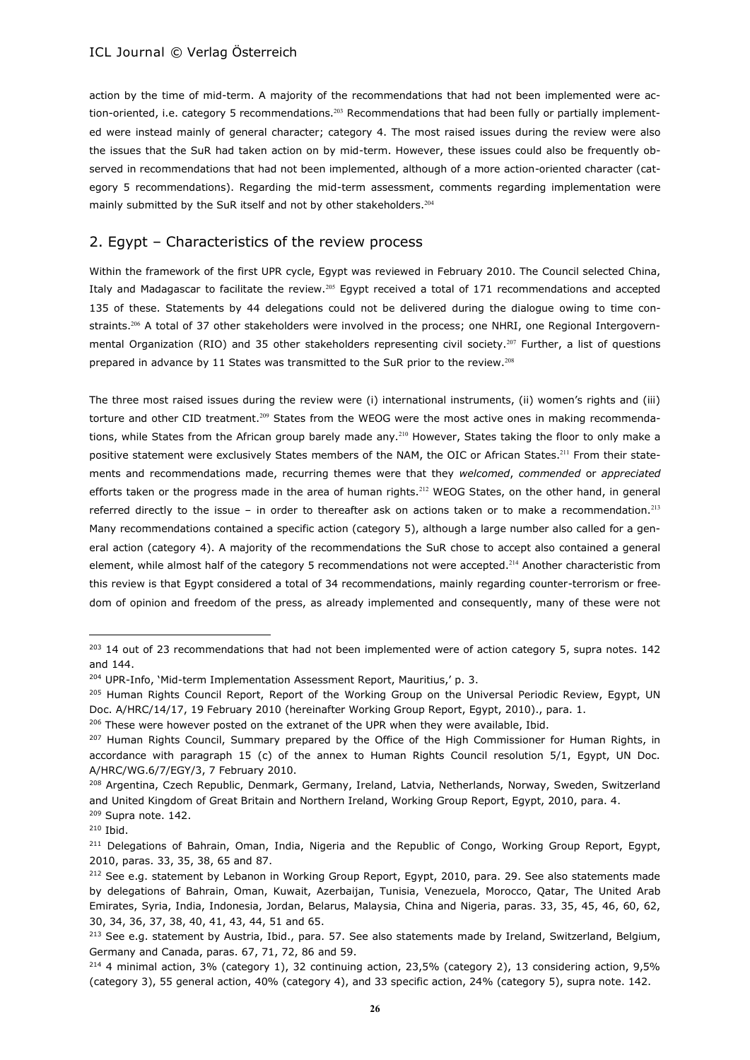action by the time of mid-term. A majority of the recommendations that had not been implemented were action-oriented, i.e. category 5 recommendations.[203] Recommendations that had been fully or partially implemented were instead mainly of general character; category 4. The most raised issues during the review were also the issues that the SuR had taken action on by mid-term. However, these issues could also be frequently observed in recommendations that had not been implemented, although of a more action-oriented character (category 5 recommendations). Regarding the mid-term assessment, comments regarding implementation were mainly submitted by the SuR itself and not by other stakeholders.[204]

## 2. Egypt – Characteristics of the review process

Within the framework of the first UPR cycle, Egypt was reviewed in February 2010. The Council selected China, Italy and Madagascar to facilitate the review.[205] Egypt received a total of 171 recommendations and accepted 135 of these. Statements by 44 delegations could not be delivered during the dialogue owing to time constraints.[206] A total of 37 other stakeholders were involved in the process; one NHRI, one Regional Intergovernmental Organization (RIO) and 35 other stakeholders representing civil society.[207] Further, a list of questions prepared in advance by 11 States was transmitted to the SuR prior to the review.[208]

The three most raised issues during the review were (i) international instruments, (ii) women's rights and (iii) torture and other CID treatment.[209] States from the WEOG were the most active ones in making recommendations, while States from the African group barely made any.[210] However, States taking the floor to only make a positive statement were exclusively States members of the NAM, the OIC or African States.[211] From their statements and recommendations made, recurring themes were that they *welcomed*, *commended* or *appreciated* efforts taken or the progress made in the area of human rights.[212] WEOG States, on the other hand, in general referred directly to the issue – in order to thereafter ask on actions taken or to make a recommendation.[213] Many recommendations contained a specific action (category 5), although a large number also called for a general action (category 4). A majority of the recommendations the SuR chose to accept also contained a general element, while almost half of the category 5 recommendations not were accepted.[214] Another characteristic from this review is that Egypt considered a total of 34 recommendations, mainly regarding counter-terrorism or freedom of opinion and freedom of the press, as already implemented and consequently, many of these were not

---

[203] 14 out of 23 recommendations that had not been implemented were of action category 5, supra notes. 142 and 144.

[204] UPR-Info, 'Mid-term Implementation Assessment Report, Mauritius,' p. 3.

[205] Human Rights Council Report, Report of the Working Group on the Universal Periodic Review, Egypt, UN Doc. A/HRC/14/17, 19 February 2010 (hereinafter Working Group Report, Egypt, 2010)., para. 1.

[206] These were however posted on the extranet of the UPR when they were available, Ibid.

[207] Human Rights Council, Summary prepared by the Office of the High Commissioner for Human Rights, in accordance with paragraph 15 (c) of the annex to Human Rights Council resolution 5/1, Egypt, UN Doc. A/HRC/WG.6/7/EGY/3, 7 February 2010.

[208] Argentina, Czech Republic, Denmark, Germany, Ireland, Latvia, Netherlands, Norway, Sweden, Switzerland and United Kingdom of Great Britain and Northern Ireland, Working Group Report, Egypt, 2010, para. 4.

[209] Supra note. 142.

[210] Ibid.

[211] Delegations of Bahrain, Oman, India, Nigeria and the Republic of Congo, Working Group Report, Egypt, 2010, paras. 33, 35, 38, 65 and 87.

[212] See e.g. statement by Lebanon in Working Group Report, Egypt, 2010, para. 29. See also statements made by delegations of Bahrain, Oman, Kuwait, Azerbaijan, Tunisia, Venezuela, Morocco, Qatar, The United Arab Emirates, Syria, India, Indonesia, Jordan, Belarus, Malaysia, China and Nigeria, paras. 33, 35, 45, 46, 60, 62, 30, 34, 36, 37, 38, 40, 41, 43, 44, 51 and 65.

[213] See e.g. statement by Austria, Ibid., para. 57. See also statements made by Ireland, Switzerland, Belgium, Germany and Canada, paras. 67, 71, 72, 86 and 59.

[214] 4 minimal action, 3% (category 1), 32 continuing action, 23,5% (category 2), 13 considering action, 9,5% (category 3), 55 general action, 40% (category 4), and 33 specific action, 24% (category 5), supra note. 142.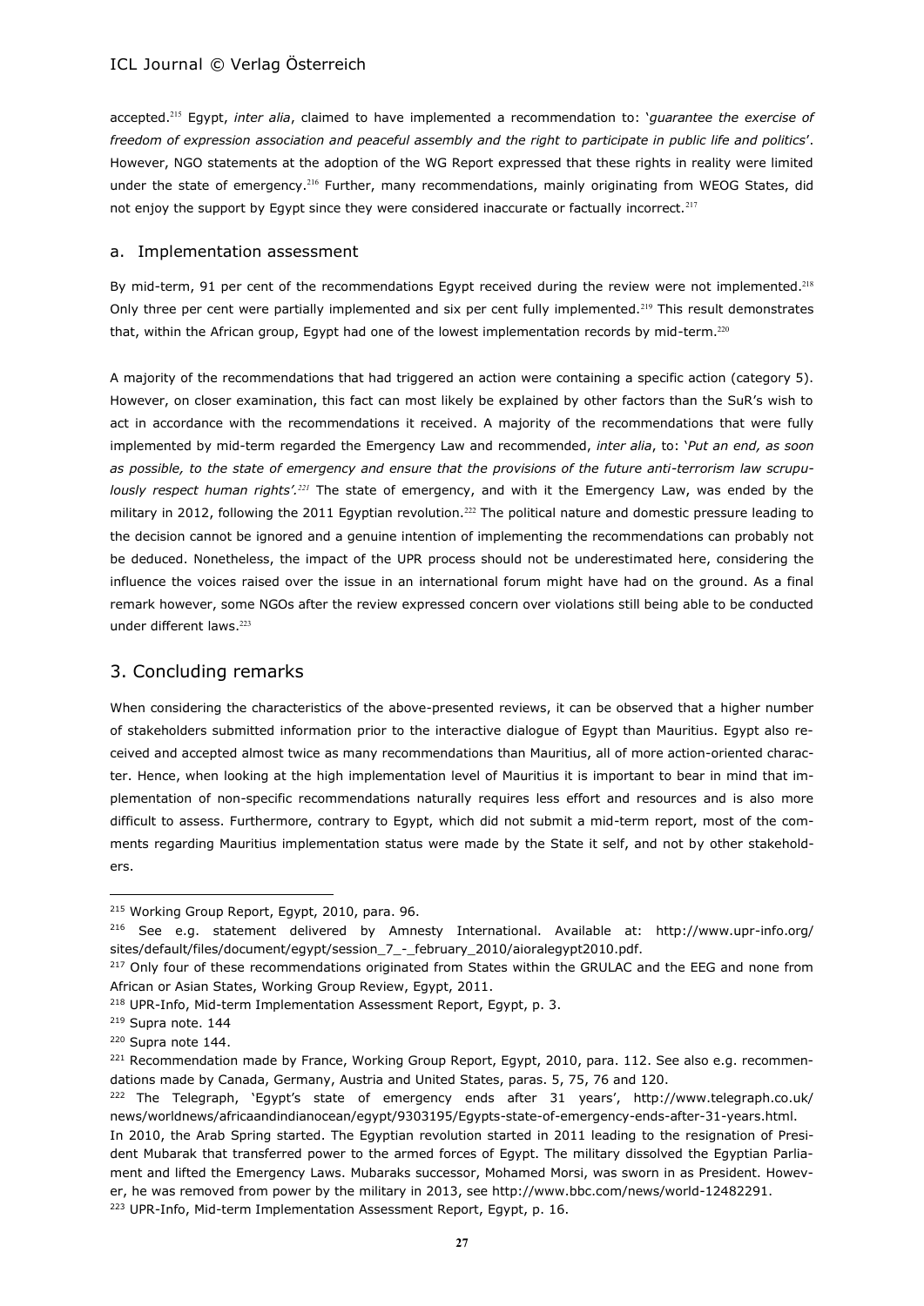accepted.[215] Egypt, *inter alia*, claimed to have implemented a recommendation to: '*guarantee the exercise of freedom of expression association and peaceful assembly and the right to participate in public life and politics*'. However, NGO statements at the adoption of the WG Report expressed that these rights in reality were limited under the state of emergency.[216] Further, many recommendations, mainly originating from WEOG States, did not enjoy the support by Egypt since they were considered inaccurate or factually incorrect.[217]

### a. Implementation assessment

By mid-term, 91 per cent of the recommendations Egypt received during the review were not implemented.[218] Only three per cent were partially implemented and six per cent fully implemented.[219] This result demonstrates that, within the African group, Egypt had one of the lowest implementation records by mid-term.[220]

A majority of the recommendations that had triggered an action were containing a specific action (category 5). However, on closer examination, this fact can most likely be explained by other factors than the SuR's wish to act in accordance with the recommendations it received. A majority of the recommendations that were fully implemented by mid-term regarded the Emergency Law and recommended, *inter alia*, to: '*Put an end, as soon as possible, to the state of emergency and ensure that the provisions of the future anti-terrorism law scrupulously respect human rights'.*[221] The state of emergency, and with it the Emergency Law, was ended by the military in 2012, following the 2011 Egyptian revolution.[222] The political nature and domestic pressure leading to the decision cannot be ignored and a genuine intention of implementing the recommendations can probably not be deduced. Nonetheless, the impact of the UPR process should not be underestimated here, considering the influence the voices raised over the issue in an international forum might have had on the ground. As a final remark however, some NGOs after the review expressed concern over violations still being able to be conducted under different laws.[223]

## 3. Concluding remarks

When considering the characteristics of the above-presented reviews, it can be observed that a higher number of stakeholders submitted information prior to the interactive dialogue of Egypt than Mauritius. Egypt also received and accepted almost twice as many recommendations than Mauritius, all of more action-oriented character. Hence, when looking at the high implementation level of Mauritius it is important to bear in mind that implementation of non-specific recommendations naturally requires less effort and resources and is also more difficult to assess. Furthermore, contrary to Egypt, which did not submit a mid-term report, most of the comments regarding Mauritius implementation status were made by the State it self, and not by other stakeholders.

---

[215] Working Group Report, Egypt, 2010, para. 96.

[216] See e.g. statement delivered by Amnesty International. Available at: http://www.upr-info.org/sites/default/files/document/egypt/session_7_-_february_2010/aioralegypt2010.pdf.

[217] Only four of these recommendations originated from States within the GRULAC and the EEG and none from African or Asian States, Working Group Review, Egypt, 2011.

[218] UPR-Info, Mid-term Implementation Assessment Report, Egypt, p. 3.

[219] Supra note. 144

[220] Supra note 144.

[221] Recommendation made by France, Working Group Report, Egypt, 2010, para. 112. See also e.g. recommendations made by Canada, Germany, Austria and United States, paras. 5, 75, 76 and 120.

[222] The Telegraph, 'Egypt's state of emergency ends after 31 years', http://www.telegraph.co.uk/news/worldnews/africaandindianocean/egypt/9303195/Egypts-state-of-emergency-ends-after-31-years.html. In 2010, the Arab Spring started. The Egyptian revolution started in 2011 leading to the resignation of President Mubarak that transferred power to the armed forces of Egypt. The military dissolved the Egyptian Parliament and lifted the Emergency Laws. Mubaraks successor, Mohamed Morsi, was sworn in as President. However, he was removed from power by the military in 2013, see http://www.bbc.com/news/world-12482291.

[223] UPR-Info, Mid-term Implementation Assessment Report, Egypt, p. 16.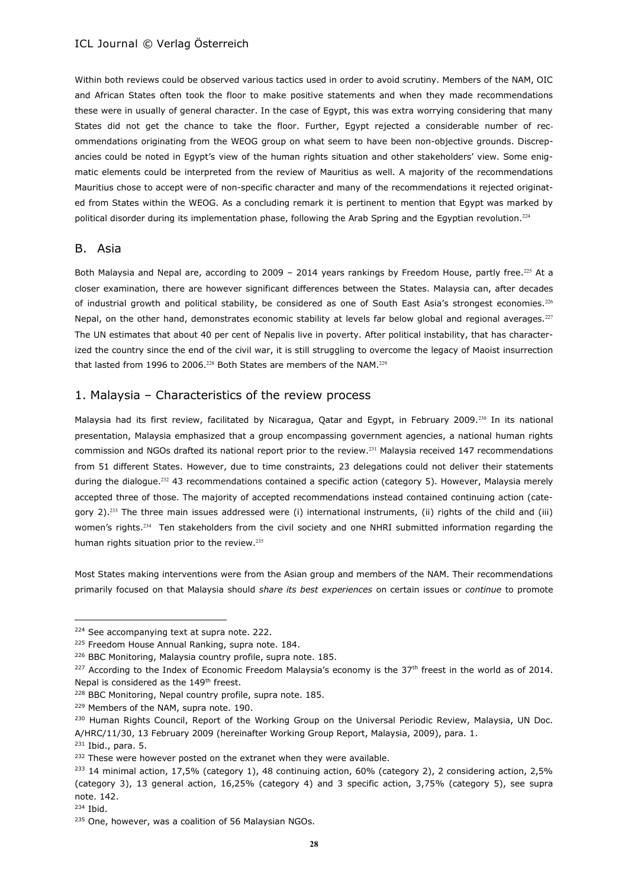Within both reviews could be observed various tactics used in order to avoid scrutiny. Members of the NAM, OIC and African States often took the floor to make positive statements and when they made recommendations these were in usually of general character. In the case of Egypt, this was extra worrying considering that many States did not get the chance to take the floor. Further, Egypt rejected a considerable number of recommendations originating from the WEOG group on what seem to have been non-objective grounds. Discrepancies could be noted in Egypt's view of the human rights situation and other stakeholders' view. Some enigmatic elements could be interpreted from the review of Mauritius as well. A majority of the recommendations Mauritius chose to accept were of non-specific character and many of the recommendations it rejected originated from States within the WEOG. As a concluding remark it is pertinent to mention that Egypt was marked by political disorder during its implementation phase, following the Arab Spring and the Egyptian revolution.[224]

## B. Asia

Both Malaysia and Nepal are, according to 2009 – 2014 years rankings by Freedom House, partly free.[225] At a closer examination, there are however significant differences between the States. Malaysia can, after decades of industrial growth and political stability, be considered as one of South East Asia's strongest economies.[226] Nepal, on the other hand, demonstrates economic stability at levels far below global and regional averages.[227] The UN estimates that about 40 per cent of Nepalis live in poverty. After political instability, that has characterized the country since the end of the civil war, it is still struggling to overcome the legacy of Maoist insurrection that lasted from 1996 to 2006.[228] Both States are members of the NAM.[229]

### 1. Malaysia – Characteristics of the review process

Malaysia had its first review, facilitated by Nicaragua, Qatar and Egypt, in February 2009.[230] In its national presentation, Malaysia emphasized that a group encompassing government agencies, a national human rights commission and NGOs drafted its national report prior to the review.[231] Malaysia received 147 recommendations from 51 different States. However, due to time constraints, 23 delegations could not deliver their statements during the dialogue.[232] 43 recommendations contained a specific action (category 5). However, Malaysia merely accepted three of those. The majority of accepted recommendations instead contained continuing action (category 2).[233] The three main issues addressed were (i) international instruments, (ii) rights of the child and (iii) women's rights.[234] Ten stakeholders from the civil society and one NHRI submitted information regarding the human rights situation prior to the review.[235]

Most States making interventions were from the Asian group and members of the NAM. Their recommendations primarily focused on that Malaysia should *share its best experiences* on certain issues or *continue* to promote

---

[224] See accompanying text at supra note. 222.

[225] Freedom House Annual Ranking, supra note. 184.

[226] BBC Monitoring, Malaysia country profile, supra note. 185.

[227] According to the Index of Economic Freedom Malaysia's economy is the 37th freest in the world as of 2014. Nepal is considered as the 149th freest.

[228] BBC Monitoring, Nepal country profile, supra note. 185.

[229] Members of the NAM, supra note. 190.

[230] Human Rights Council, Report of the Working Group on the Universal Periodic Review, Malaysia, UN Doc. A/HRC/11/30, 13 February 2009 (hereinafter Working Group Report, Malaysia, 2009), para. 1.

[231] Ibid., para. 5.

[232] These were however posted on the extranet when they were available.

[233] 14 minimal action, 17,5% (category 1), 48 continuing action, 60% (category 2), 2 considering action, 2,5% (category 3), 13 general action, 16,25% (category 4) and 3 specific action, 3,75% (category 5), see supra note. 142.

[234] Ibid.

[235] One, however, was a coalition of 56 Malaysian NGOs.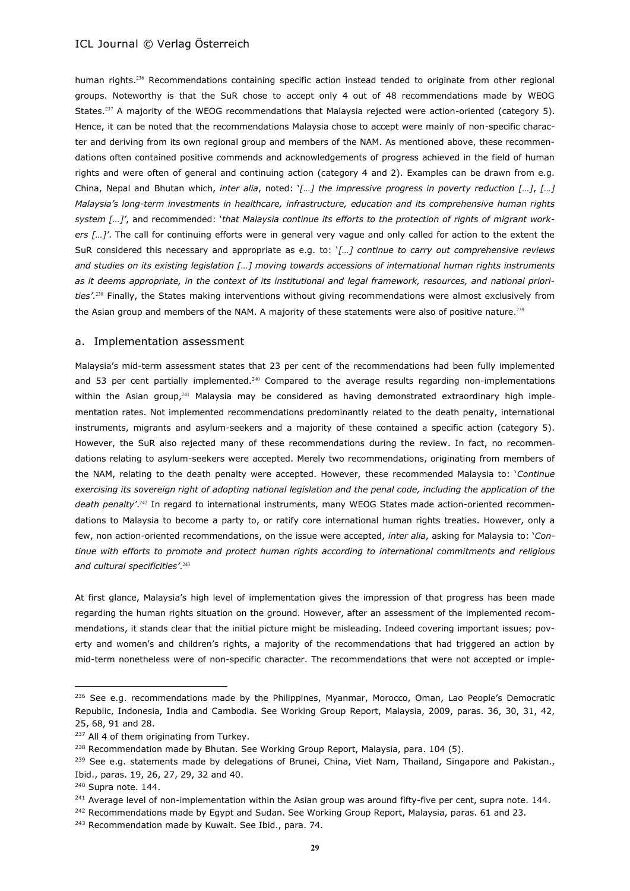human rights.[236] Recommendations containing specific action instead tended to originate from other regional groups. Noteworthy is that the SuR chose to accept only 4 out of 48 recommendations made by WEOG States.[237] A majority of the WEOG recommendations that Malaysia rejected were action-oriented (category 5). Hence, it can be noted that the recommendations Malaysia chose to accept were mainly of non-specific character and deriving from its own regional group and members of the NAM. As mentioned above, these recommendations often contained positive commends and acknowledgements of progress achieved in the field of human rights and were often of general and continuing action (category 4 and 2). Examples can be drawn from e.g. China, Nepal and Bhutan which, *inter alia*, noted: '*[…] the impressive progress in poverty reduction […]*, *[…] Malaysia's long-term investments in healthcare, infrastructure, education and its comprehensive human rights system […]*', and recommended: '*that Malaysia continue its efforts to the protection of rights of migrant workers […]*'. The call for continuing efforts were in general very vague and only called for action to the extent the SuR considered this necessary and appropriate as e.g. to: '*[…] continue to carry out comprehensive reviews and studies on its existing legislation […] moving towards accessions of international human rights instruments as it deems appropriate, in the context of its institutional and legal framework, resources, and national priorities*'.[238] Finally, the States making interventions without giving recommendations were almost exclusively from the Asian group and members of the NAM. A majority of these statements were also of positive nature.[239]

## a. Implementation assessment

Malaysia's mid-term assessment states that 23 per cent of the recommendations had been fully implemented and 53 per cent partially implemented.[240] Compared to the average results regarding non-implementations within the Asian group,[241] Malaysia may be considered as having demonstrated extraordinary high implementation rates. Not implemented recommendations predominantly related to the death penalty, international instruments, migrants and asylum-seekers and a majority of these contained a specific action (category 5). However, the SuR also rejected many of these recommendations during the review. In fact, no recommendations relating to asylum-seekers were accepted. Merely two recommendations, originating from members of the NAM, relating to the death penalty were accepted. However, these recommended Malaysia to: '*Continue exercising its sovereign right of adopting national legislation and the penal code, including the application of the death penalty*'.[242] In regard to international instruments, many WEOG States made action-oriented recommendations to Malaysia to become a party to, or ratify core international human rights treaties. However, only a few, non action-oriented recommendations, on the issue were accepted, *inter alia*, asking for Malaysia to: '*Continue with efforts to promote and protect human rights according to international commitments and religious and cultural specificities*'.[243]

At first glance, Malaysia's high level of implementation gives the impression of that progress has been made regarding the human rights situation on the ground. However, after an assessment of the implemented recommendations, it stands clear that the initial picture might be misleading. Indeed covering important issues; poverty and women's and children's rights, a majority of the recommendations that had triggered an action by mid-term nonetheless were of non-specific character. The recommendations that were not accepted or imple-

---

[236] See e.g. recommendations made by the Philippines, Myanmar, Morocco, Oman, Lao People's Democratic Republic, Indonesia, India and Cambodia. See Working Group Report, Malaysia, 2009, paras. 36, 30, 31, 42, 25, 68, 91 and 28.

[237] All 4 of them originating from Turkey.

[238] Recommendation made by Bhutan. See Working Group Report, Malaysia, para. 104 (5).

[239] See e.g. statements made by delegations of Brunei, China, Viet Nam, Thailand, Singapore and Pakistan., Ibid., paras. 19, 26, 27, 29, 32 and 40.

[240] Supra note. 144.

[241] Average level of non-implementation within the Asian group was around fifty-five per cent, supra note. 144.

[242] Recommendations made by Egypt and Sudan. See Working Group Report, Malaysia, paras. 61 and 23.

[243] Recommendation made by Kuwait. See Ibid., para. 74.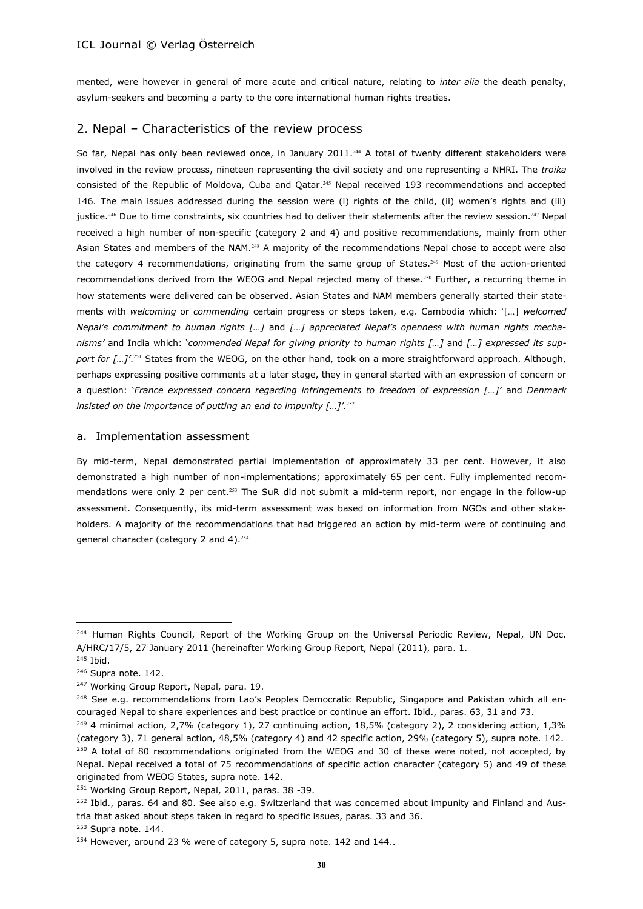mented, were however in general of more acute and critical nature, relating to *inter alia* the death penalty, asylum-seekers and becoming a party to the core international human rights treaties.

## 2. Nepal – Characteristics of the review process

So far, Nepal has only been reviewed once, in January 2011.[244] A total of twenty different stakeholders were involved in the review process, nineteen representing the civil society and one representing a NHRI. The *troika* consisted of the Republic of Moldova, Cuba and Qatar.[245] Nepal received 193 recommendations and accepted 146. The main issues addressed during the session were (i) rights of the child, (ii) women's rights and (iii) justice.[246] Due to time constraints, six countries had to deliver their statements after the review session.[247] Nepal received a high number of non-specific (category 2 and 4) and positive recommendations, mainly from other Asian States and members of the NAM.[248] A majority of the recommendations Nepal chose to accept were also the category 4 recommendations, originating from the same group of States.[249] Most of the action-oriented recommendations derived from the WEOG and Nepal rejected many of these.[250] Further, a recurring theme in how statements were delivered can be observed. Asian States and NAM members generally started their statements with *welcoming* or *commending* certain progress or steps taken, e.g. Cambodia which: '[…] *welcomed Nepal's commitment to human rights […]* and *[…] appreciated Nepal's openness with human rights mechanisms'* and India which: '*commended Nepal for giving priority to human rights […]* and *[…] expressed its support for […]'*.[251] States from the WEOG, on the other hand, took on a more straightforward approach. Although, perhaps expressing positive comments at a later stage, they in general started with an expression of concern or a question: '*France expressed concern regarding infringements to freedom of expression […]'* and *Denmark insisted on the importance of putting an end to impunity […]'*.[252]

### a. Implementation assessment

By mid-term, Nepal demonstrated partial implementation of approximately 33 per cent. However, it also demonstrated a high number of non-implementations; approximately 65 per cent. Fully implemented recommendations were only 2 per cent.[253] The SuR did not submit a mid-term report, nor engage in the follow-up assessment. Consequently, its mid-term assessment was based on information from NGOs and other stakeholders. A majority of the recommendations that had triggered an action by mid-term were of continuing and general character (category 2 and 4).[254]

---

[244] Human Rights Council, Report of the Working Group on the Universal Periodic Review, Nepal, UN Doc. A/HRC/17/5, 27 January 2011 (hereinafter Working Group Report, Nepal (2011), para. 1.

[245] Ibid.

[246] Supra note. 142.

[247] Working Group Report, Nepal, para. 19.

[248] See e.g. recommendations from Lao's Peoples Democratic Republic, Singapore and Pakistan which all encouraged Nepal to share experiences and best practice or continue an effort. Ibid., paras. 63, 31 and 73.

[249] 4 minimal action, 2,7% (category 1), 27 continuing action, 18,5% (category 2), 2 considering action, 1,3% (category 3), 71 general action, 48,5% (category 4) and 42 specific action, 29% (category 5), supra note. 142.

[250] A total of 80 recommendations originated from the WEOG and 30 of these were noted, not accepted, by Nepal. Nepal received a total of 75 recommendations of specific action character (category 5) and 49 of these originated from WEOG States, supra note. 142.

[251] Working Group Report, Nepal, 2011, paras. 38 -39.

[252] Ibid., paras. 64 and 80. See also e.g. Switzerland that was concerned about impunity and Finland and Austria that asked about steps taken in regard to specific issues, paras. 33 and 36.

[253] Supra note. 144.

[254] However, around 23 % were of category 5, supra note. 142 and 144..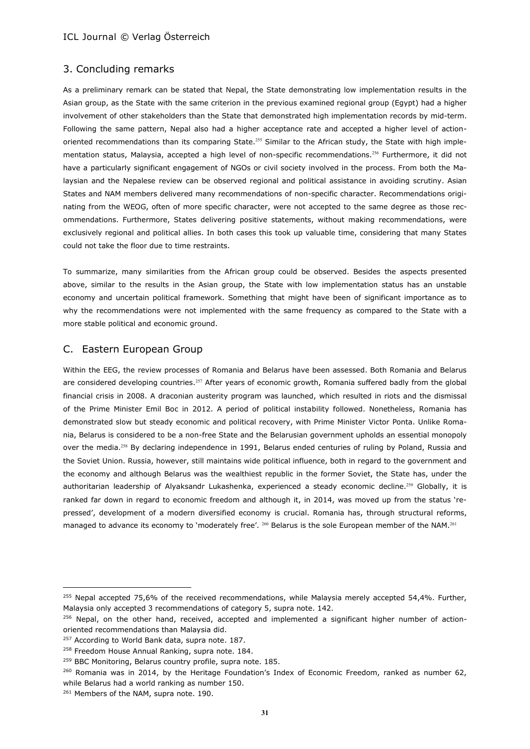## 3. Concluding remarks

As a preliminary remark can be stated that Nepal, the State demonstrating low implementation results in the Asian group, as the State with the same criterion in the previous examined regional group (Egypt) had a higher involvement of other stakeholders than the State that demonstrated high implementation records by mid-term. Following the same pattern, Nepal also had a higher acceptance rate and accepted a higher level of action-oriented recommendations than its comparing State.[255] Similar to the African study, the State with high implementation status, Malaysia, accepted a high level of non-specific recommendations.[256] Furthermore, it did not have a particularly significant engagement of NGOs or civil society involved in the process. From both the Malaysian and the Nepalese review can be observed regional and political assistance in avoiding scrutiny. Asian States and NAM members delivered many recommendations of non-specific character. Recommendations originating from the WEOG, often of more specific character, were not accepted to the same degree as those recommendations. Furthermore, States delivering positive statements, without making recommendations, were exclusively regional and political allies. In both cases this took up valuable time, considering that many States could not take the floor due to time restraints.

To summarize, many similarities from the African group could be observed. Besides the aspects presented above, similar to the results in the Asian group, the State with low implementation status has an unstable economy and uncertain political framework. Something that might have been of significant importance as to why the recommendations were not implemented with the same frequency as compared to the State with a more stable political and economic ground.

## C. Eastern European Group

Within the EEG, the review processes of Romania and Belarus have been assessed. Both Romania and Belarus are considered developing countries.[257] After years of economic growth, Romania suffered badly from the global financial crisis in 2008. A draconian austerity program was launched, which resulted in riots and the dismissal of the Prime Minister Emil Boc in 2012. A period of political instability followed. Nonetheless, Romania has demonstrated slow but steady economic and political recovery, with Prime Minister Victor Ponta. Unlike Romania, Belarus is considered to be a non-free State and the Belarusian government upholds an essential monopoly over the media.[258] By declaring independence in 1991, Belarus ended centuries of ruling by Poland, Russia and the Soviet Union. Russia, however, still maintains wide political influence, both in regard to the government and the economy and although Belarus was the wealthiest republic in the former Soviet, the State has, under the authoritarian leadership of Alyaksandr Lukashenka, experienced a steady economic decline.[259] Globally, it is ranked far down in regard to economic freedom and although it, in 2014, was moved up from the status 'repressed', development of a modern diversified economy is crucial. Romania has, through structural reforms, managed to advance its economy to 'moderately free'. [260] Belarus is the sole European member of the NAM.[261]

---

[255] Nepal accepted 75,6% of the received recommendations, while Malaysia merely accepted 54,4%. Further, Malaysia only accepted 3 recommendations of category 5, supra note. 142.

[256] Nepal, on the other hand, received, accepted and implemented a significant higher number of action-oriented recommendations than Malaysia did.

[257] According to World Bank data, supra note. 187.

[258] Freedom House Annual Ranking, supra note. 184.

[259] BBC Monitoring, Belarus country profile, supra note. 185.

[260] Romania was in 2014, by the Heritage Foundation's Index of Economic Freedom, ranked as number 62, while Belarus had a world ranking as number 150.

[261] Members of the NAM, supra note. 190.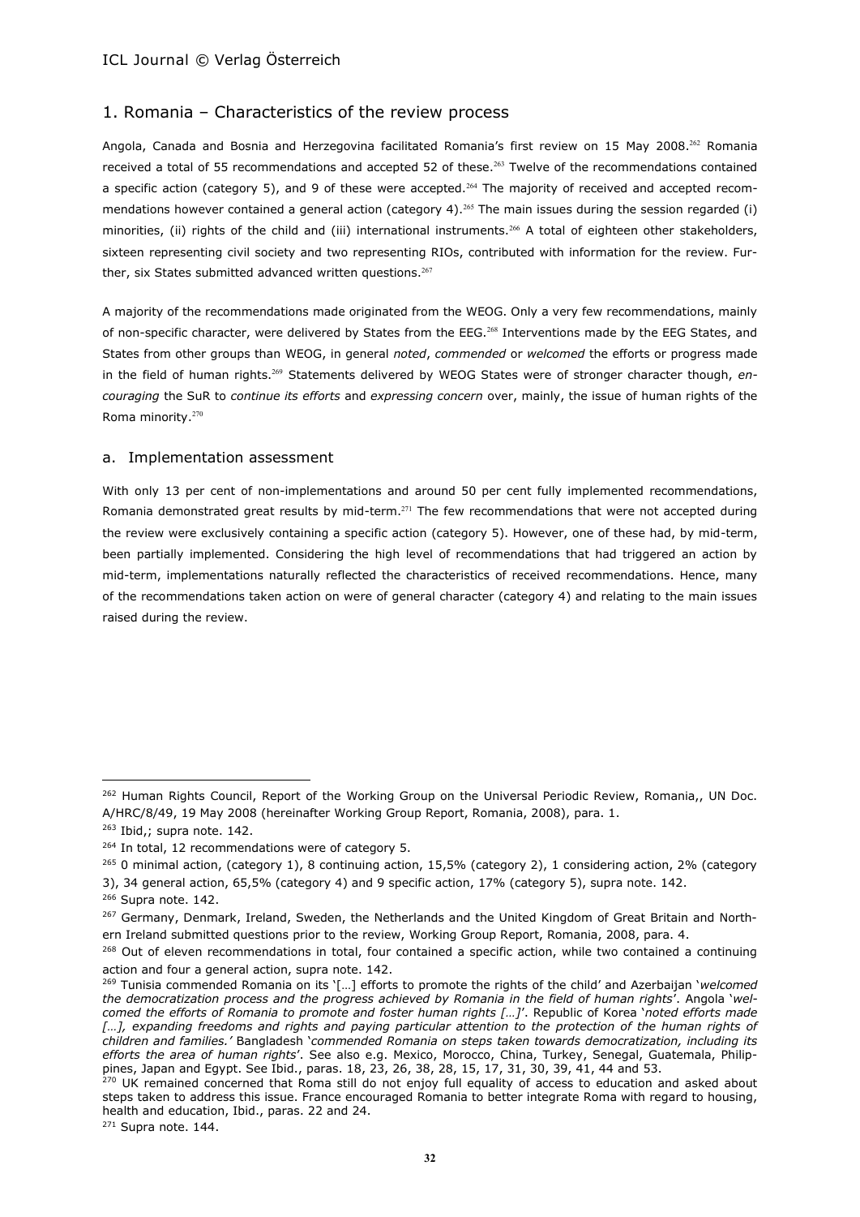## 1. Romania – Characteristics of the review process

Angola, Canada and Bosnia and Herzegovina facilitated Romania's first review on 15 May 2008.[262] Romania received a total of 55 recommendations and accepted 52 of these.[263] Twelve of the recommendations contained a specific action (category 5), and 9 of these were accepted.[264] The majority of received and accepted recommendations however contained a general action (category 4).[265] The main issues during the session regarded (i) minorities, (ii) rights of the child and (iii) international instruments.[266] A total of eighteen other stakeholders, sixteen representing civil society and two representing RIOs, contributed with information for the review. Further, six States submitted advanced written questions.[267]

A majority of the recommendations made originated from the WEOG. Only a very few recommendations, mainly of non-specific character, were delivered by States from the EEG.[268] Interventions made by the EEG States, and States from other groups than WEOG, in general *noted*, *commended* or *welcomed* the efforts or progress made in the field of human rights.[269] Statements delivered by WEOG States were of stronger character though, *encouraging* the SuR to *continue its efforts* and *expressing concern* over, mainly, the issue of human rights of the Roma minority.[270]

### a. Implementation assessment

With only 13 per cent of non-implementations and around 50 per cent fully implemented recommendations, Romania demonstrated great results by mid-term.[271] The few recommendations that were not accepted during the review were exclusively containing a specific action (category 5). However, one of these had, by mid-term, been partially implemented. Considering the high level of recommendations that had triggered an action by mid-term, implementations naturally reflected the characteristics of received recommendations. Hence, many of the recommendations taken action on were of general character (category 4) and relating to the main issues raised during the review.

---

[262] Human Rights Council, Report of the Working Group on the Universal Periodic Review, Romania,, UN Doc. A/HRC/8/49, 19 May 2008 (hereinafter Working Group Report, Romania, 2008), para. 1.

[263] Ibid,; supra note. 142.

[264] In total, 12 recommendations were of category 5.

[265] 0 minimal action, (category 1), 8 continuing action, 15,5% (category 2), 1 considering action, 2% (category 3), 34 general action, 65,5% (category 4) and 9 specific action, 17% (category 5), supra note. 142.

[266] Supra note. 142.

[267] Germany, Denmark, Ireland, Sweden, the Netherlands and the United Kingdom of Great Britain and Northern Ireland submitted questions prior to the review, Working Group Report, Romania, 2008, para. 4.

[268] Out of eleven recommendations in total, four contained a specific action, while two contained a continuing action and four a general action, supra note. 142.

[269] Tunisia commended Romania on its '[…] efforts to promote the rights of the child' and Azerbaijan '*welcomed the democratization process and the progress achieved by Romania in the field of human rights*'. Angola '*welcomed the efforts of Romania to promote and foster human rights […]*'. Republic of Korea '*noted efforts made […], expanding freedoms and rights and paying particular attention to the protection of the human rights of children and families.*' Bangladesh '*commended Romania on steps taken towards democratization, including its efforts the area of human rights*'. See also e.g. Mexico, Morocco, China, Turkey, Senegal, Guatemala, Philippines, Japan and Egypt. See Ibid., paras. 18, 23, 26, 38, 28, 15, 17, 31, 30, 39, 41, 44 and 53.

[270] UK remained concerned that Roma still do not enjoy full equality of access to education and asked about steps taken to address this issue. France encouraged Romania to better integrate Roma with regard to housing, health and education, Ibid., paras. 22 and 24.

[271] Supra note. 144.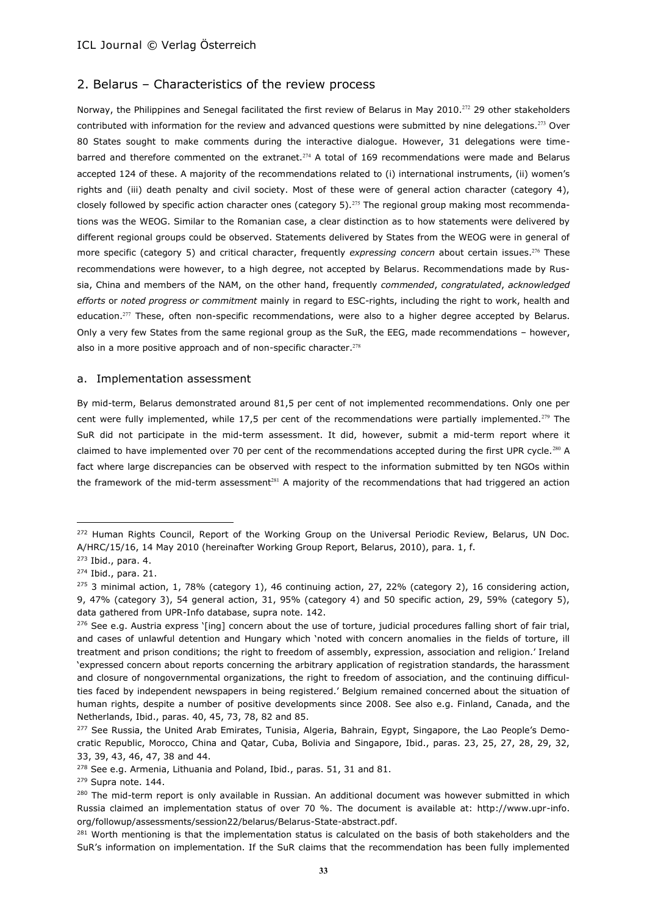## 2. Belarus – Characteristics of the review process

Norway, the Philippines and Senegal facilitated the first review of Belarus in May 2010.[272] 29 other stakeholders contributed with information for the review and advanced questions were submitted by nine delegations.[273] Over 80 States sought to make comments during the interactive dialogue. However, 31 delegations were time-barred and therefore commented on the extranet.[274] A total of 169 recommendations were made and Belarus accepted 124 of these. A majority of the recommendations related to (i) international instruments, (ii) women's rights and (iii) death penalty and civil society. Most of these were of general action character (category 4), closely followed by specific action character ones (category 5).[275] The regional group making most recommendations was the WEOG. Similar to the Romanian case, a clear distinction as to how statements were delivered by different regional groups could be observed. Statements delivered by States from the WEOG were in general of more specific (category 5) and critical character, frequently *expressing concern* about certain issues.[276] These recommendations were however, to a high degree, not accepted by Belarus. Recommendations made by Russia, China and members of the NAM, on the other hand, frequently *commended*, *congratulated*, *acknowledged efforts* or *noted progress or commitment* mainly in regard to ESC-rights, including the right to work, health and education.[277] These, often non-specific recommendations, were also to a higher degree accepted by Belarus. Only a very few States from the same regional group as the SuR, the EEG, made recommendations – however, also in a more positive approach and of non-specific character.[278]

### a. Implementation assessment

By mid-term, Belarus demonstrated around 81,5 per cent of not implemented recommendations. Only one per cent were fully implemented, while 17,5 per cent of the recommendations were partially implemented.[279] The SuR did not participate in the mid-term assessment. It did, however, submit a mid-term report where it claimed to have implemented over 70 per cent of the recommendations accepted during the first UPR cycle.[280] A fact where large discrepancies can be observed with respect to the information submitted by ten NGOs within the framework of the mid-term assessment[281] A majority of the recommendations that had triggered an action

---

[272] Human Rights Council, Report of the Working Group on the Universal Periodic Review, Belarus, UN Doc. A/HRC/15/16, 14 May 2010 (hereinafter Working Group Report, Belarus, 2010), para. 1, f.

[273] Ibid., para. 4.

[274] Ibid., para. 21.

[275] 3 minimal action, 1, 78% (category 1), 46 continuing action, 27, 22% (category 2), 16 considering action, 9, 47% (category 3), 54 general action, 31, 95% (category 4) and 50 specific action, 29, 59% (category 5), data gathered from UPR-Info database, supra note. 142.

[276] See e.g. Austria express '[ing] concern about the use of torture, judicial procedures falling short of fair trial, and cases of unlawful detention and Hungary which 'noted with concern anomalies in the fields of torture, ill treatment and prison conditions; the right to freedom of assembly, expression, association and religion.' Ireland 'expressed concern about reports concerning the arbitrary application of registration standards, the harassment and closure of nongovernmental organizations, the right to freedom of association, and the continuing difficulties faced by independent newspapers in being registered.' Belgium remained concerned about the situation of human rights, despite a number of positive developments since 2008. See also e.g. Finland, Canada, and the Netherlands, Ibid., paras. 40, 45, 73, 78, 82 and 85.

[277] See Russia, the United Arab Emirates, Tunisia, Algeria, Bahrain, Egypt, Singapore, the Lao People's Democratic Republic, Morocco, China and Qatar, Cuba, Bolivia and Singapore, Ibid., paras. 23, 25, 27, 28, 29, 32, 33, 39, 43, 46, 47, 38 and 44.

[278] See e.g. Armenia, Lithuania and Poland, Ibid., paras. 51, 31 and 81.

[279] Supra note. 144.

[280] The mid-term report is only available in Russian. An additional document was however submitted in which Russia claimed an implementation status of over 70 %. The document is available at: http://www.upr-info.org/followup/assessments/session22/belarus/Belarus-State-abstract.pdf.

[281] Worth mentioning is that the implementation status is calculated on the basis of both stakeholders and the SuR's information on implementation. If the SuR claims that the recommendation has been fully implemented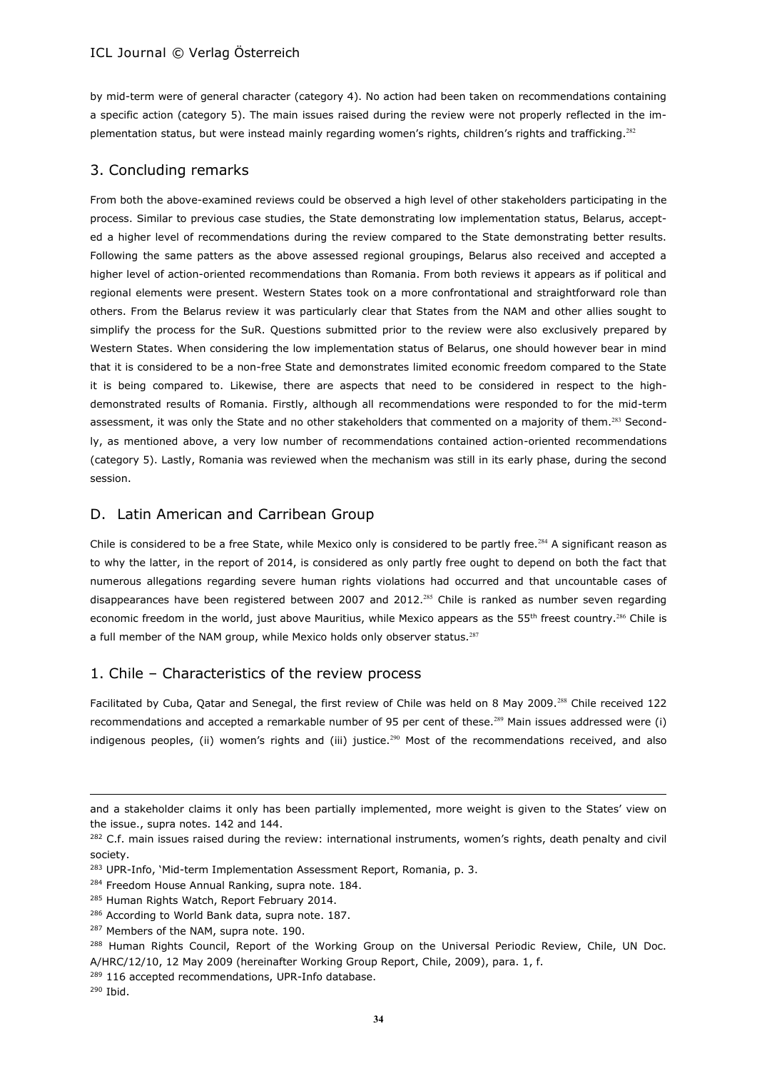by mid-term were of general character (category 4). No action had been taken on recommendations containing a specific action (category 5). The main issues raised during the review were not properly reflected in the implementation status, but were instead mainly regarding women's rights, children's rights and trafficking.[282]

## 3. Concluding remarks

From both the above-examined reviews could be observed a high level of other stakeholders participating in the process. Similar to previous case studies, the State demonstrating low implementation status, Belarus, accepted a higher level of recommendations during the review compared to the State demonstrating better results. Following the same patters as the above assessed regional groupings, Belarus also received and accepted a higher level of action-oriented recommendations than Romania. From both reviews it appears as if political and regional elements were present. Western States took on a more confrontational and straightforward role than others. From the Belarus review it was particularly clear that States from the NAM and other allies sought to simplify the process for the SuR. Questions submitted prior to the review were also exclusively prepared by Western States. When considering the low implementation status of Belarus, one should however bear in mind that it is considered to be a non-free State and demonstrates limited economic freedom compared to the State it is being compared to. Likewise, there are aspects that need to be considered in respect to the high-demonstrated results of Romania. Firstly, although all recommendations were responded to for the mid-term assessment, it was only the State and no other stakeholders that commented on a majority of them.[283] Secondly, as mentioned above, a very low number of recommendations contained action-oriented recommendations (category 5). Lastly, Romania was reviewed when the mechanism was still in its early phase, during the second session.

## D. Latin American and Carribean Group

Chile is considered to be a free State, while Mexico only is considered to be partly free.[284] A significant reason as to why the latter, in the report of 2014, is considered as only partly free ought to depend on both the fact that numerous allegations regarding severe human rights violations had occurred and that uncountable cases of disappearances have been registered between 2007 and 2012.[285] Chile is ranked as number seven regarding economic freedom in the world, just above Mauritius, while Mexico appears as the 55th freest country.[286] Chile is a full member of the NAM group, while Mexico holds only observer status.[287]

## 1. Chile – Characteristics of the review process

Facilitated by Cuba, Qatar and Senegal, the first review of Chile was held on 8 May 2009.[288] Chile received 122 recommendations and accepted a remarkable number of 95 per cent of these.[289] Main issues addressed were (i) indigenous peoples, (ii) women's rights and (iii) justice.[290] Most of the recommendations received, and also

---

and a stakeholder claims it only has been partially implemented, more weight is given to the States' view on the issue., supra notes. 142 and 144.

[282] C.f. main issues raised during the review: international instruments, women's rights, death penalty and civil society.

[283] UPR-Info, 'Mid-term Implementation Assessment Report, Romania, p. 3.

[284] Freedom House Annual Ranking, supra note. 184.

[285] Human Rights Watch, Report February 2014.

[286] According to World Bank data, supra note. 187.

[287] Members of the NAM, supra note. 190.

[288] Human Rights Council, Report of the Working Group on the Universal Periodic Review, Chile, UN Doc. A/HRC/12/10, 12 May 2009 (hereinafter Working Group Report, Chile, 2009), para. 1, f.

[289] 116 accepted recommendations, UPR-Info database.

[290] Ibid.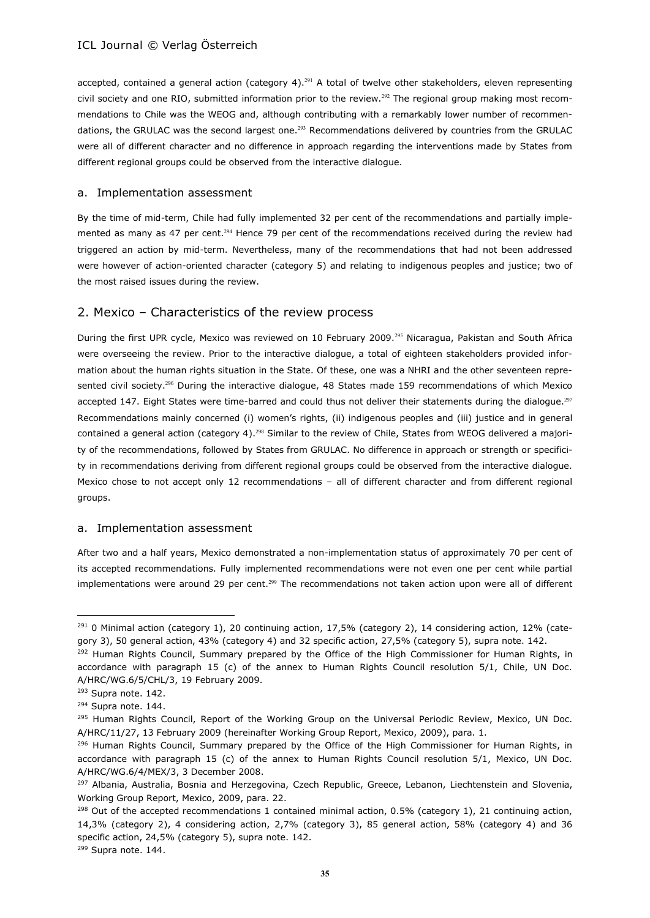accepted, contained a general action (category 4).[291] A total of twelve other stakeholders, eleven representing civil society and one RIO, submitted information prior to the review.[292] The regional group making most recommendations to Chile was the WEOG and, although contributing with a remarkably lower number of recommendations, the GRULAC was the second largest one.[293] Recommendations delivered by countries from the GRULAC were all of different character and no difference in approach regarding the interventions made by States from different regional groups could be observed from the interactive dialogue.

### a. Implementation assessment

By the time of mid-term, Chile had fully implemented 32 per cent of the recommendations and partially implemented as many as 47 per cent.[294] Hence 79 per cent of the recommendations received during the review had triggered an action by mid-term. Nevertheless, many of the recommendations that had not been addressed were however of action-oriented character (category 5) and relating to indigenous peoples and justice; two of the most raised issues during the review.

## 2. Mexico – Characteristics of the review process

During the first UPR cycle, Mexico was reviewed on 10 February 2009.[295] Nicaragua, Pakistan and South Africa were overseeing the review. Prior to the interactive dialogue, a total of eighteen stakeholders provided information about the human rights situation in the State. Of these, one was a NHRI and the other seventeen represented civil society.[296] During the interactive dialogue, 48 States made 159 recommendations of which Mexico accepted 147. Eight States were time-barred and could thus not deliver their statements during the dialogue.[297] Recommendations mainly concerned (i) women's rights, (ii) indigenous peoples and (iii) justice and in general contained a general action (category 4).[298] Similar to the review of Chile, States from WEOG delivered a majority of the recommendations, followed by States from GRULAC. No difference in approach or strength or specificity in recommendations deriving from different regional groups could be observed from the interactive dialogue. Mexico chose to not accept only 12 recommendations – all of different character and from different regional groups.

### a. Implementation assessment

After two and a half years, Mexico demonstrated a non-implementation status of approximately 70 per cent of its accepted recommendations. Fully implemented recommendations were not even one per cent while partial implementations were around 29 per cent.[299] The recommendations not taken action upon were all of different

---

[291] 0 Minimal action (category 1), 20 continuing action, 17,5% (category 2), 14 considering action, 12% (category 3), 50 general action, 43% (category 4) and 32 specific action, 27,5% (category 5), supra note. 142.

[292] Human Rights Council, Summary prepared by the Office of the High Commissioner for Human Rights, in accordance with paragraph 15 (c) of the annex to Human Rights Council resolution 5/1, Chile, UN Doc. A/HRC/WG.6/5/CHL/3, 19 February 2009.

[293] Supra note. 142.

[294] Supra note. 144.

[295] Human Rights Council, Report of the Working Group on the Universal Periodic Review, Mexico, UN Doc. A/HRC/11/27, 13 February 2009 (hereinafter Working Group Report, Mexico, 2009), para. 1.

[296] Human Rights Council, Summary prepared by the Office of the High Commissioner for Human Rights, in accordance with paragraph 15 (c) of the annex to Human Rights Council resolution 5/1, Mexico, UN Doc. A/HRC/WG.6/4/MEX/3, 3 December 2008.

[297] Albania, Australia, Bosnia and Herzegovina, Czech Republic, Greece, Lebanon, Liechtenstein and Slovenia, Working Group Report, Mexico, 2009, para. 22.

[298] Out of the accepted recommendations 1 contained minimal action, 0.5% (category 1), 21 continuing action, 14,3% (category 2), 4 considering action, 2,7% (category 3), 85 general action, 58% (category 4) and 36 specific action, 24,5% (category 5), supra note. 142.

[299] Supra note. 144.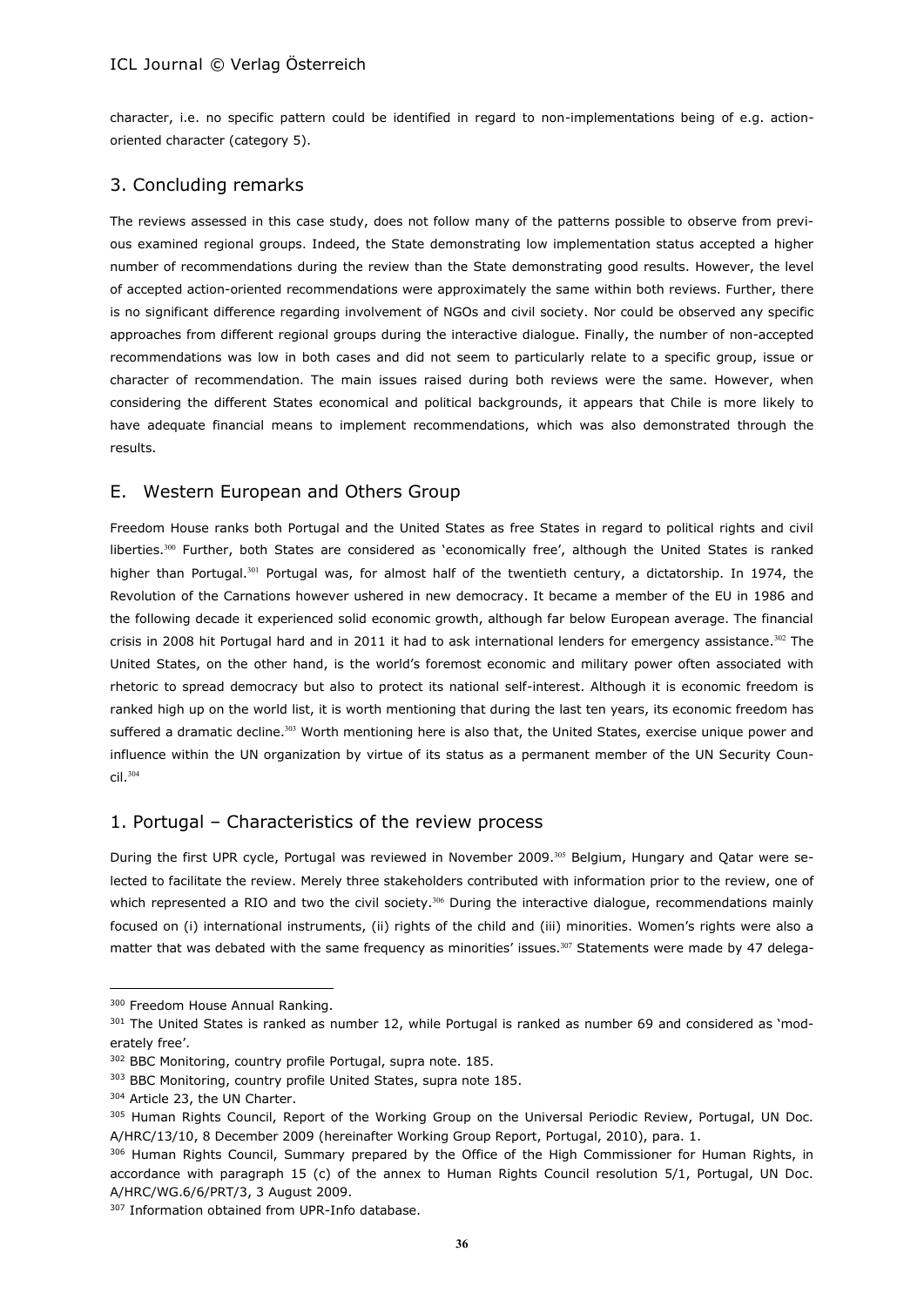character, i.e. no specific pattern could be identified in regard to non-implementations being of e.g. action-oriented character (category 5).

## 3. Concluding remarks

The reviews assessed in this case study, does not follow many of the patterns possible to observe from previous examined regional groups. Indeed, the State demonstrating low implementation status accepted a higher number of recommendations during the review than the State demonstrating good results. However, the level of accepted action-oriented recommendations were approximately the same within both reviews. Further, there is no significant difference regarding involvement of NGOs and civil society. Nor could be observed any specific approaches from different regional groups during the interactive dialogue. Finally, the number of non-accepted recommendations was low in both cases and did not seem to particularly relate to a specific group, issue or character of recommendation. The main issues raised during both reviews were the same. However, when considering the different States economical and political backgrounds, it appears that Chile is more likely to have adequate financial means to implement recommendations, which was also demonstrated through the results.

## E. Western European and Others Group

Freedom House ranks both Portugal and the United States as free States in regard to political rights and civil liberties.[300] Further, both States are considered as 'economically free', although the United States is ranked higher than Portugal.[301] Portugal was, for almost half of the twentieth century, a dictatorship. In 1974, the Revolution of the Carnations however ushered in new democracy. It became a member of the EU in 1986 and the following decade it experienced solid economic growth, although far below European average. The financial crisis in 2008 hit Portugal hard and in 2011 it had to ask international lenders for emergency assistance.[302] The United States, on the other hand, is the world's foremost economic and military power often associated with rhetoric to spread democracy but also to protect its national self-interest. Although it is economic freedom is ranked high up on the world list, it is worth mentioning that during the last ten years, its economic freedom has suffered a dramatic decline.[303] Worth mentioning here is also that, the United States, exercise unique power and influence within the UN organization by virtue of its status as a permanent member of the UN Security Council.[304]

## 1. Portugal – Characteristics of the review process

During the first UPR cycle, Portugal was reviewed in November 2009.[305] Belgium, Hungary and Qatar were selected to facilitate the review. Merely three stakeholders contributed with information prior to the review, one of which represented a RIO and two the civil society.[306] During the interactive dialogue, recommendations mainly focused on (i) international instruments, (ii) rights of the child and (iii) minorities. Women's rights were also a matter that was debated with the same frequency as minorities' issues.[307] Statements were made by 47 delega-

---

[300] Freedom House Annual Ranking.

[301] The United States is ranked as number 12, while Portugal is ranked as number 69 and considered as 'moderately free'.

[302] BBC Monitoring, country profile Portugal, supra note. 185.

[303] BBC Monitoring, country profile United States, supra note 185.

[304] Article 23, the UN Charter.

[305] Human Rights Council, Report of the Working Group on the Universal Periodic Review, Portugal, UN Doc. A/HRC/13/10, 8 December 2009 (hereinafter Working Group Report, Portugal, 2010), para. 1.

[306] Human Rights Council, Summary prepared by the Office of the High Commissioner for Human Rights, in accordance with paragraph 15 (c) of the annex to Human Rights Council resolution 5/1, Portugal, UN Doc. A/HRC/WG.6/6/PRT/3, 3 August 2009.

[307] Information obtained from UPR-Info database.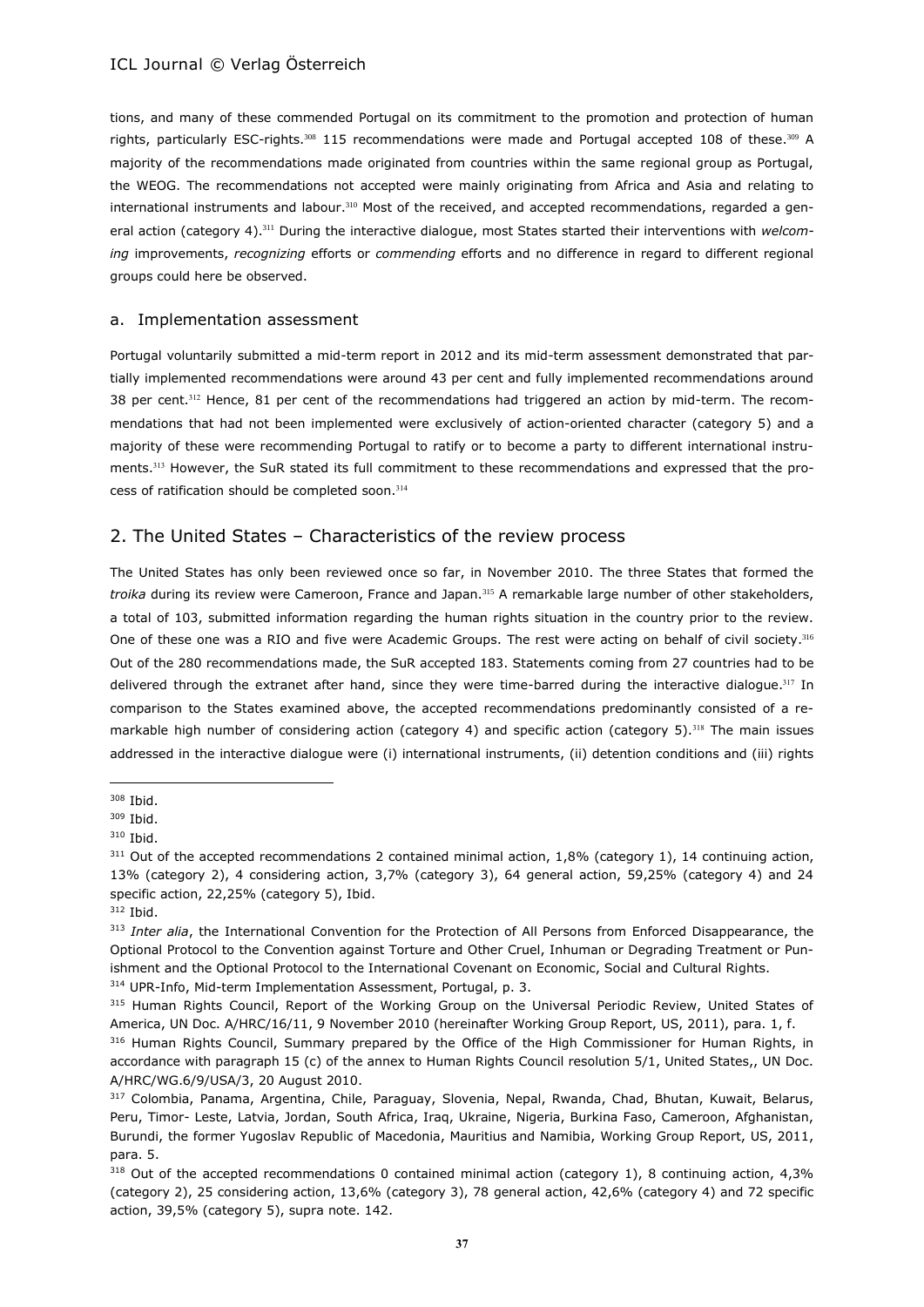tions, and many of these commended Portugal on its commitment to the promotion and protection of human rights, particularly ESC-rights.[308] 115 recommendations were made and Portugal accepted 108 of these.[309] A majority of the recommendations made originated from countries within the same regional group as Portugal, the WEOG. The recommendations not accepted were mainly originating from Africa and Asia and relating to international instruments and labour.[310] Most of the received, and accepted recommendations, regarded a general action (category 4).[311] During the interactive dialogue, most States started their interventions with *welcoming* improvements, *recognizing* efforts or *commending* efforts and no difference in regard to different regional groups could here be observed.

### a. Implementation assessment

Portugal voluntarily submitted a mid-term report in 2012 and its mid-term assessment demonstrated that partially implemented recommendations were around 43 per cent and fully implemented recommendations around 38 per cent.[312] Hence, 81 per cent of the recommendations had triggered an action by mid-term. The recommendations that had not been implemented were exclusively of action-oriented character (category 5) and a majority of these were recommending Portugal to ratify or to become a party to different international instruments.[313] However, the SuR stated its full commitment to these recommendations and expressed that the process of ratification should be completed soon.[314]

## 2. The United States – Characteristics of the review process

The United States has only been reviewed once so far, in November 2010. The three States that formed the *troika* during its review were Cameroon, France and Japan.[315] A remarkable large number of other stakeholders, a total of 103, submitted information regarding the human rights situation in the country prior to the review. One of these one was a RIO and five were Academic Groups. The rest were acting on behalf of civil society.[316] Out of the 280 recommendations made, the SuR accepted 183. Statements coming from 27 countries had to be delivered through the extranet after hand, since they were time-barred during the interactive dialogue.[317] In comparison to the States examined above, the accepted recommendations predominantly consisted of a remarkable high number of considering action (category 4) and specific action (category 5).[318] The main issues addressed in the interactive dialogue were (i) international instruments, (ii) detention conditions and (iii) rights

---

[308] Ibid.

[309] Ibid.

[310] Ibid.

[311] Out of the accepted recommendations 2 contained minimal action, 1,8% (category 1), 14 continuing action, 13% (category 2), 4 considering action, 3,7% (category 3), 64 general action, 59,25% (category 4) and 24 specific action, 22,25% (category 5), Ibid.

[312] Ibid.

[313] *Inter alia*, the International Convention for the Protection of All Persons from Enforced Disappearance, the Optional Protocol to the Convention against Torture and Other Cruel, Inhuman or Degrading Treatment or Punishment and the Optional Protocol to the International Covenant on Economic, Social and Cultural Rights.

[314] UPR-Info, Mid-term Implementation Assessment, Portugal, p. 3.

[315] Human Rights Council, Report of the Working Group on the Universal Periodic Review, United States of America, UN Doc. A/HRC/16/11, 9 November 2010 (hereinafter Working Group Report, US, 2011), para. 1, f.

[316] Human Rights Council, Summary prepared by the Office of the High Commissioner for Human Rights, in accordance with paragraph 15 (c) of the annex to Human Rights Council resolution 5/1, United States,, UN Doc. A/HRC/WG.6/9/USA/3, 20 August 2010.

[317] Colombia, Panama, Argentina, Chile, Paraguay, Slovenia, Nepal, Rwanda, Chad, Bhutan, Kuwait, Belarus, Peru, Timor- Leste, Latvia, Jordan, South Africa, Iraq, Ukraine, Nigeria, Burkina Faso, Cameroon, Afghanistan, Burundi, the former Yugoslav Republic of Macedonia, Mauritius and Namibia, Working Group Report, US, 2011, para. 5.

[318] Out of the accepted recommendations 0 contained minimal action (category 1), 8 continuing action, 4,3% (category 2), 25 considering action, 13,6% (category 3), 78 general action, 42,6% (category 4) and 72 specific action, 39,5% (category 5), supra note. 142.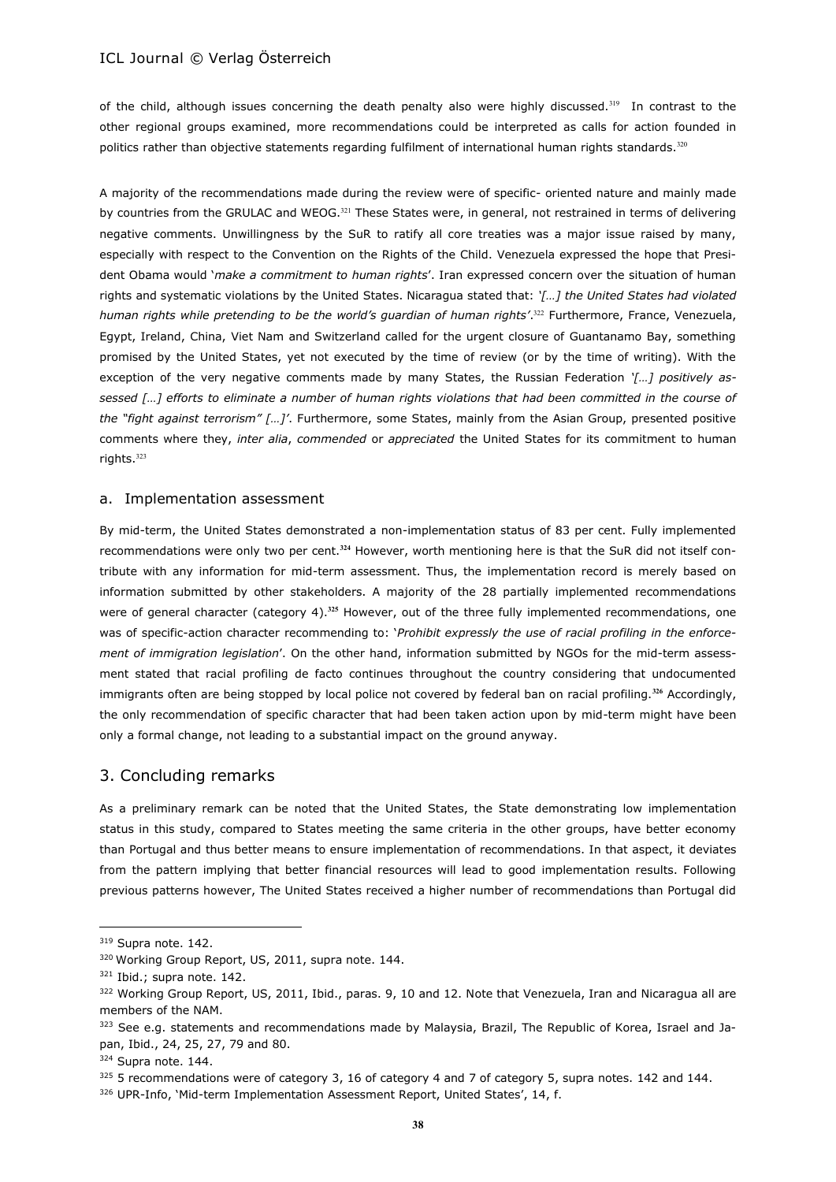of the child, although issues concerning the death penalty also were highly discussed.[319] In contrast to the other regional groups examined, more recommendations could be interpreted as calls for action founded in politics rather than objective statements regarding fulfilment of international human rights standards.[320]

A majority of the recommendations made during the review were of specific- oriented nature and mainly made by countries from the GRULAC and WEOG.[321] These States were, in general, not restrained in terms of delivering negative comments. Unwillingness by the SuR to ratify all core treaties was a major issue raised by many, especially with respect to the Convention on the Rights of the Child. Venezuela expressed the hope that President Obama would '*make a commitment to human rights*'. Iran expressed concern over the situation of human rights and systematic violations by the United States. Nicaragua stated that: *'[…] the United States had violated human rights while pretending to be the world's guardian of human rights'*.[322] Furthermore, France, Venezuela, Egypt, Ireland, China, Viet Nam and Switzerland called for the urgent closure of Guantanamo Bay, something promised by the United States, yet not executed by the time of review (or by the time of writing). With the exception of the very negative comments made by many States, the Russian Federation *'[…] positively assessed […] efforts to eliminate a number of human rights violations that had been committed in the course of the "fight against terrorism" […]'*. Furthermore, some States, mainly from the Asian Group, presented positive comments where they, *inter alia*, *commended* or *appreciated* the United States for its commitment to human rights.[323]

## a. Implementation assessment

By mid-term, the United States demonstrated a non-implementation status of 83 per cent. Fully implemented recommendations were only two per cent.[324] However, worth mentioning here is that the SuR did not itself contribute with any information for mid-term assessment. Thus, the implementation record is merely based on information submitted by other stakeholders. A majority of the 28 partially implemented recommendations were of general character (category 4).[325] However, out of the three fully implemented recommendations, one was of specific-action character recommending to: '*Prohibit expressly the use of racial profiling in the enforcement of immigration legislation*'. On the other hand, information submitted by NGOs for the mid-term assessment stated that racial profiling de facto continues throughout the country considering that undocumented immigrants often are being stopped by local police not covered by federal ban on racial profiling.[326] Accordingly, the only recommendation of specific character that had been taken action upon by mid-term might have been only a formal change, not leading to a substantial impact on the ground anyway.

# 3. Concluding remarks

As a preliminary remark can be noted that the United States, the State demonstrating low implementation status in this study, compared to States meeting the same criteria in the other groups, have better economy than Portugal and thus better means to ensure implementation of recommendations. In that aspect, it deviates from the pattern implying that better financial resources will lead to good implementation results. Following previous patterns however, The United States received a higher number of recommendations than Portugal did

---

[319] Supra note. 142.

[320] Working Group Report, US, 2011, supra note. 144.

[321] Ibid.; supra note. 142.

[322] Working Group Report, US, 2011, Ibid., paras. 9, 10 and 12. Note that Venezuela, Iran and Nicaragua all are members of the NAM.

[323] See e.g. statements and recommendations made by Malaysia, Brazil, The Republic of Korea, Israel and Japan, Ibid., 24, 25, 27, 79 and 80.

[324] Supra note. 144.

[325] 5 recommendations were of category 3, 16 of category 4 and 7 of category 5, supra notes. 142 and 144.

[326] UPR-Info, 'Mid-term Implementation Assessment Report, United States', 14, f.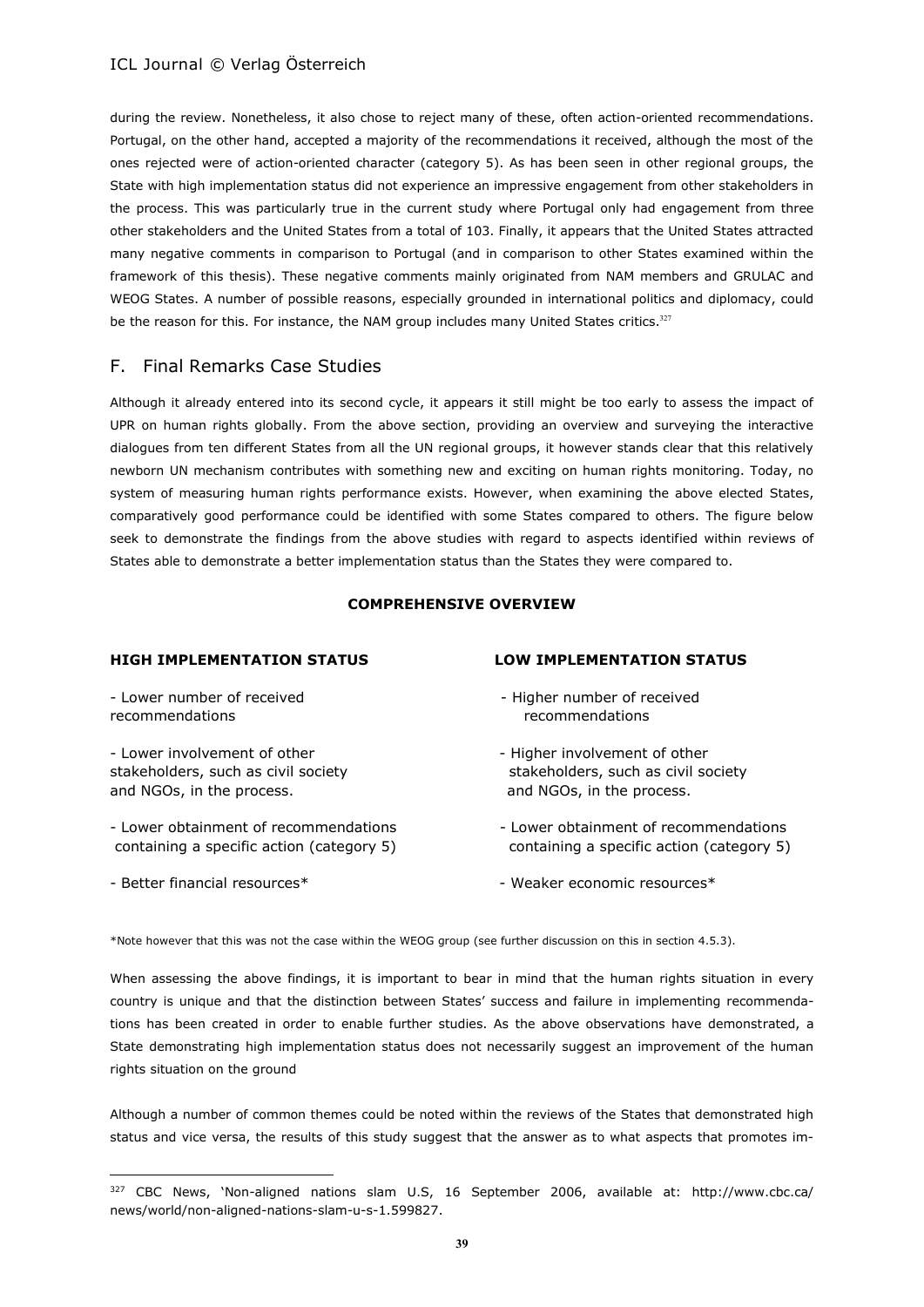during the review. Nonetheless, it also chose to reject many of these, often action-oriented recommendations. Portugal, on the other hand, accepted a majority of the recommendations it received, although the most of the ones rejected were of action-oriented character (category 5). As has been seen in other regional groups, the State with high implementation status did not experience an impressive engagement from other stakeholders in the process. This was particularly true in the current study where Portugal only had engagement from three other stakeholders and the United States from a total of 103. Finally, it appears that the United States attracted many negative comments in comparison to Portugal (and in comparison to other States examined within the framework of this thesis). These negative comments mainly originated from NAM members and GRULAC and WEOG States. A number of possible reasons, especially grounded in international politics and diplomacy, could be the reason for this. For instance, the NAM group includes many United States critics.[327]

## F. Final Remarks Case Studies

Although it already entered into its second cycle, it appears it still might be too early to assess the impact of UPR on human rights globally. From the above section, providing an overview and surveying the interactive dialogues from ten different States from all the UN regional groups, it however stands clear that this relatively newborn UN mechanism contributes with something new and exciting on human rights monitoring. Today, no system of measuring human rights performance exists. However, when examining the above elected States, comparatively good performance could be identified with some States compared to others. The figure below seek to demonstrate the findings from the above studies with regard to aspects identified within reviews of States able to demonstrate a better implementation status than the States they were compared to.

**COMPREHENSIVE OVERVIEW**

| **HIGH IMPLEMENTATION STATUS** | **LOW IMPLEMENTATION STATUS** |
|---|---|
| - Lower number of received recommendations | - Higher number of received recommendations |
| - Lower involvement of other stakeholders, such as civil society and NGOs, in the process. | - Higher involvement of other stakeholders, such as civil society and NGOs, in the process. |
| - Lower obtainment of recommendations containing a specific action (category 5) | - Lower obtainment of recommendations containing a specific action (category 5) |
| - Better financial resources* | - Weaker economic resources* |

*Note however that this was not the case within the WEOG group (see further discussion on this in section 4.5.3).

When assessing the above findings, it is important to bear in mind that the human rights situation in every country is unique and that the distinction between States' success and failure in implementing recommendations has been created in order to enable further studies. As the above observations have demonstrated, a State demonstrating high implementation status does not necessarily suggest an improvement of the human rights situation on the ground

Although a number of common themes could be noted within the reviews of the States that demonstrated high status and vice versa, the results of this study suggest that the answer as to what aspects that promotes im-

[327] CBC News, 'Non-aligned nations slam U.S, 16 September 2006, available at: http://www.cbc.ca/news/world/non-aligned-nations-slam-u-s-1.599827.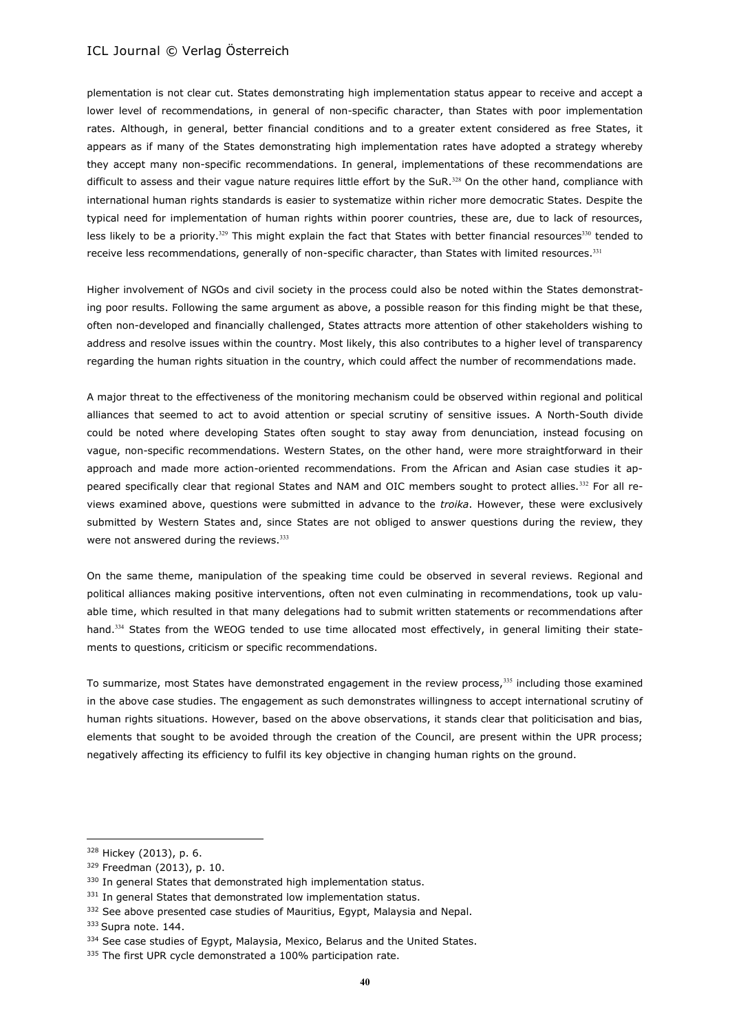plementation is not clear cut. States demonstrating high implementation status appear to receive and accept a lower level of recommendations, in general of non-specific character, than States with poor implementation rates. Although, in general, better financial conditions and to a greater extent considered as free States, it appears as if many of the States demonstrating high implementation rates have adopted a strategy whereby they accept many non-specific recommendations. In general, implementations of these recommendations are difficult to assess and their vague nature requires little effort by the SuR.[328] On the other hand, compliance with international human rights standards is easier to systematize within richer more democratic States. Despite the typical need for implementation of human rights within poorer countries, these are, due to lack of resources, less likely to be a priority.[329] This might explain the fact that States with better financial resources[330] tended to receive less recommendations, generally of non-specific character, than States with limited resources.[331]

Higher involvement of NGOs and civil society in the process could also be noted within the States demonstrating poor results. Following the same argument as above, a possible reason for this finding might be that these, often non-developed and financially challenged, States attracts more attention of other stakeholders wishing to address and resolve issues within the country. Most likely, this also contributes to a higher level of transparency regarding the human rights situation in the country, which could affect the number of recommendations made.

A major threat to the effectiveness of the monitoring mechanism could be observed within regional and political alliances that seemed to act to avoid attention or special scrutiny of sensitive issues. A North-South divide could be noted where developing States often sought to stay away from denunciation, instead focusing on vague, non-specific recommendations. Western States, on the other hand, were more straightforward in their approach and made more action-oriented recommendations. From the African and Asian case studies it appeared specifically clear that regional States and NAM and OIC members sought to protect allies.[332] For all reviews examined above, questions were submitted in advance to the *troika*. However, these were exclusively submitted by Western States and, since States are not obliged to answer questions during the review, they were not answered during the reviews.[333]

On the same theme, manipulation of the speaking time could be observed in several reviews. Regional and political alliances making positive interventions, often not even culminating in recommendations, took up valuable time, which resulted in that many delegations had to submit written statements or recommendations after hand.[334] States from the WEOG tended to use time allocated most effectively, in general limiting their statements to questions, criticism or specific recommendations.

To summarize, most States have demonstrated engagement in the review process,[335] including those examined in the above case studies. The engagement as such demonstrates willingness to accept international scrutiny of human rights situations. However, based on the above observations, it stands clear that politicisation and bias, elements that sought to be avoided through the creation of the Council, are present within the UPR process; negatively affecting its efficiency to fulfil its key objective in changing human rights on the ground.

---

[328] Hickey (2013), p. 6.

[329] Freedman (2013), p. 10.

[330] In general States that demonstrated high implementation status.

[331] In general States that demonstrated low implementation status.

[332] See above presented case studies of Mauritius, Egypt, Malaysia and Nepal.

[333] Supra note. 144.

[334] See case studies of Egypt, Malaysia, Mexico, Belarus and the United States.

[335] The first UPR cycle demonstrated a 100% participation rate.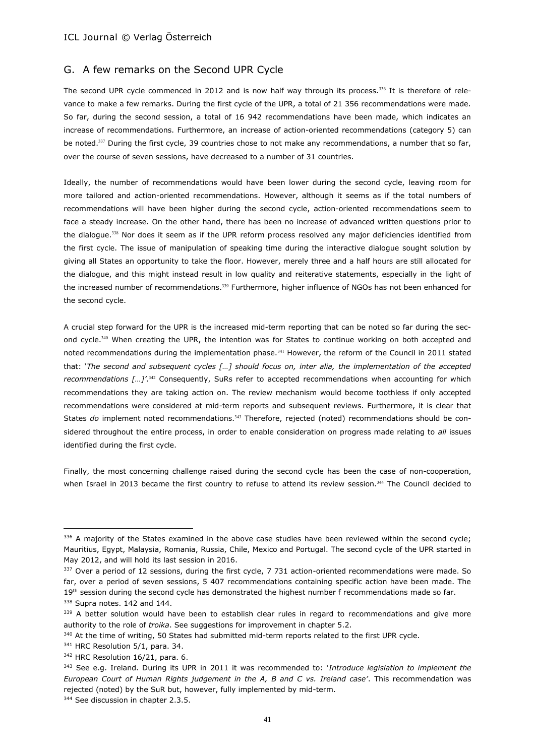## G. A few remarks on the Second UPR Cycle

The second UPR cycle commenced in 2012 and is now half way through its process.[336] It is therefore of relevance to make a few remarks. During the first cycle of the UPR, a total of 21 356 recommendations were made. So far, during the second session, a total of 16 942 recommendations have been made, which indicates an increase of recommendations. Furthermore, an increase of action-oriented recommendations (category 5) can be noted.[337] During the first cycle, 39 countries chose to not make any recommendations, a number that so far, over the course of seven sessions, have decreased to a number of 31 countries.

Ideally, the number of recommendations would have been lower during the second cycle, leaving room for more tailored and action-oriented recommendations. However, although it seems as if the total numbers of recommendations will have been higher during the second cycle, action-oriented recommendations seem to face a steady increase. On the other hand, there has been no increase of advanced written questions prior to the dialogue.[338] Nor does it seem as if the UPR reform process resolved any major deficiencies identified from the first cycle. The issue of manipulation of speaking time during the interactive dialogue sought solution by giving all States an opportunity to take the floor. However, merely three and a half hours are still allocated for the dialogue, and this might instead result in low quality and reiterative statements, especially in the light of the increased number of recommendations.[339] Furthermore, higher influence of NGOs has not been enhanced for the second cycle.

A crucial step forward for the UPR is the increased mid-term reporting that can be noted so far during the second cycle.[340] When creating the UPR, the intention was for States to continue working on both accepted and noted recommendations during the implementation phase.[341] However, the reform of the Council in 2011 stated that: '*The second and subsequent cycles […] should focus on, inter alia, the implementation of the accepted recommendations […]*'.[342] Consequently, SuRs refer to accepted recommendations when accounting for which recommendations they are taking action on. The review mechanism would become toothless if only accepted recommendations were considered at mid-term reports and subsequent reviews. Furthermore, it is clear that States *do* implement noted recommendations.[343] Therefore, rejected (noted) recommendations should be considered throughout the entire process, in order to enable consideration on progress made relating to *all* issues identified during the first cycle.

Finally, the most concerning challenge raised during the second cycle has been the case of non-cooperation, when Israel in 2013 became the first country to refuse to attend its review session.[344] The Council decided to

---

[336] A majority of the States examined in the above case studies have been reviewed within the second cycle; Mauritius, Egypt, Malaysia, Romania, Russia, Chile, Mexico and Portugal. The second cycle of the UPR started in May 2012, and will hold its last session in 2016.

[337] Over a period of 12 sessions, during the first cycle, 7 731 action-oriented recommendations were made. So far, over a period of seven sessions, 5 407 recommendations containing specific action have been made. The 19th session during the second cycle has demonstrated the highest number f recommendations made so far.

[338] Supra notes. 142 and 144.

[339] A better solution would have been to establish clear rules in regard to recommendations and give more authority to the role of *troika*. See suggestions for improvement in chapter 5.2.

[340] At the time of writing, 50 States had submitted mid-term reports related to the first UPR cycle.

[341] HRC Resolution 5/1, para. 34.

[342] HRC Resolution 16/21, para. 6.

[343] See e.g. Ireland. During its UPR in 2011 it was recommended to: '*Introduce legislation to implement the European Court of Human Rights judgement in the A, B and C vs. Ireland case*'. This recommendation was rejected (noted) by the SuR but, however, fully implemented by mid-term.

[344] See discussion in chapter 2.3.5.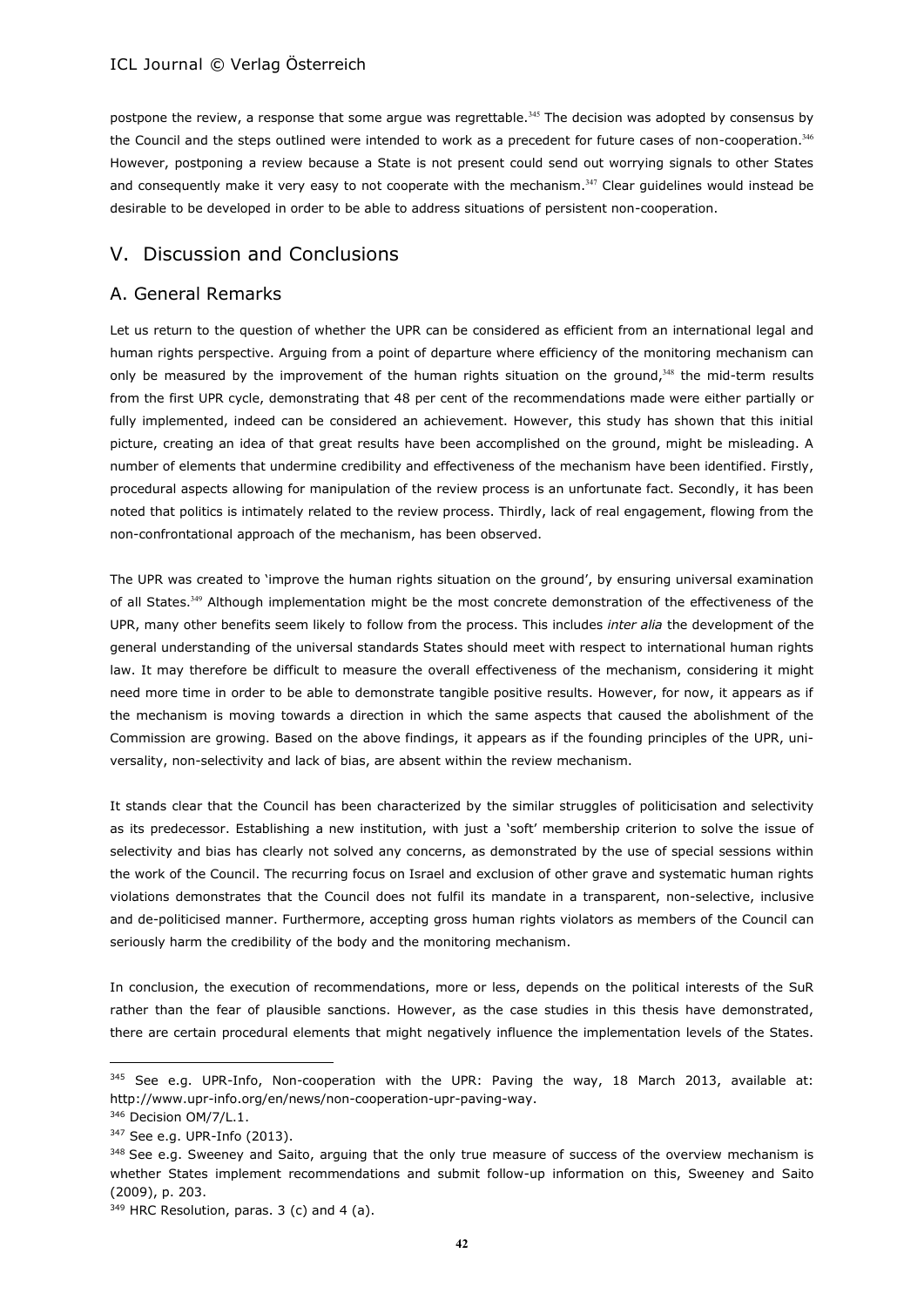postpone the review, a response that some argue was regrettable.[345] The decision was adopted by consensus by the Council and the steps outlined were intended to work as a precedent for future cases of non-cooperation.[346] However, postponing a review because a State is not present could send out worrying signals to other States and consequently make it very easy to not cooperate with the mechanism.[347] Clear guidelines would instead be desirable to be developed in order to be able to address situations of persistent non-cooperation.

## V. Discussion and Conclusions

### A. General Remarks

Let us return to the question of whether the UPR can be considered as efficient from an international legal and human rights perspective. Arguing from a point of departure where efficiency of the monitoring mechanism can only be measured by the improvement of the human rights situation on the ground,[348] the mid-term results from the first UPR cycle, demonstrating that 48 per cent of the recommendations made were either partially or fully implemented, indeed can be considered an achievement. However, this study has shown that this initial picture, creating an idea of that great results have been accomplished on the ground, might be misleading. A number of elements that undermine credibility and effectiveness of the mechanism have been identified. Firstly, procedural aspects allowing for manipulation of the review process is an unfortunate fact. Secondly, it has been noted that politics is intimately related to the review process. Thirdly, lack of real engagement, flowing from the non-confrontational approach of the mechanism, has been observed.

The UPR was created to 'improve the human rights situation on the ground', by ensuring universal examination of all States.[349] Although implementation might be the most concrete demonstration of the effectiveness of the UPR, many other benefits seem likely to follow from the process. This includes *inter alia* the development of the general understanding of the universal standards States should meet with respect to international human rights law. It may therefore be difficult to measure the overall effectiveness of the mechanism, considering it might need more time in order to be able to demonstrate tangible positive results. However, for now, it appears as if the mechanism is moving towards a direction in which the same aspects that caused the abolishment of the Commission are growing. Based on the above findings, it appears as if the founding principles of the UPR, universality, non-selectivity and lack of bias, are absent within the review mechanism.

It stands clear that the Council has been characterized by the similar struggles of politicisation and selectivity as its predecessor. Establishing a new institution, with just a 'soft' membership criterion to solve the issue of selectivity and bias has clearly not solved any concerns, as demonstrated by the use of special sessions within the work of the Council. The recurring focus on Israel and exclusion of other grave and systematic human rights violations demonstrates that the Council does not fulfil its mandate in a transparent, non-selective, inclusive and de-politicised manner. Furthermore, accepting gross human rights violators as members of the Council can seriously harm the credibility of the body and the monitoring mechanism.

In conclusion, the execution of recommendations, more or less, depends on the political interests of the SuR rather than the fear of plausible sanctions. However, as the case studies in this thesis have demonstrated, there are certain procedural elements that might negatively influence the implementation levels of the States.

---

[345] See e.g. UPR-Info, Non-cooperation with the UPR: Paving the way, 18 March 2013, available at: http://www.upr-info.org/en/news/non-cooperation-upr-paving-way.

[346] Decision OM/7/L.1.

[347] See e.g. UPR-Info (2013).

[348] See e.g. Sweeney and Saito, arguing that the only true measure of success of the overview mechanism is whether States implement recommendations and submit follow-up information on this, Sweeney and Saito (2009), p. 203.

[349] HRC Resolution, paras. 3 (c) and 4 (a).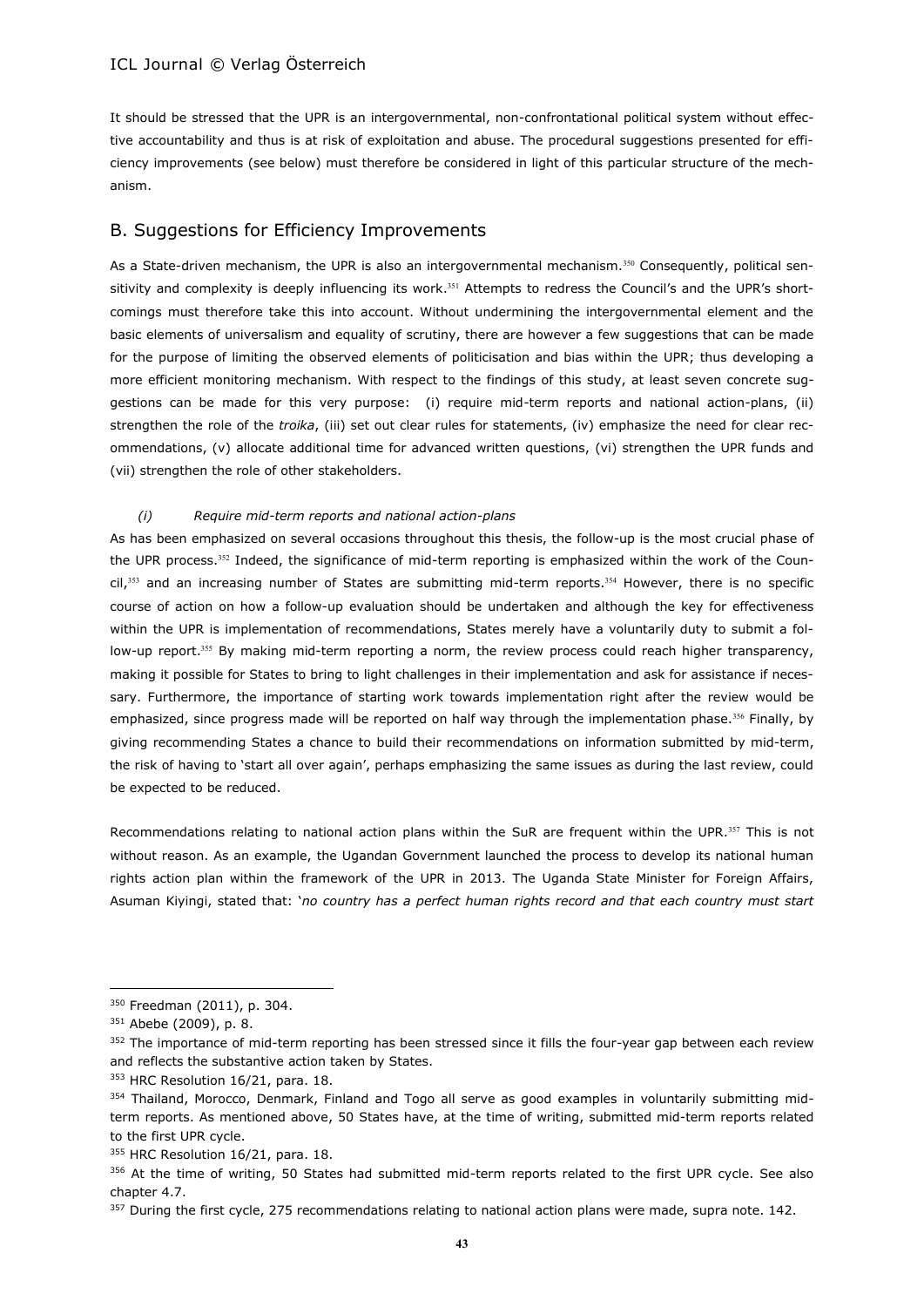It should be stressed that the UPR is an intergovernmental, non-confrontational political system without effective accountability and thus is at risk of exploitation and abuse. The procedural suggestions presented for efficiency improvements (see below) must therefore be considered in light of this particular structure of the mechanism.

## B. Suggestions for Efficiency Improvements

As a State-driven mechanism, the UPR is also an intergovernmental mechanism.[350] Consequently, political sensitivity and complexity is deeply influencing its work.[351] Attempts to redress the Council's and the UPR's shortcomings must therefore take this into account. Without undermining the intergovernmental element and the basic elements of universalism and equality of scrutiny, there are however a few suggestions that can be made for the purpose of limiting the observed elements of politicisation and bias within the UPR; thus developing a more efficient monitoring mechanism. With respect to the findings of this study, at least seven concrete suggestions can be made for this very purpose: (i) require mid-term reports and national action-plans, (ii) strengthen the role of the *troika*, (iii) set out clear rules for statements, (iv) emphasize the need for clear recommendations, (v) allocate additional time for advanced written questions, (vi) strengthen the UPR funds and (vii) strengthen the role of other stakeholders.

*(i) Require mid-term reports and national action-plans*

As has been emphasized on several occasions throughout this thesis, the follow-up is the most crucial phase of the UPR process.[352] Indeed, the significance of mid-term reporting is emphasized within the work of the Council,[353] and an increasing number of States are submitting mid-term reports.[354] However, there is no specific course of action on how a follow-up evaluation should be undertaken and although the key for effectiveness within the UPR is implementation of recommendations, States merely have a voluntarily duty to submit a follow-up report.[355] By making mid-term reporting a norm, the review process could reach higher transparency, making it possible for States to bring to light challenges in their implementation and ask for assistance if necessary. Furthermore, the importance of starting work towards implementation right after the review would be emphasized, since progress made will be reported on half way through the implementation phase.[356] Finally, by giving recommending States a chance to build their recommendations on information submitted by mid-term, the risk of having to 'start all over again', perhaps emphasizing the same issues as during the last review, could be expected to be reduced.

Recommendations relating to national action plans within the SuR are frequent within the UPR.[357] This is not without reason. As an example, the Ugandan Government launched the process to develop its national human rights action plan within the framework of the UPR in 2013. The Uganda State Minister for Foreign Affairs, Asuman Kiyingi, stated that: '*no country has a perfect human rights record and that each country must start*

---

[350] Freedman (2011), p. 304.

[351] Abebe (2009), p. 8.

[352] The importance of mid-term reporting has been stressed since it fills the four-year gap between each review and reflects the substantive action taken by States.

[353] HRC Resolution 16/21, para. 18.

[354] Thailand, Morocco, Denmark, Finland and Togo all serve as good examples in voluntarily submitting mid-term reports. As mentioned above, 50 States have, at the time of writing, submitted mid-term reports related to the first UPR cycle.

[355] HRC Resolution 16/21, para. 18.

[356] At the time of writing, 50 States had submitted mid-term reports related to the first UPR cycle. See also chapter 4.7.

[357] During the first cycle, 275 recommendations relating to national action plans were made, supra note. 142.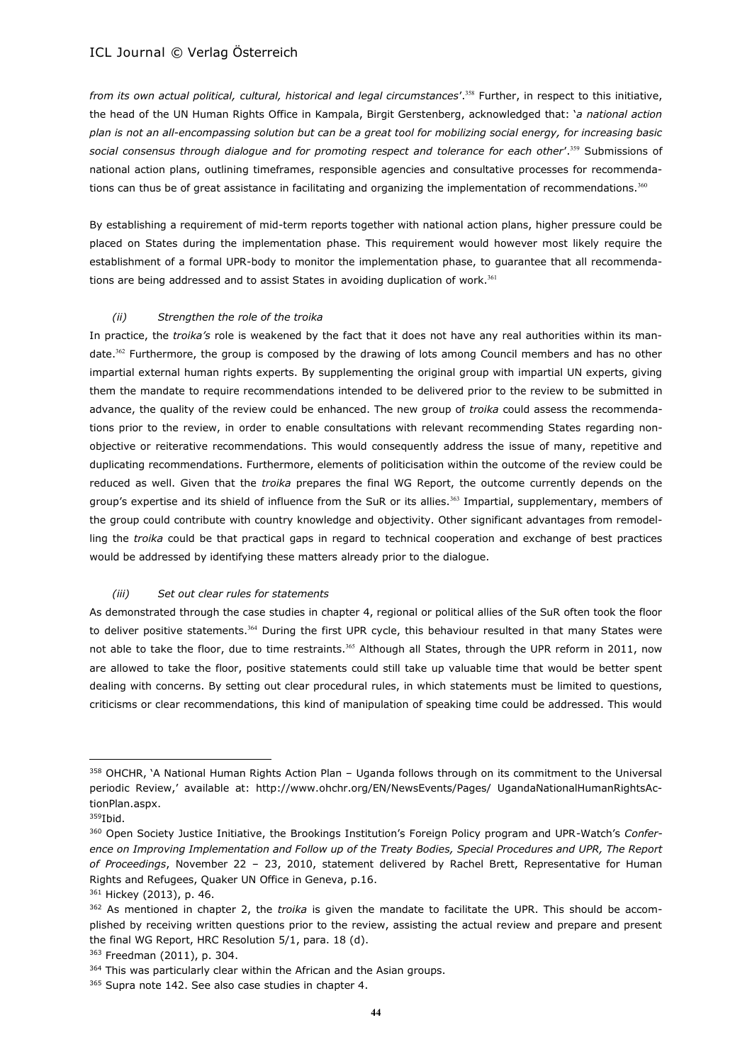*from its own actual political, cultural, historical and legal circumstances*'.[358] Further, in respect to this initiative, the head of the UN Human Rights Office in Kampala, Birgit Gerstenberg, acknowledged that: '*a national action plan is not an all-encompassing solution but can be a great tool for mobilizing social energy, for increasing basic social consensus through dialogue and for promoting respect and tolerance for each other*'.[359] Submissions of national action plans, outlining timeframes, responsible agencies and consultative processes for recommendations can thus be of great assistance in facilitating and organizing the implementation of recommendations.[360]

By establishing a requirement of mid-term reports together with national action plans, higher pressure could be placed on States during the implementation phase. This requirement would however most likely require the establishment of a formal UPR-body to monitor the implementation phase, to guarantee that all recommendations are being addressed and to assist States in avoiding duplication of work.[361]

*(ii) Strengthen the role of the troika*

In practice, the *troika's* role is weakened by the fact that it does not have any real authorities within its mandate.[362] Furthermore, the group is composed by the drawing of lots among Council members and has no other impartial external human rights experts. By supplementing the original group with impartial UN experts, giving them the mandate to require recommendations intended to be delivered prior to the review to be submitted in advance, the quality of the review could be enhanced. The new group of *troika* could assess the recommendations prior to the review, in order to enable consultations with relevant recommending States regarding non-objective or reiterative recommendations. This would consequently address the issue of many, repetitive and duplicating recommendations. Furthermore, elements of politicisation within the outcome of the review could be reduced as well. Given that the *troika* prepares the final WG Report, the outcome currently depends on the group's expertise and its shield of influence from the SuR or its allies.[363] Impartial, supplementary, members of the group could contribute with country knowledge and objectivity. Other significant advantages from remodelling the *troika* could be that practical gaps in regard to technical cooperation and exchange of best practices would be addressed by identifying these matters already prior to the dialogue.

*(iii) Set out clear rules for statements*

As demonstrated through the case studies in chapter 4, regional or political allies of the SuR often took the floor to deliver positive statements.[364] During the first UPR cycle, this behaviour resulted in that many States were not able to take the floor, due to time restraints.[365] Although all States, through the UPR reform in 2011, now are allowed to take the floor, positive statements could still take up valuable time that would be better spent dealing with concerns. By setting out clear procedural rules, in which statements must be limited to questions, criticisms or clear recommendations, this kind of manipulation of speaking time could be addressed. This would

---

[358] OHCHR, 'A National Human Rights Action Plan – Uganda follows through on its commitment to the Universal periodic Review,' available at: http://www.ohchr.org/EN/NewsEvents/Pages/ UgandaNationalHumanRightsActionPlan.aspx.

[359] Ibid.

[360] Open Society Justice Initiative, the Brookings Institution's Foreign Policy program and UPR-Watch's *Conference on Improving Implementation and Follow up of the Treaty Bodies, Special Procedures and UPR, The Report of Proceedings*, November 22 – 23, 2010, statement delivered by Rachel Brett, Representative for Human Rights and Refugees, Quaker UN Office in Geneva, p.16.

[361] Hickey (2013), p. 46.

[362] As mentioned in chapter 2, the *troika* is given the mandate to facilitate the UPR. This should be accomplished by receiving written questions prior to the review, assisting the actual review and prepare and present the final WG Report, HRC Resolution 5/1, para. 18 (d).

[363] Freedman (2011), p. 304.

[364] This was particularly clear within the African and the Asian groups.

[365] Supra note 142. See also case studies in chapter 4.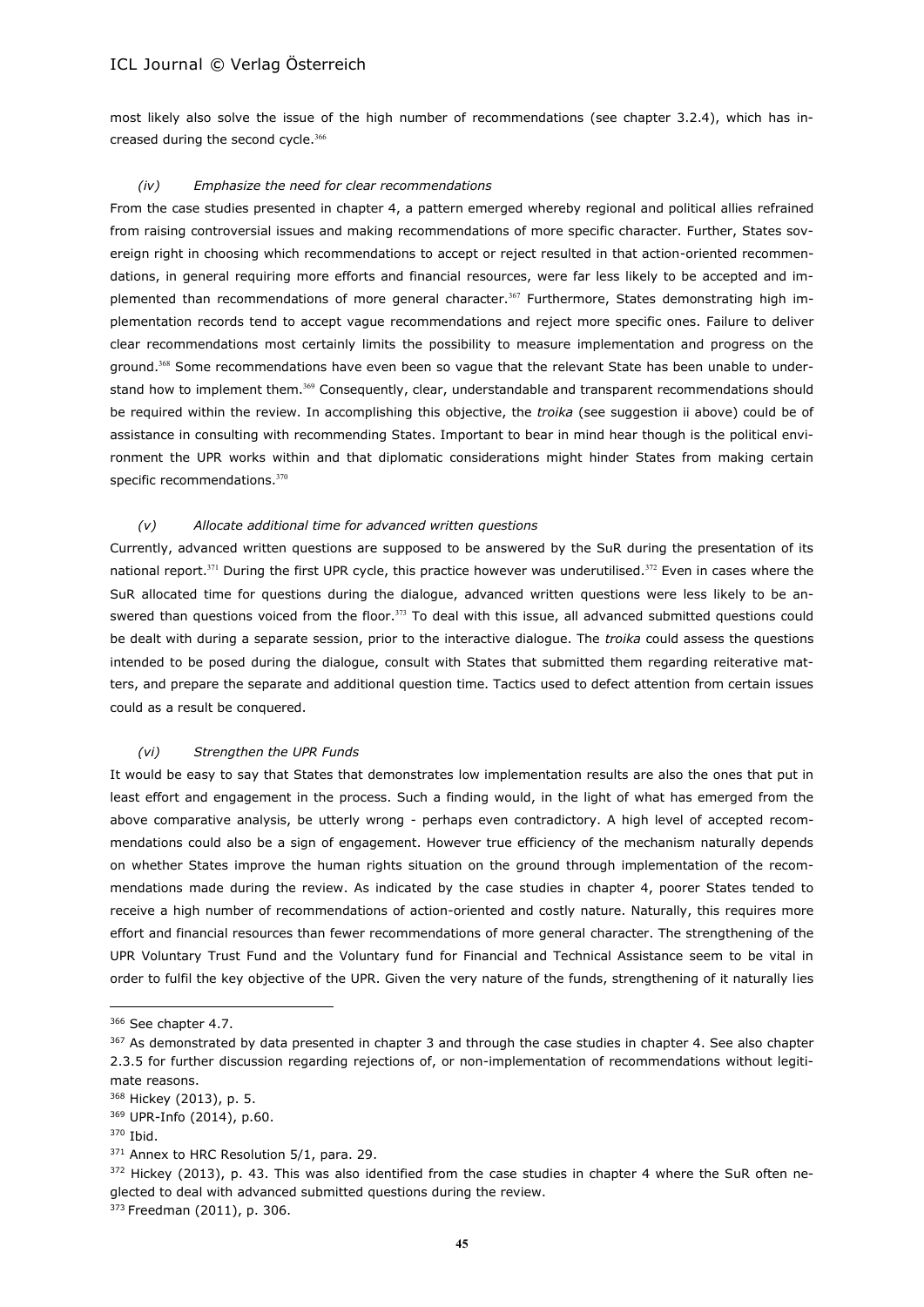most likely also solve the issue of the high number of recommendations (see chapter 3.2.4), which has increased during the second cycle.[366]

*(iv) Emphasize the need for clear recommendations*

From the case studies presented in chapter 4, a pattern emerged whereby regional and political allies refrained from raising controversial issues and making recommendations of more specific character. Further, States sovereign right in choosing which recommendations to accept or reject resulted in that action-oriented recommendations, in general requiring more efforts and financial resources, were far less likely to be accepted and implemented than recommendations of more general character.[367] Furthermore, States demonstrating high implementation records tend to accept vague recommendations and reject more specific ones. Failure to deliver clear recommendations most certainly limits the possibility to measure implementation and progress on the ground.[368] Some recommendations have even been so vague that the relevant State has been unable to understand how to implement them.[369] Consequently, clear, understandable and transparent recommendations should be required within the review. In accomplishing this objective, the *troika* (see suggestion ii above) could be of assistance in consulting with recommending States. Important to bear in mind hear though is the political environment the UPR works within and that diplomatic considerations might hinder States from making certain specific recommendations.[370]

*(v) Allocate additional time for advanced written questions*

Currently, advanced written questions are supposed to be answered by the SuR during the presentation of its national report.[371] During the first UPR cycle, this practice however was underutilised.[372] Even in cases where the SuR allocated time for questions during the dialogue, advanced written questions were less likely to be answered than questions voiced from the floor.[373] To deal with this issue, all advanced submitted questions could be dealt with during a separate session, prior to the interactive dialogue. The *troika* could assess the questions intended to be posed during the dialogue, consult with States that submitted them regarding reiterative matters, and prepare the separate and additional question time. Tactics used to defect attention from certain issues could as a result be conquered.

*(vi) Strengthen the UPR Funds*

It would be easy to say that States that demonstrates low implementation results are also the ones that put in least effort and engagement in the process. Such a finding would, in the light of what has emerged from the above comparative analysis, be utterly wrong - perhaps even contradictory. A high level of accepted recommendations could also be a sign of engagement. However true efficiency of the mechanism naturally depends on whether States improve the human rights situation on the ground through implementation of the recommendations made during the review. As indicated by the case studies in chapter 4, poorer States tended to receive a high number of recommendations of action-oriented and costly nature. Naturally, this requires more effort and financial resources than fewer recommendations of more general character. The strengthening of the UPR Voluntary Trust Fund and the Voluntary fund for Financial and Technical Assistance seem to be vital in order to fulfil the key objective of the UPR. Given the very nature of the funds, strengthening of it naturally lies

---

[366] See chapter 4.7.

[367] As demonstrated by data presented in chapter 3 and through the case studies in chapter 4. See also chapter 2.3.5 for further discussion regarding rejections of, or non-implementation of recommendations without legitimate reasons.

[368] Hickey (2013), p. 5.

[369] UPR-Info (2014), p.60.

[370] Ibid.

[371] Annex to HRC Resolution 5/1, para. 29.

[372] Hickey (2013), p. 43. This was also identified from the case studies in chapter 4 where the SuR often neglected to deal with advanced submitted questions during the review.

[373] Freedman (2011), p. 306.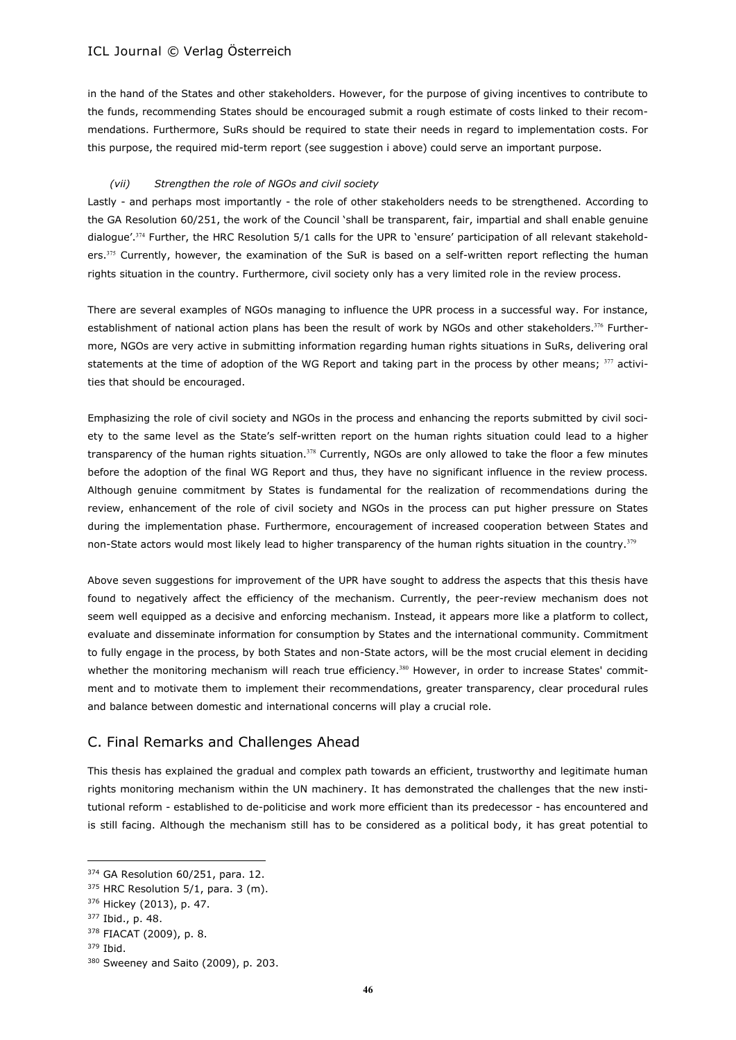in the hand of the States and other stakeholders. However, for the purpose of giving incentives to contribute to the funds, recommending States should be encouraged submit a rough estimate of costs linked to their recommendations. Furthermore, SuRs should be required to state their needs in regard to implementation costs. For this purpose, the required mid-term report (see suggestion i above) could serve an important purpose.

*(vii) Strengthen the role of NGOs and civil society*

Lastly - and perhaps most importantly - the role of other stakeholders needs to be strengthened. According to the GA Resolution 60/251, the work of the Council 'shall be transparent, fair, impartial and shall enable genuine dialogue'.[374] Further, the HRC Resolution 5/1 calls for the UPR to 'ensure' participation of all relevant stakeholders.[375] Currently, however, the examination of the SuR is based on a self-written report reflecting the human rights situation in the country. Furthermore, civil society only has a very limited role in the review process.

There are several examples of NGOs managing to influence the UPR process in a successful way. For instance, establishment of national action plans has been the result of work by NGOs and other stakeholders.[376] Furthermore, NGOs are very active in submitting information regarding human rights situations in SuRs, delivering oral statements at the time of adoption of the WG Report and taking part in the process by other means; [377] activities that should be encouraged.

Emphasizing the role of civil society and NGOs in the process and enhancing the reports submitted by civil society to the same level as the State's self-written report on the human rights situation could lead to a higher transparency of the human rights situation.[378] Currently, NGOs are only allowed to take the floor a few minutes before the adoption of the final WG Report and thus, they have no significant influence in the review process. Although genuine commitment by States is fundamental for the realization of recommendations during the review, enhancement of the role of civil society and NGOs in the process can put higher pressure on States during the implementation phase. Furthermore, encouragement of increased cooperation between States and non-State actors would most likely lead to higher transparency of the human rights situation in the country.[379]

Above seven suggestions for improvement of the UPR have sought to address the aspects that this thesis have found to negatively affect the efficiency of the mechanism. Currently, the peer-review mechanism does not seem well equipped as a decisive and enforcing mechanism. Instead, it appears more like a platform to collect, evaluate and disseminate information for consumption by States and the international community. Commitment to fully engage in the process, by both States and non-State actors, will be the most crucial element in deciding whether the monitoring mechanism will reach true efficiency.[380] However, in order to increase States' commitment and to motivate them to implement their recommendations, greater transparency, clear procedural rules and balance between domestic and international concerns will play a crucial role.

## C. Final Remarks and Challenges Ahead

This thesis has explained the gradual and complex path towards an efficient, trustworthy and legitimate human rights monitoring mechanism within the UN machinery. It has demonstrated the challenges that the new institutional reform - established to de-politicise and work more efficient than its predecessor - has encountered and is still facing. Although the mechanism still has to be considered as a political body, it has great potential to

---

[374] GA Resolution 60/251, para. 12.

[375] HRC Resolution 5/1, para. 3 (m).

[376] Hickey (2013), p. 47.

[377] Ibid., p. 48.

[378] FIACAT (2009), p. 8.

[379] Ibid.

[380] Sweeney and Saito (2009), p. 203.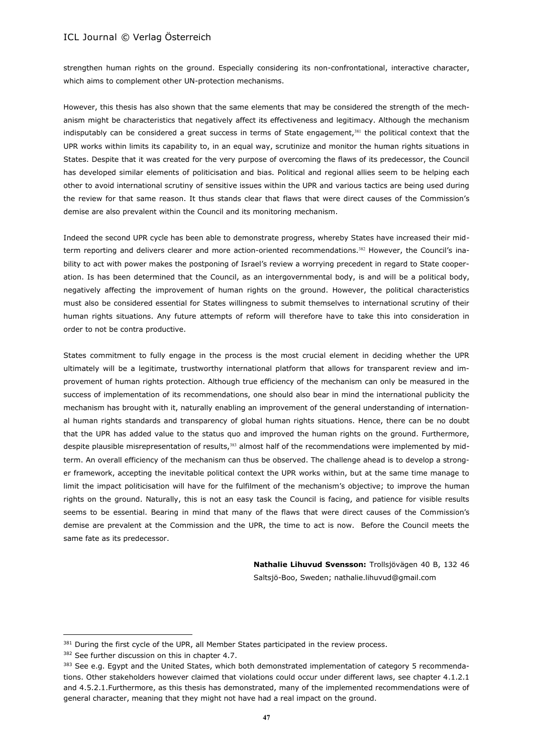strengthen human rights on the ground. Especially considering its non-confrontational, interactive character, which aims to complement other UN-protection mechanisms.

However, this thesis has also shown that the same elements that may be considered the strength of the mechanism might be characteristics that negatively affect its effectiveness and legitimacy. Although the mechanism indisputably can be considered a great success in terms of State engagement,[381] the political context that the UPR works within limits its capability to, in an equal way, scrutinize and monitor the human rights situations in States. Despite that it was created for the very purpose of overcoming the flaws of its predecessor, the Council has developed similar elements of politicisation and bias. Political and regional allies seem to be helping each other to avoid international scrutiny of sensitive issues within the UPR and various tactics are being used during the review for that same reason. It thus stands clear that flaws that were direct causes of the Commission's demise are also prevalent within the Council and its monitoring mechanism.

Indeed the second UPR cycle has been able to demonstrate progress, whereby States have increased their mid-term reporting and delivers clearer and more action-oriented recommendations.[382] However, the Council's inability to act with power makes the postponing of Israel's review a worrying precedent in regard to State cooperation. Is has been determined that the Council, as an intergovernmental body, is and will be a political body, negatively affecting the improvement of human rights on the ground. However, the political characteristics must also be considered essential for States willingness to submit themselves to international scrutiny of their human rights situations. Any future attempts of reform will therefore have to take this into consideration in order to not be contra productive.

States commitment to fully engage in the process is the most crucial element in deciding whether the UPR ultimately will be a legitimate, trustworthy international platform that allows for transparent review and improvement of human rights protection. Although true efficiency of the mechanism can only be measured in the success of implementation of its recommendations, one should also bear in mind the international publicity the mechanism has brought with it, naturally enabling an improvement of the general understanding of international human rights standards and transparency of global human rights situations. Hence, there can be no doubt that the UPR has added value to the status quo and improved the human rights on the ground. Furthermore, despite plausible misrepresentation of results,[383] almost half of the recommendations were implemented by mid-term. An overall efficiency of the mechanism can thus be observed. The challenge ahead is to develop a stronger framework, accepting the inevitable political context the UPR works within, but at the same time manage to limit the impact politicisation will have for the fulfilment of the mechanism's objective; to improve the human rights on the ground. Naturally, this is not an easy task the Council is facing, and patience for visible results seems to be essential. Bearing in mind that many of the flaws that were direct causes of the Commission's demise are prevalent at the Commission and the UPR, the time to act is now. Before the Council meets the same fate as its predecessor.

**Nathalie Lihuvud Svensson:** Trollsjövägen 40 B, 132 46 Saltsjö-Boo, Sweden; nathalie.lihuvud@gmail.com

---

[381] During the first cycle of the UPR, all Member States participated in the review process.

[382] See further discussion on this in chapter 4.7.

[383] See e.g. Egypt and the United States, which both demonstrated implementation of category 5 recommendations. Other stakeholders however claimed that violations could occur under different laws, see chapter 4.1.2.1 and 4.5.2.1.Furthermore, as this thesis has demonstrated, many of the implemented recommendations were of general character, meaning that they might not have had a real impact on the ground.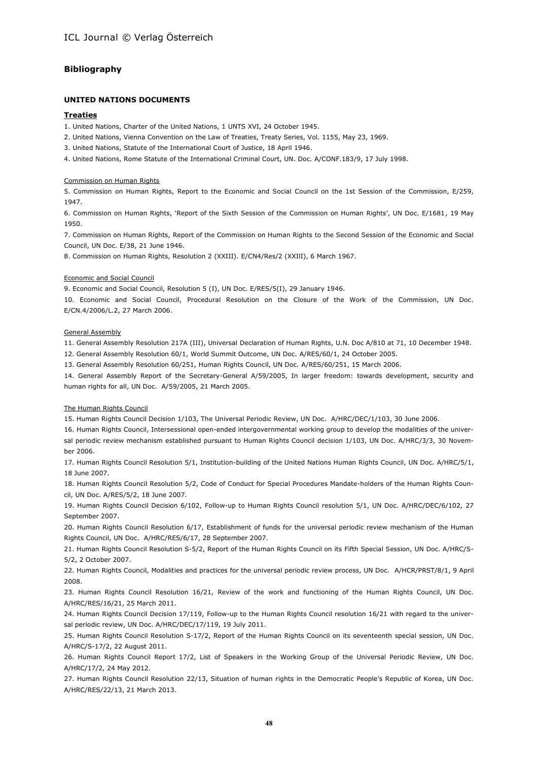## Bibliography

### UNITED NATIONS DOCUMENTS

#### Treaties

1. United Nations, Charter of the United Nations, 1 UNTS XVI, 24 October 1945.
2. United Nations, Vienna Convention on the Law of Treaties, Treaty Series, Vol. 1155, May 23, 1969.
3. United Nations, Statute of the International Court of Justice, 18 April 1946.
4. United Nations, Rome Statute of the International Criminal Court, UN. Doc. A/CONF.183/9, 17 July 1998.

Commission on Human Rights

5. Commission on Human Rights, Report to the Economic and Social Council on the 1st Session of the Commission, E/259, 1947.
6. Commission on Human Rights, 'Report of the Sixth Session of the Commission on Human Rights', UN Doc. E/1681, 19 May 1950.
7. Commission on Human Rights, Report of the Commission on Human Rights to the Second Session of the Economic and Social Council, UN Doc. E/38, 21 June 1946.
8. Commission on Human Rights, Resolution 2 (XXIII). E/CN4/Res/2 (XXIlI), 6 March 1967.

Economic and Social Council

9. Economic and Social Council, Resolution 5 (I), UN Doc. E/RES/5(I), 29 January 1946.
10. Economic and Social Council, Procedural Resolution on the Closure of the Work of the Commission, UN Doc. E/CN.4/2006/L.2, 27 March 2006.

General Assembly

11. General Assembly Resolution 217A (III), Universal Declaration of Human Rights, U.N. Doc A/810 at 71, 10 December 1948.
12. General Assembly Resolution 60/1, World Summit Outcome, UN Doc. A/RES/60/1, 24 October 2005.
13. General Assembly Resolution 60/251, Human Rights Council, UN Doc. A/RES/60/251, 15 March 2006.
14. General Assembly Report of the Secretary-General A/59/2005, In larger freedom: towards development, security and human rights for all, UN Doc. A/59/2005, 21 March 2005.

The Human Rights Council

15. Human Rights Council Decision 1/103, The Universal Periodic Review, UN Doc. A/HRC/DEC/1/103, 30 June 2006.
16. Human Rights Council, Intersessional open-ended intergovernmental working group to develop the modalities of the universal periodic review mechanism established pursuant to Human Rights Council decision 1/103, UN Doc. A/HRC/3/3, 30 November 2006.
17. Human Rights Council Resolution 5/1, Institution-building of the United Nations Human Rights Council, UN Doc. A/HRC/5/1, 18 June 2007.
18. Human Rights Council Resolution 5/2, Code of Conduct for Special Procedures Mandate-holders of the Human Rights Council, UN Doc. A/RES/5/2, 18 June 2007.
19. Human Rights Council Decision 6/102, Follow-up to Human Rights Council resolution 5/1, UN Doc. A/HRC/DEC/6/102, 27 September 2007.
20. Human Rights Council Resolution 6/17, Establishment of funds for the universal periodic review mechanism of the Human Rights Council, UN Doc. A/HRC/RES/6/17, 28 September 2007.
21. Human Rights Council Resolution S-5/2, Report of the Human Rights Council on its Fifth Special Session, UN Doc. A/HRC/S-5/2, 2 October 2007.
22. Human Rights Council, Modalities and practices for the universal periodic review process, UN Doc. A/HCR/PRST/8/1, 9 April 2008.
23. Human Rights Council Resolution 16/21, Review of the work and functioning of the Human Rights Council, UN Doc. A/HRC/RES/16/21, 25 March 2011.
24. Human Rights Council Decision 17/119, Follow-up to the Human Rights Council resolution 16/21 with regard to the universal periodic review, UN Doc. A/HRC/DEC/17/119, 19 July 2011.
25. Human Rights Council Resolution S-17/2, Report of the Human Rights Council on its seventeenth special session, UN Doc. A/HRC/S-17/2, 22 August 2011.
26. Human Rights Council Report 17/2, List of Speakers in the Working Group of the Universal Periodic Review, UN Doc. A/HRC/17/2, 24 May 2012.
27. Human Rights Council Resolution 22/13, Situation of human rights in the Democratic People's Republic of Korea, UN Doc. A/HRC/RES/22/13, 21 March 2013.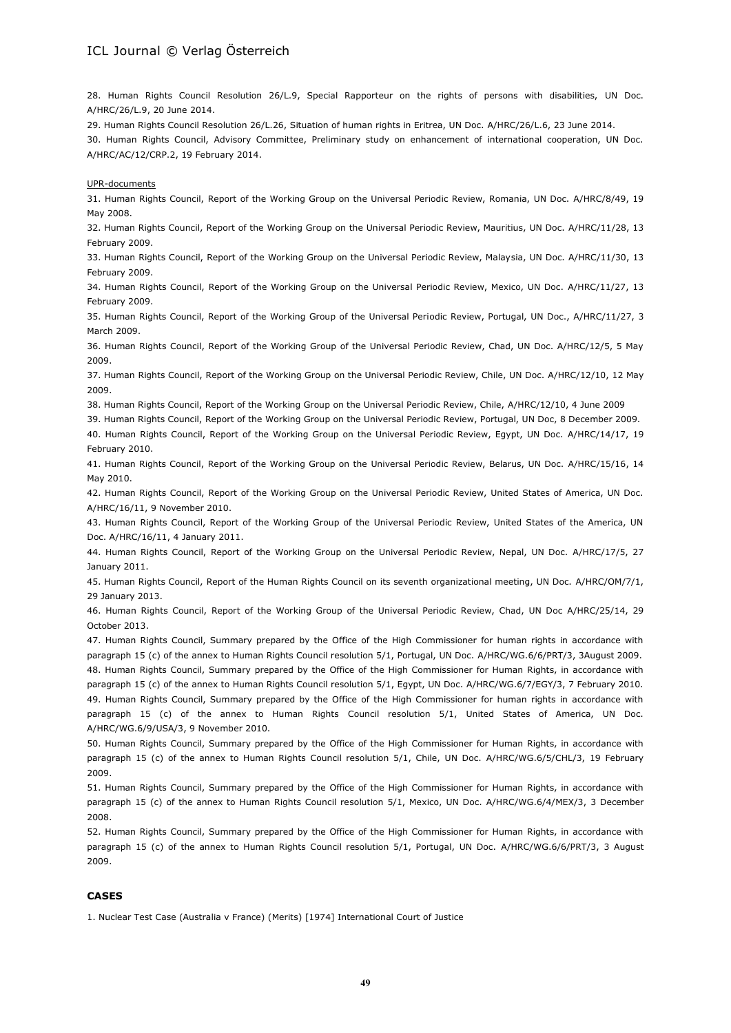28. Human Rights Council Resolution 26/L.9, Special Rapporteur on the rights of persons with disabilities, UN Doc. A/HRC/26/L.9, 20 June 2014.

29. Human Rights Council Resolution 26/L.26, Situation of human rights in Eritrea, UN Doc. A/HRC/26/L.6, 23 June 2014.

30. Human Rights Council, Advisory Committee, Preliminary study on enhancement of international cooperation, UN Doc. A/HRC/AC/12/CRP.2, 19 February 2014.

UPR-documents

31. Human Rights Council, Report of the Working Group on the Universal Periodic Review, Romania, UN Doc. A/HRC/8/49, 19 May 2008.

32. Human Rights Council, Report of the Working Group on the Universal Periodic Review, Mauritius, UN Doc. A/HRC/11/28, 13 February 2009.

33. Human Rights Council, Report of the Working Group on the Universal Periodic Review, Malaysia, UN Doc. A/HRC/11/30, 13 February 2009.

34. Human Rights Council, Report of the Working Group on the Universal Periodic Review, Mexico, UN Doc. A/HRC/11/27, 13 February 2009.

35. Human Rights Council, Report of the Working Group of the Universal Periodic Review, Portugal, UN Doc., A/HRC/11/27, 3 March 2009.

36. Human Rights Council, Report of the Working Group of the Universal Periodic Review, Chad, UN Doc. A/HRC/12/5, 5 May 2009.

37. Human Rights Council, Report of the Working Group on the Universal Periodic Review, Chile, UN Doc. A/HRC/12/10, 12 May 2009.

38. Human Rights Council, Report of the Working Group on the Universal Periodic Review, Chile, A/HRC/12/10, 4 June 2009

39. Human Rights Council, Report of the Working Group on the Universal Periodic Review, Portugal, UN Doc, 8 December 2009.

40. Human Rights Council, Report of the Working Group on the Universal Periodic Review, Egypt, UN Doc. A/HRC/14/17, 19 February 2010.

41. Human Rights Council, Report of the Working Group on the Universal Periodic Review, Belarus, UN Doc. A/HRC/15/16, 14 May 2010.

42. Human Rights Council, Report of the Working Group on the Universal Periodic Review, United States of America, UN Doc. A/HRC/16/11, 9 November 2010.

43. Human Rights Council, Report of the Working Group of the Universal Periodic Review, United States of the America, UN Doc. A/HRC/16/11, 4 January 2011.

44. Human Rights Council, Report of the Working Group on the Universal Periodic Review, Nepal, UN Doc. A/HRC/17/5, 27 January 2011.

45. Human Rights Council, Report of the Human Rights Council on its seventh organizational meeting, UN Doc. A/HRC/OM/7/1, 29 January 2013.

46. Human Rights Council, Report of the Working Group of the Universal Periodic Review, Chad, UN Doc A/HRC/25/14, 29 October 2013.

47. Human Rights Council, Summary prepared by the Office of the High Commissioner for human rights in accordance with paragraph 15 (c) of the annex to Human Rights Council resolution 5/1, Portugal, UN Doc. A/HRC/WG.6/6/PRT/3, 3August 2009.

48. Human Rights Council, Summary prepared by the Office of the High Commissioner for Human Rights, in accordance with paragraph 15 (c) of the annex to Human Rights Council resolution 5/1, Egypt, UN Doc. A/HRC/WG.6/7/EGY/3, 7 February 2010.

49. Human Rights Council, Summary prepared by the Office of the High Commissioner for human rights in accordance with paragraph 15 (c) of the annex to Human Rights Council resolution 5/1, United States of America, UN Doc. A/HRC/WG.6/9/USA/3, 9 November 2010.

50. Human Rights Council, Summary prepared by the Office of the High Commissioner for Human Rights, in accordance with paragraph 15 (c) of the annex to Human Rights Council resolution 5/1, Chile, UN Doc. A/HRC/WG.6/5/CHL/3, 19 February 2009.

51. Human Rights Council, Summary prepared by the Office of the High Commissioner for Human Rights, in accordance with paragraph 15 (c) of the annex to Human Rights Council resolution 5/1, Mexico, UN Doc. A/HRC/WG.6/4/MEX/3, 3 December 2008.

52. Human Rights Council, Summary prepared by the Office of the High Commissioner for Human Rights, in accordance with paragraph 15 (c) of the annex to Human Rights Council resolution 5/1, Portugal, UN Doc. A/HRC/WG.6/6/PRT/3, 3 August 2009.

### CASES

1. Nuclear Test Case (Australia v France) (Merits) [1974] International Court of Justice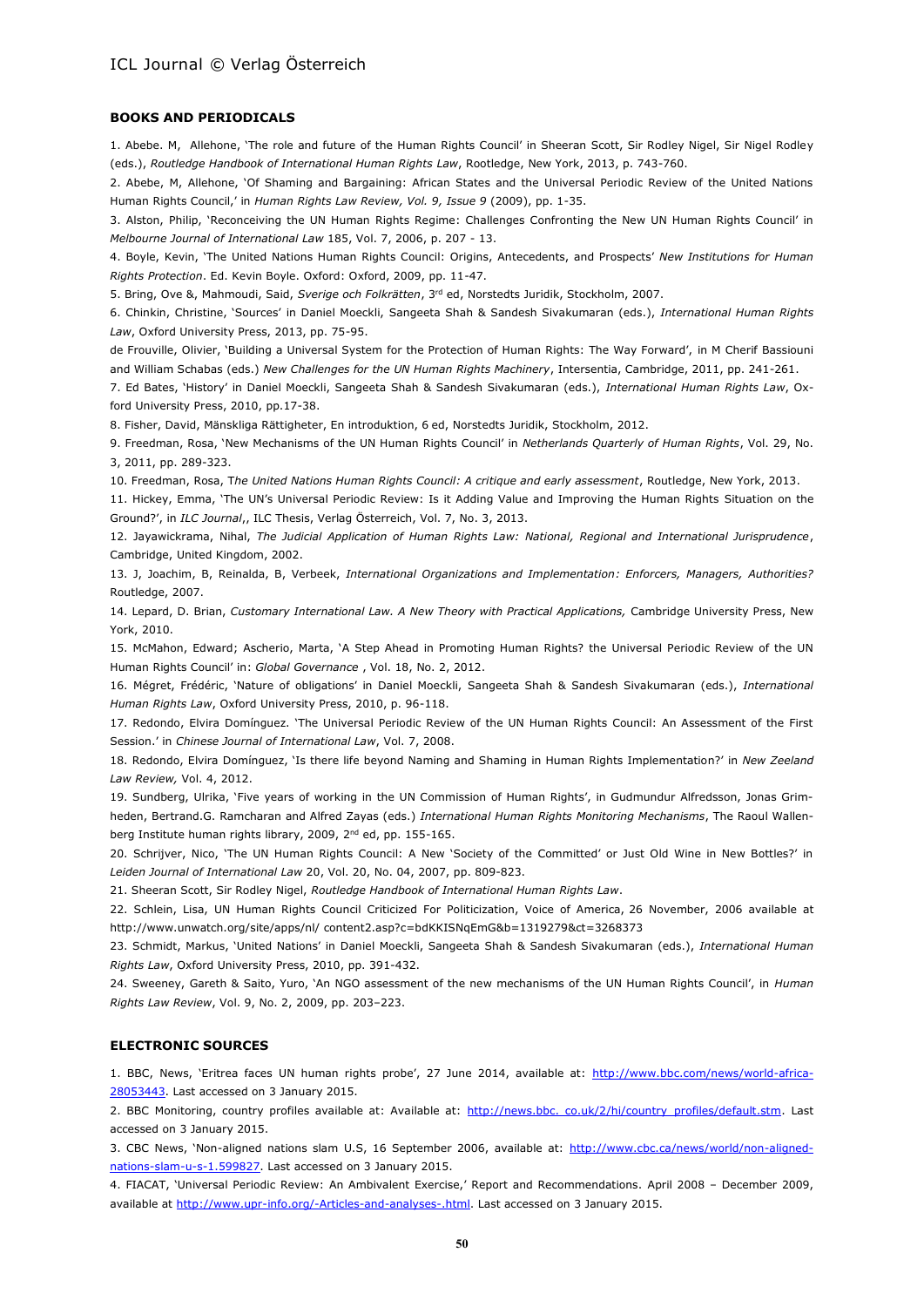### BOOKS AND PERIODICALS

1. Abebe. M, Allehone, 'The role and future of the Human Rights Council' in Sheeran Scott, Sir Rodley Nigel, Sir Nigel Rodley (eds.), *Routledge Handbook of International Human Rights Law*, Rootledge, New York, 2013, p. 743-760.

2. Abebe, M, Allehone, 'Of Shaming and Bargaining: African States and the Universal Periodic Review of the United Nations Human Rights Council,' in *Human Rights Law Review, Vol. 9, Issue 9* (2009), pp. 1-35.

3. Alston, Philip, 'Reconceiving the UN Human Rights Regime: Challenges Confronting the New UN Human Rights Council' in *Melbourne Journal of International Law* 185, Vol. 7, 2006, p. 207 - 13.

4. Boyle, Kevin, 'The United Nations Human Rights Council: Origins, Antecedents, and Prospects' *New Institutions for Human Rights Protection*. Ed. Kevin Boyle. Oxford: Oxford, 2009, pp. 11-47.

5. Bring, Ove &, Mahmoudi, Said, *Sverige och Folkrätten*, 3rd ed, Norstedts Juridik, Stockholm, 2007.

6. Chinkin, Christine, 'Sources' in Daniel Moeckli, Sangeeta Shah & Sandesh Sivakumaran (eds.), *International Human Rights Law*, Oxford University Press, 2013, pp. 75-95.

de Frouville, Olivier, 'Building a Universal System for the Protection of Human Rights: The Way Forward', in M Cherif Bassiouni and William Schabas (eds.) *New Challenges for the UN Human Rights Machinery*, Intersentia, Cambridge, 2011, pp. 241-261.

7. Ed Bates, 'History' in Daniel Moeckli, Sangeeta Shah & Sandesh Sivakumaran (eds.), *International Human Rights Law*, Oxford University Press, 2010, pp.17-38.

8. Fisher, David, Mänskliga Rättigheter, En introduktion, 6 ed, Norstedts Juridik, Stockholm, 2012.

9. Freedman, Rosa, 'New Mechanisms of the UN Human Rights Council' in *Netherlands Quarterly of Human Rights*, Vol. 29, No. 3, 2011, pp. 289-323.

10. Freedman, Rosa, T*he United Nations Human Rights Council: A critique and early assessment*, Routledge, New York, 2013.

11. Hickey, Emma, 'The UN's Universal Periodic Review: Is it Adding Value and Improving the Human Rights Situation on the Ground?', in *ILC Journal*,, ILC Thesis, Verlag Österreich, Vol. 7, No. 3, 2013.

12. Jayawickrama, Nihal, *The Judicial Application of Human Rights Law: National, Regional and International Jurisprudence*, Cambridge, United Kingdom, 2002.

13. J, Joachim, B, Reinalda, B, Verbeek, *International Organizations and Implementation: Enforcers, Managers, Authorities?* Routledge, 2007.

14. Lepard, D. Brian, *Customary International Law. A New Theory with Practical Applications,* Cambridge University Press, New York, 2010.

15. McMahon, Edward; Ascherio, Marta, 'A Step Ahead in Promoting Human Rights? the Universal Periodic Review of the UN Human Rights Council' in: *Global Governance* , Vol. 18, No. 2, 2012.

16. Mégret, Frédéric, 'Nature of obligations' in Daniel Moeckli, Sangeeta Shah & Sandesh Sivakumaran (eds.), *International Human Rights Law*, Oxford University Press, 2010, p. 96-118.

17. Redondo, Elvira Domínguez. 'The Universal Periodic Review of the UN Human Rights Council: An Assessment of the First Session.' in *Chinese Journal of International Law*, Vol. 7, 2008.

18. Redondo, Elvira Domínguez, 'Is there life beyond Naming and Shaming in Human Rights Implementation?' in *New Zeeland Law Review,* Vol. 4, 2012.

19. Sundberg, Ulrika, 'Five years of working in the UN Commission of Human Rights', in Gudmundur Alfredsson, Jonas Grimheden, Bertrand.G. Ramcharan and Alfred Zayas (eds.) *International Human Rights Monitoring Mechanisms*, The Raoul Wallenberg Institute human rights library, 2009, 2nd ed, pp. 155-165.

20. Schrijver, Nico, 'The UN Human Rights Council: A New 'Society of the Committed' or Just Old Wine in New Bottles?' in *Leiden Journal of International Law* 20, Vol. 20, No. 04, 2007, pp. 809-823.

21. Sheeran Scott, Sir Rodley Nigel, *Routledge Handbook of International Human Rights Law*.

22. Schlein, Lisa, UN Human Rights Council Criticized For Politicization, Voice of America, 26 November, 2006 available at http://www.unwatch.org/site/apps/nl/ content2.asp?c=bdKKISNqEmG&b=1319279&ct=3268373

23. Schmidt, Markus, 'United Nations' in Daniel Moeckli, Sangeeta Shah & Sandesh Sivakumaran (eds.), *International Human Rights Law*, Oxford University Press, 2010, pp. 391-432.

24. Sweeney, Gareth & Saito, Yuro, 'An NGO assessment of the new mechanisms of the UN Human Rights Council', in *Human Rights Law Review*, Vol. 9, No. 2, 2009, pp. 203–223.

### ELECTRONIC SOURCES

1. BBC, News, 'Eritrea faces UN human rights probe', 27 June 2014, available at: http://www.bbc.com/news/world-africa-28053443. Last accessed on 3 January 2015.

2. BBC Monitoring, country profiles available at: Available at: http://news.bbc. co.uk/2/hi/country_profiles/default.stm. Last accessed on 3 January 2015.

3. CBC News, 'Non-aligned nations slam U.S, 16 September 2006, available at: http://www.cbc.ca/news/world/non-aligned-nations-slam-u-s-1.599827. Last accessed on 3 January 2015.

4. FIACAT, 'Universal Periodic Review: An Ambivalent Exercise,' Report and Recommendations. April 2008 – December 2009, available at http://www.upr-info.org/-Articles-and-analyses-.html. Last accessed on 3 January 2015.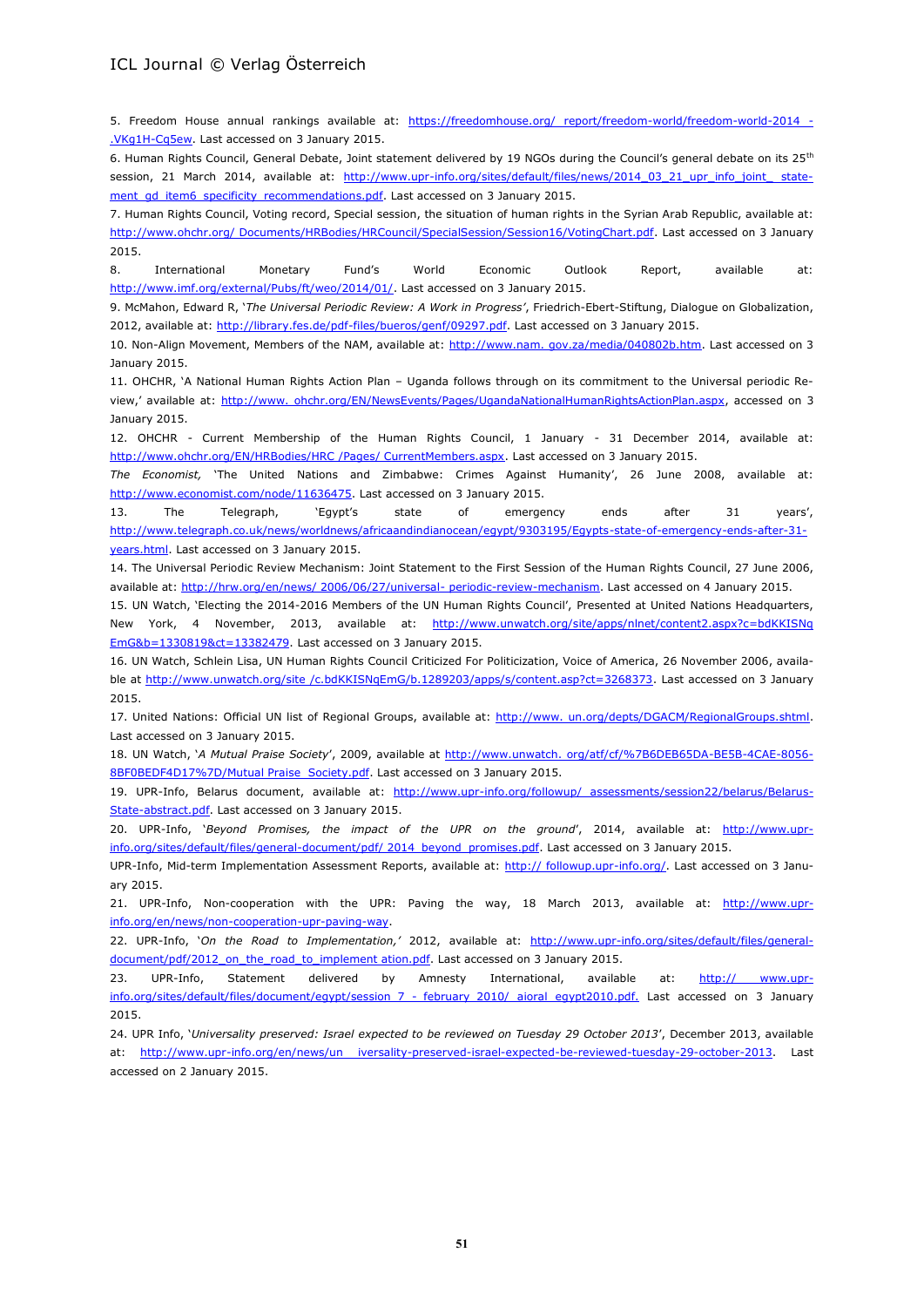5. Freedom House annual rankings available at: https://freedomhouse.org/ report/freedom-world/freedom-world-2014 - .VKg1H-Cq5ew. Last accessed on 3 January 2015.

6. Human Rights Council, General Debate, Joint statement delivered by 19 NGOs during the Council's general debate on its 25th session, 21 March 2014, available at: http://www.upr-info.org/sites/default/files/news/2014_03_21_upr_info_joint_ statement_gd_item6_specificity_recommendations.pdf. Last accessed on 3 January 2015.

7. Human Rights Council, Voting record, Special session, the situation of human rights in the Syrian Arab Republic, available at: http://www.ohchr.org/ Documents/HRBodies/HRCouncil/SpecialSession/Session16/VotingChart.pdf. Last accessed on 3 January 2015.

8. International Monetary Fund's World Economic Outlook Report, available at: http://www.imf.org/external/Pubs/ft/weo/2014/01/. Last accessed on 3 January 2015.

9. McMahon, Edward R, '*The Universal Periodic Review: A Work in Progress*', Friedrich-Ebert-Stiftung, Dialogue on Globalization, 2012, available at: http://library.fes.de/pdf-files/bueros/genf/09297.pdf. Last accessed on 3 January 2015.

10. Non-Align Movement, Members of the NAM, available at: http://www.nam. gov.za/media/040802b.htm. Last accessed on 3 January 2015.

11. OHCHR, 'A National Human Rights Action Plan – Uganda follows through on its commitment to the Universal periodic Review,' available at: http://www. ohchr.org/EN/NewsEvents/Pages/UgandaNationalHumanRightsActionPlan.aspx, accessed on 3 January 2015.

12. OHCHR - Current Membership of the Human Rights Council, 1 January - 31 December 2014, available at: http://www.ohchr.org/EN/HRBodies/HRC /Pages/ CurrentMembers.aspx. Last accessed on 3 January 2015.

*The Economist,* 'The United Nations and Zimbabwe: Crimes Against Humanity', 26 June 2008, available at: http://www.economist.com/node/11636475. Last accessed on 3 January 2015.

13. The Telegraph, 'Egypt's state of emergency ends after 31 years', http://www.telegraph.co.uk/news/worldnews/africaandindianocean/egypt/9303195/Egypts-state-of-emergency-ends-after-31-years.html. Last accessed on 3 January 2015.

14. The Universal Periodic Review Mechanism: Joint Statement to the First Session of the Human Rights Council, 27 June 2006, available at: http://hrw.org/en/news/ 2006/06/27/universal- periodic-review-mechanism. Last accessed on 4 January 2015.

15. UN Watch, 'Electing the 2014-2016 Members of the UN Human Rights Council', Presented at United Nations Headquarters, New York, 4 November, 2013, available at: http://www.unwatch.org/site/apps/nlnet/content2.aspx?c=bdKKISNqEmG&b=1330819&ct=13382479. Last accessed on 3 January 2015.

16. UN Watch, Schlein Lisa, UN Human Rights Council Criticized For Politicization, Voice of America, 26 November 2006, available at http://www.unwatch.org/site /c.bdKKISNqEmG/b.1289203/apps/s/content.asp?ct=3268373. Last accessed on 3 January 2015.

17. United Nations: Official UN list of Regional Groups, available at: http://www. un.org/depts/DGACM/RegionalGroups.shtml. Last accessed on 3 January 2015.

18. UN Watch, '*A Mutual Praise Society*', 2009, available at http://www.unwatch. org/atf/cf/%7B6DEB65DA-BE5B-4CAE-8056-8BF0BEDF4D17%7D/Mutual Praise_Society.pdf. Last accessed on 3 January 2015.

19. UPR-Info, Belarus document, available at: http://www.upr-info.org/followup/ assessments/session22/belarus/Belarus-State-abstract.pdf. Last accessed on 3 January 2015.

20. UPR-Info, '*Beyond Promises, the impact of the UPR on the ground*', 2014, available at: http://www.upr-info.org/sites/default/files/general-document/pdf/ 2014_beyond_promises.pdf. Last accessed on 3 January 2015.

UPR-Info, Mid-term Implementation Assessment Reports, available at: http:// followup.upr-info.org/. Last accessed on 3 January 2015.

21. UPR-Info, Non-cooperation with the UPR: Paving the way, 18 March 2013, available at: http://www.upr-info.org/en/news/non-cooperation-upr-paving-way.

22. UPR-Info, '*On the Road to Implementation,*' 2012, available at: http://www.upr-info.org/sites/default/files/general-document/pdf/2012_on_the_road_to_implement ation.pdf. Last accessed on 3 January 2015.

23. UPR-Info, Statement delivered by Amnesty International, available at: http:// www.upr-info.org/sites/default/files/document/egypt/session_7_-_february_2010/_aioral_egypt2010.pdf. Last accessed on 3 January 2015.

24. UPR Info, '*Universality preserved: Israel expected to be reviewed on Tuesday 29 October 2013*', December 2013, available at: http://www.upr-info.org/en/news/un iversality-preserved-israel-expected-be-reviewed-tuesday-29-october-2013. Last accessed on 2 January 2015.